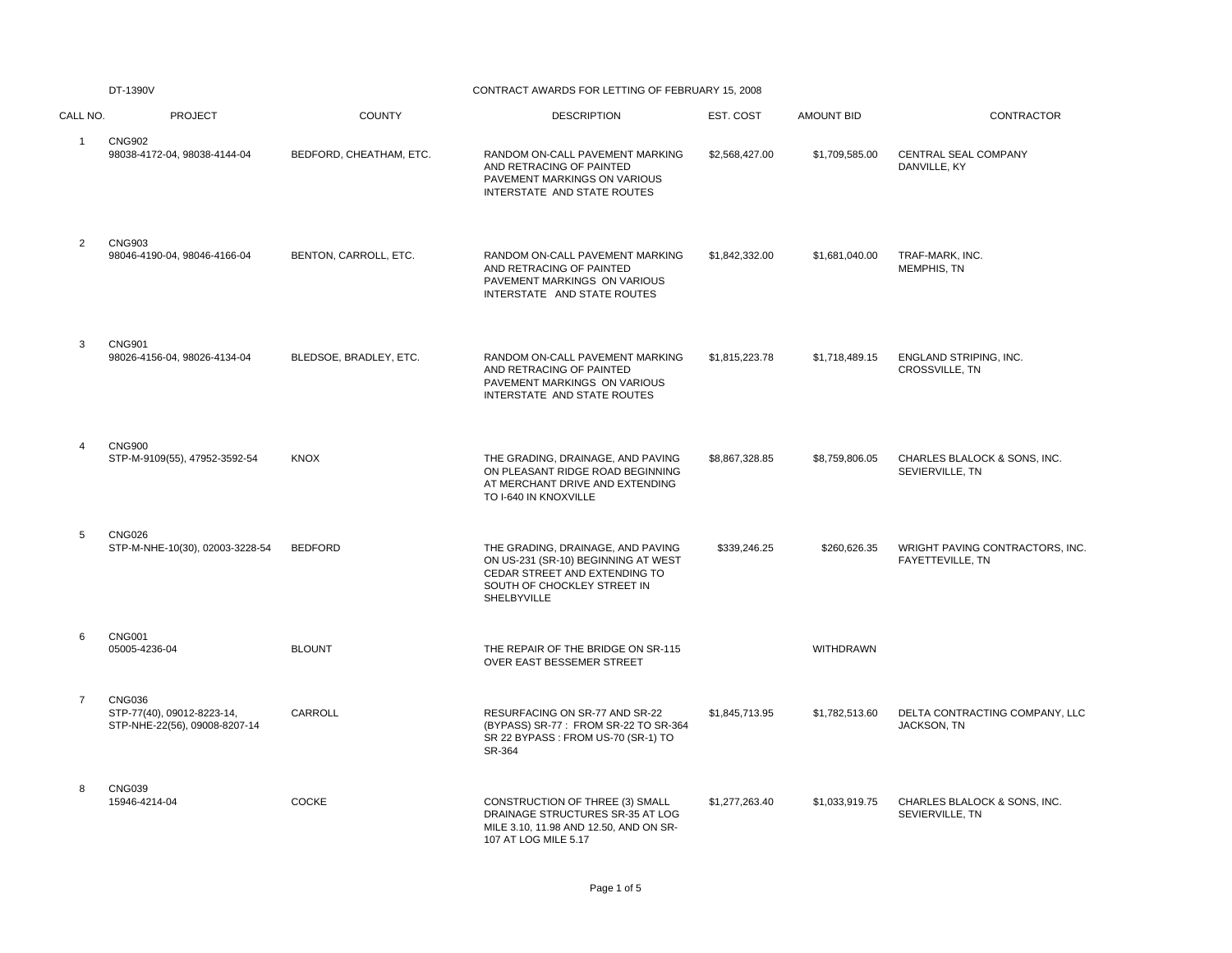DT-1390V

# CONTRACT AWARDS FOR LETTING OF FEBRUARY 15, 2008

| CALL NO. | PROJECT | COUNTY | DESCRIPTION | EST. COST | AMOUNT BID | CONTRACTOR |
|---|---|---|---|---|---|---|
| 1 | CNG902<br>98038-4172-04, 98038-4144-04 | BEDFORD, CHEATHAM, ETC. | RANDOM ON-CALL PAVEMENT MARKING AND RETRACING OF PAINTED PAVEMENT MARKINGS ON VARIOUS INTERSTATE AND STATE ROUTES | $2,568,427.00 | $1,709,585.00 | CENTRAL SEAL COMPANY<br>DANVILLE, KY |
| 2 | CNG903<br>98046-4190-04, 98046-4166-04 | BENTON, CARROLL, ETC. | RANDOM ON-CALL PAVEMENT MARKING AND RETRACING OF PAINTED PAVEMENT MARKINGS ON VARIOUS INTERSTATE AND STATE ROUTES | $1,842,332.00 | $1,681,040.00 | TRAF-MARK, INC.<br>MEMPHIS, TN |
| 3 | CNG901<br>98026-4156-04, 98026-4134-04 | BLEDSOE, BRADLEY, ETC. | RANDOM ON-CALL PAVEMENT MARKING AND RETRACING OF PAINTED PAVEMENT MARKINGS ON VARIOUS INTERSTATE AND STATE ROUTES | $1,815,223.78 | $1,718,489.15 | ENGLAND STRIPING, INC.<br>CROSSVILLE, TN |
| 4 | CNG900<br>STP-M-9109(55), 47952-3592-54 | KNOX | THE GRADING, DRAINAGE, AND PAVING ON PLEASANT RIDGE ROAD BEGINNING AT MERCHANT DRIVE AND EXTENDING TO I-640 IN KNOXVILLE | $8,867,328.85 | $8,759,806.05 | CHARLES BLALOCK & SONS, INC.<br>SEVIERVILLE, TN |
| 5 | CNG026<br>STP-M-NHE-10(30), 02003-3228-54 | BEDFORD | THE GRADING, DRAINAGE, AND PAVING ON US-231 (SR-10) BEGINNING AT WEST CEDAR STREET AND EXTENDING TO SOUTH OF CHOCKLEY STREET IN SHELBYVILLE | $339,246.25 | $260,626.35 | WRIGHT PAVING CONTRACTORS, INC.<br>FAYETTEVILLE, TN |
| 6 | CNG001<br>05005-4236-04 | BLOUNT | THE REPAIR OF THE BRIDGE ON SR-115 OVER EAST BESSEMER STREET | | WITHDRAWN | |
| 7 | CNG036<br>STP-77(40), 09012-8223-14, STP-NHE-22(56), 09008-8207-14 | CARROLL | RESURFACING ON SR-77 AND SR-22 (BYPASS) SR-77 : FROM SR-22 TO SR-364 SR 22 BYPASS : FROM US-70 (SR-1) TO SR-364 | $1,845,713.95 | $1,782,513.60 | DELTA CONTRACTING COMPANY, LLC<br>JACKSON, TN |
| 8 | CNG039<br>15946-4214-04 | COCKE | CONSTRUCTION OF THREE (3) SMALL DRAINAGE STRUCTURES SR-35 AT LOG MILE 3.10, 11.98 AND 12.50, AND ON SR-107 AT LOG MILE 5.17 | $1,277,263.40 | $1,033,919.75 | CHARLES BLALOCK & SONS, INC.<br>SEVIERVILLE, TN |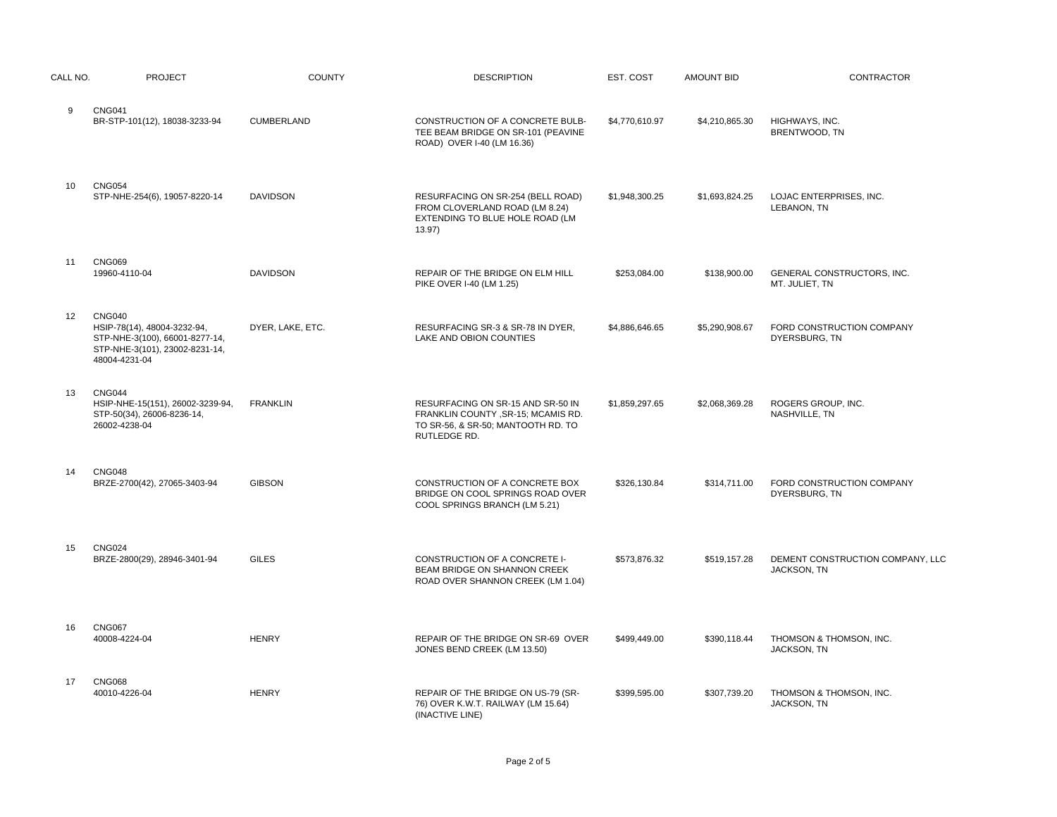| CALL NO. | PROJECT | COUNTY | DESCRIPTION | EST. COST | AMOUNT BID | CONTRACTOR |
|---|---|---|---|---|---|---|
| 9 | CNG041<br>BR-STP-101(12), 18038-3233-94 | CUMBERLAND | CONSTRUCTION OF A CONCRETE BULB-TEE BEAM BRIDGE ON SR-101 (PEAVINE ROAD) OVER I-40 (LM 16.36) | $4,770,610.97 | $4,210,865.30 | HIGHWAYS, INC.<br>BRENTWOOD, TN |
| 10 | CNG054<br>STP-NHE-254(6), 19057-8220-14 | DAVIDSON | RESURFACING ON SR-254 (BELL ROAD) FROM CLOVERLAND ROAD (LM 8.24) EXTENDING TO BLUE HOLE ROAD (LM 13.97) | $1,948,300.25 | $1,693,824.25 | LOJAC ENTERPRISES, INC.<br>LEBANON, TN |
| 11 | CNG069<br>19960-4110-04 | DAVIDSON | REPAIR OF THE BRIDGE ON ELM HILL PIKE OVER I-40 (LM 1.25) | $253,084.00 | $138,900.00 | GENERAL CONSTRUCTORS, INC.<br>MT. JULIET, TN |
| 12 | CNG040<br>HSIP-78(14), 48004-3232-94, STP-NHE-3(100), 66001-8277-14, STP-NHE-3(101), 23002-8231-14, 48004-4231-04 | DYER, LAKE, ETC. | RESURFACING SR-3 & SR-78 IN DYER, LAKE AND OBION COUNTIES | $4,886,646.65 | $5,290,908.67 | FORD CONSTRUCTION COMPANY<br>DYERSBURG, TN |
| 13 | CNG044<br>HSIP-NHE-15(151), 26002-3239-94, STP-50(34), 26006-8236-14, 26002-4238-04 | FRANKLIN | RESURFACING ON SR-15 AND SR-50 IN FRANKLIN COUNTY ,SR-15; MCAMIS RD. TO SR-56, & SR-50; MANTOOTH RD. TO RUTLEDGE RD. | $1,859,297.65 | $2,068,369.28 | ROGERS GROUP, INC.<br>NASHVILLE, TN |
| 14 | CNG048<br>BRZE-2700(42), 27065-3403-94 | GIBSON | CONSTRUCTION OF A CONCRETE BOX BRIDGE ON COOL SPRINGS ROAD OVER COOL SPRINGS BRANCH (LM 5.21) | $326,130.84 | $314,711.00 | FORD CONSTRUCTION COMPANY<br>DYERSBURG, TN |
| 15 | CNG024<br>BRZE-2800(29), 28946-3401-94 | GILES | CONSTRUCTION OF A CONCRETE I-BEAM BRIDGE ON SHANNON CREEK ROAD OVER SHANNON CREEK (LM 1.04) | $573,876.32 | $519,157.28 | DEMENT CONSTRUCTION COMPANY, LLC<br>JACKSON, TN |
| 16 | CNG067<br>40008-4224-04 | HENRY | REPAIR OF THE BRIDGE ON SR-69 OVER JONES BEND CREEK (LM 13.50) | $499,449.00 | $390,118.44 | THOMSON & THOMSON, INC.<br>JACKSON, TN |
| 17 | CNG068<br>40010-4226-04 | HENRY | REPAIR OF THE BRIDGE ON US-79 (SR-76) OVER K.W.T. RAILWAY (LM 15.64) (INACTIVE LINE) | $399,595.00 | $307,739.20 | THOMSON & THOMSON, INC.<br>JACKSON, TN |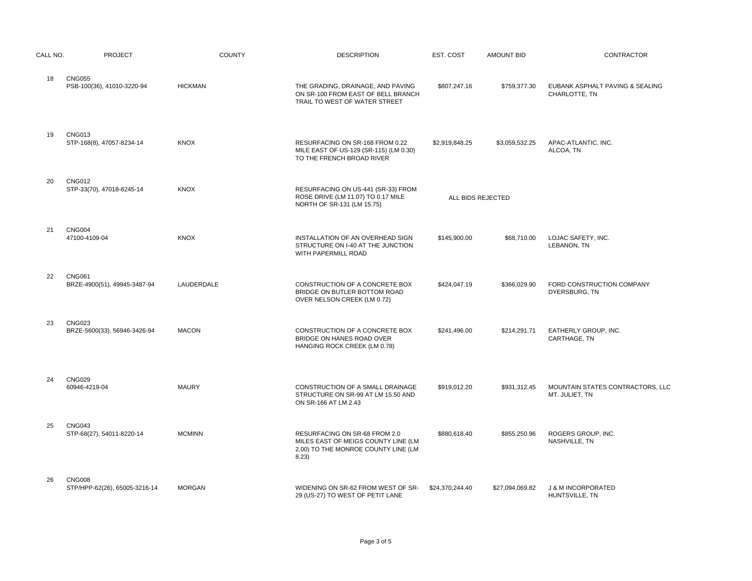| CALL NO. | PROJECT | COUNTY | DESCRIPTION | EST. COST | AMOUNT BID | CONTRACTOR |
|---|---|---|---|---|---|---|
| 18 | CNG055<br>PSB-100(36), 41010-3220-94 | HICKMAN | THE GRADING, DRAINAGE, AND PAVING ON SR-100 FROM EAST OF BELL BRANCH TRAIL TO WEST OF WATER STREET | $807,247.16 | $759,377.30 | EUBANK ASPHALT PAVING & SEALING<br>CHARLOTTE, TN |
| 19 | CNG013<br>STP-168(8), 47057-8234-14 | KNOX | RESURFACING ON SR-168 FROM 0.22 MILE EAST OF US-129 (SR-115) (LM 0.30) TO THE FRENCH BROAD RIVER | $2,919,848.25 | $3,059,532.25 | APAC-ATLANTIC, INC.<br>ALCOA, TN |
| 20 | CNG012<br>STP-33(70), 47018-8245-14 | KNOX | RESURFACING ON US-441 (SR-33) FROM ROSE DRIVE (LM 11.07) TO 0.17 MILE NORTH OF SR-131 (LM 15.75) | ALL BIDS REJECTED | | |
| 21 | CNG004<br>47100-4109-04 | KNOX | INSTALLATION OF AN OVERHEAD SIGN STRUCTURE ON I-40 AT THE JUNCTION WITH PAPERMILL ROAD | $145,900.00 | $68,710.00 | LOJAC SAFETY, INC.<br>LEBANON, TN |
| 22 | CNG061<br>BRZE-4900(51), 49945-3487-94 | LAUDERDALE | CONSTRUCTION OF A CONCRETE BOX BRIDGE ON BUTLER BOTTOM ROAD OVER NELSON CREEK (LM 0.72) | $424,047.19 | $366,029.90 | FORD CONSTRUCTION COMPANY<br>DYERSBURG, TN |
| 23 | CNG023<br>BRZE-5600(33), 56946-3426-94 | MACON | CONSTRUCTION OF A CONCRETE BOX BRIDGE ON HANES ROAD OVER HANGING ROCK CREEK (LM 0.78) | $241,496.00 | $214,291.71 | EATHERLY GROUP, INC.<br>CARTHAGE, TN |
| 24 | CNG029<br>60946-4219-04 | MAURY | CONSTRUCTION OF A SMALL DRAINAGE STRUCTURE ON SR-99 AT LM 15.50 AND ON SR-166 AT LM 2.43 | $919,012.20 | $931,312.45 | MOUNTAIN STATES CONTRACTORS, LLC<br>MT. JULIET, TN |
| 25 | CNG043<br>STP-68(27), 54011-8220-14 | MCMINN | RESURFACING ON SR-68 FROM 2.0 MILES EAST OF MEIGS COUNTY LINE (LM 2.00) TO THE MONROE COUNTY LINE (LM 8.23) | $880,618.40 | $855,250.96 | ROGERS GROUP, INC.<br>NASHVILLE, TN |
| 26 | CNG008<br>STP/HPP-62(26), 65005-3216-14 | MORGAN | WIDENING ON SR-62 FROM WEST OF SR-29 (US-27) TO WEST OF PETIT LANE | $24,370,244.40 | $27,094,069.82 | J & M INCORPORATED<br>HUNTSVILLE, TN |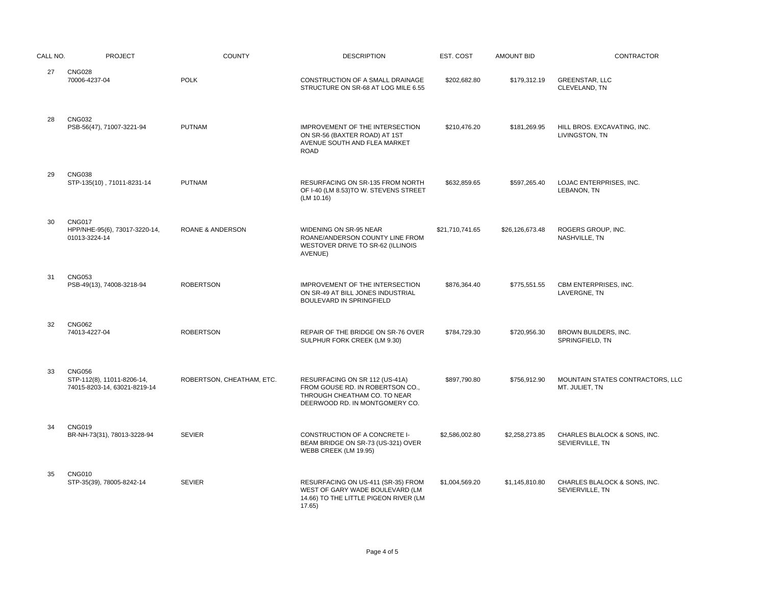| CALL NO. | PROJECT | COUNTY | DESCRIPTION | EST. COST | AMOUNT BID | CONTRACTOR |
|---|---|---|---|---|---|---|
| 27 | CNG028<br>70006-4237-04 | POLK | CONSTRUCTION OF A SMALL DRAINAGE STRUCTURE ON SR-68 AT LOG MILE 6.55 | $202,682.80 | $179,312.19 | GREENSTAR, LLC<br>CLEVELAND, TN |
| 28 | CNG032<br>PSB-56(47), 71007-3221-94 | PUTNAM | IMPROVEMENT OF THE INTERSECTION ON SR-56 (BAXTER ROAD) AT 1ST AVENUE SOUTH AND FLEA MARKET ROAD | $210,476.20 | $181,269.95 | HILL BROS. EXCAVATING, INC.<br>LIVINGSTON, TN |
| 29 | CNG038<br>STP-135(10) , 71011-8231-14 | PUTNAM | RESURFACING ON SR-135 FROM NORTH OF I-40 (LM 8.53)TO W. STEVENS STREET (LM 10.16) | $632,859.65 | $597,265.40 | LOJAC ENTERPRISES, INC.<br>LEBANON, TN |
| 30 | CNG017<br>HPP/NHE-95(6), 73017-3220-14, 01013-3224-14 | ROANE & ANDERSON | WIDENING ON SR-95 NEAR ROANE/ANDERSON COUNTY LINE FROM WESTOVER DRIVE TO SR-62 (ILLINOIS AVENUE) | $21,710,741.65 | $26,126,673.48 | ROGERS GROUP, INC.<br>NASHVILLE, TN |
| 31 | CNG053<br>PSB-49(13), 74008-3218-94 | ROBERTSON | IMPROVEMENT OF THE INTERSECTION ON SR-49 AT BILL JONES INDUSTRIAL BOULEVARD IN SPRINGFIELD | $876,364.40 | $775,551.55 | CBM ENTERPRISES, INC.<br>LAVERGNE, TN |
| 32 | CNG062<br>74013-4227-04 | ROBERTSON | REPAIR OF THE BRIDGE ON SR-76 OVER SULPHUR FORK CREEK (LM 9.30) | $784,729.30 | $720,956.30 | BROWN BUILDERS, INC.<br>SPRINGFIELD, TN |
| 33 | CNG056<br>STP-112(8), 11011-8206-14, 74015-8203-14, 63021-8219-14 | ROBERTSON, CHEATHAM, ETC. | RESURFACING ON SR 112 (US-41A) FROM GOUSE RD. IN ROBERTSON CO., THROUGH CHEATHAM CO. TO NEAR DEERWOOD RD. IN MONTGOMERY CO. | $897,790.80 | $756,912.90 | MOUNTAIN STATES CONTRACTORS, LLC<br>MT. JULIET, TN |
| 34 | CNG019<br>BR-NH-73(31), 78013-3228-94 | SEVIER | CONSTRUCTION OF A CONCRETE I-BEAM BRIDGE ON SR-73 (US-321) OVER WEBB CREEK (LM 19.95) | $2,586,002.80 | $2,258,273.85 | CHARLES BLALOCK & SONS, INC.<br>SEVIERVILLE, TN |
| 35 | CNG010<br>STP-35(39), 78005-8242-14 | SEVIER | RESURFACING ON US-411 (SR-35) FROM WEST OF GARY WADE BOULEVARD (LM 14.66) TO THE LITTLE PIGEON RIVER (LM 17.65) | $1,004,569.20 | $1,145,810.80 | CHARLES BLALOCK & SONS, INC.<br>SEVIERVILLE, TN |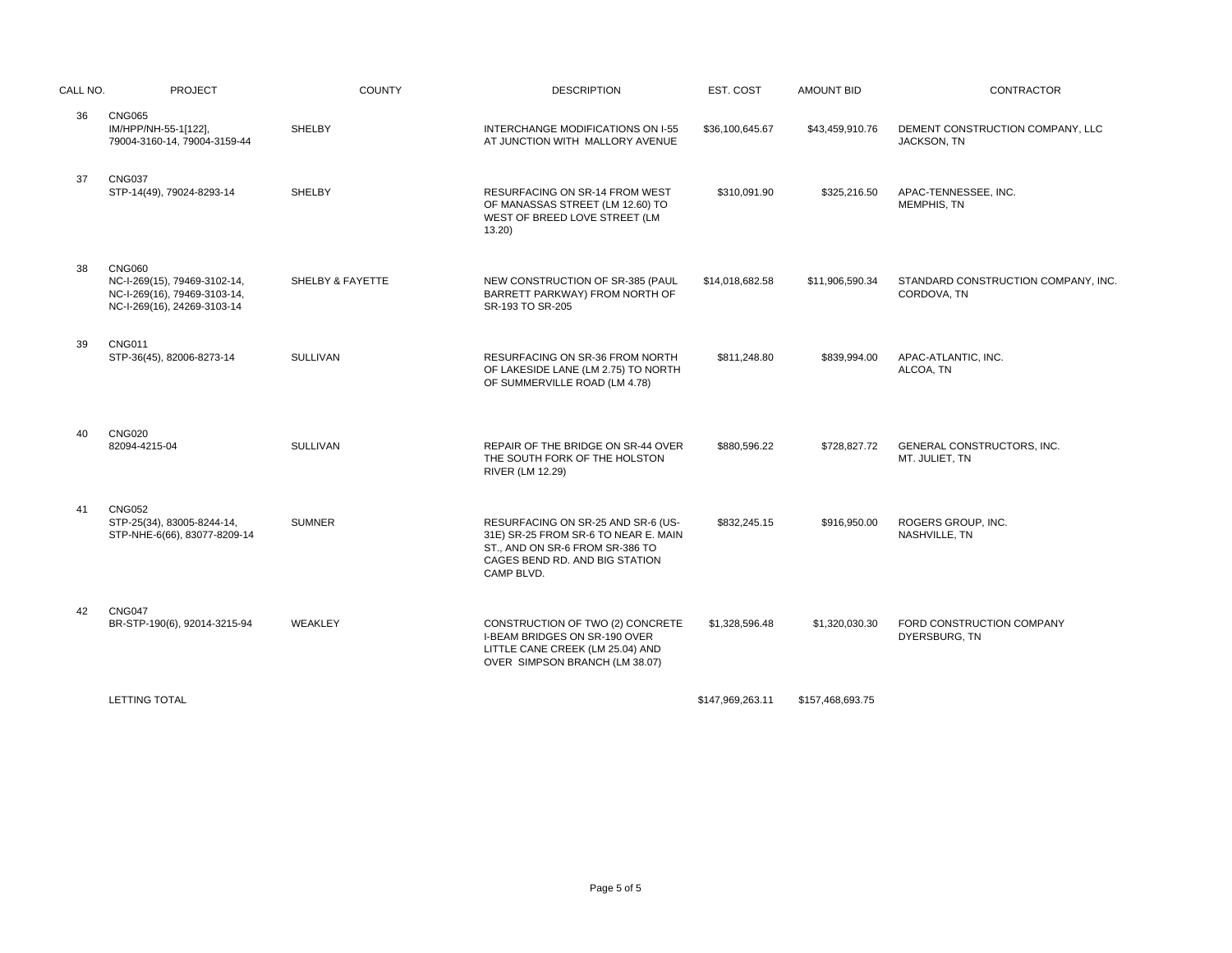| CALL NO. | PROJECT | COUNTY | DESCRIPTION | EST. COST | AMOUNT BID | CONTRACTOR |
|---|---|---|---|---|---|---|
| 36 | CNG065<br>IM/HPP/NH-55-1[122], 79004-3160-14, 79004-3159-44 | SHELBY | INTERCHANGE MODIFICATIONS ON I-55 AT JUNCTION WITH MALLORY AVENUE | $36,100,645.67 | $43,459,910.76 | DEMENT CONSTRUCTION COMPANY, LLC<br>JACKSON, TN |
| 37 | CNG037<br>STP-14(49), 79024-8293-14 | SHELBY | RESURFACING ON SR-14 FROM WEST OF MANASSAS STREET (LM 12.60) TO WEST OF BREED LOVE STREET (LM 13.20) | $310,091.90 | $325,216.50 | APAC-TENNESSEE, INC.<br>MEMPHIS, TN |
| 38 | CNG060<br>NC-I-269(15), 79469-3102-14, NC-I-269(16), 79469-3103-14, NC-I-269(16), 24269-3103-14 | SHELBY & FAYETTE | NEW CONSTRUCTION OF SR-385 (PAUL BARRETT PARKWAY) FROM NORTH OF SR-193 TO SR-205 | $14,018,682.58 | $11,906,590.34 | STANDARD CONSTRUCTION COMPANY, INC.<br>CORDOVA, TN |
| 39 | CNG011<br>STP-36(45), 82006-8273-14 | SULLIVAN | RESURFACING ON SR-36 FROM NORTH OF LAKESIDE LANE (LM 2.75) TO NORTH OF SUMMERVILLE ROAD (LM 4.78) | $811,248.80 | $839,994.00 | APAC-ATLANTIC, INC.<br>ALCOA, TN |
| 40 | CNG020<br>82094-4215-04 | SULLIVAN | REPAIR OF THE BRIDGE ON SR-44 OVER THE SOUTH FORK OF THE HOLSTON RIVER (LM 12.29) | $880,596.22 | $728,827.72 | GENERAL CONSTRUCTORS, INC.<br>MT. JULIET, TN |
| 41 | CNG052<br>STP-25(34), 83005-8244-14, STP-NHE-6(66), 83077-8209-14 | SUMNER | RESURFACING ON SR-25 AND SR-6 (US-31E) SR-25 FROM SR-6 TO NEAR E. MAIN ST., AND ON SR-6 FROM SR-386 TO CAGES BEND RD. AND BIG STATION CAMP BLVD. | $832,245.15 | $916,950.00 | ROGERS GROUP, INC.<br>NASHVILLE, TN |
| 42 | CNG047<br>BR-STP-190(6), 92014-3215-94 | WEAKLEY | CONSTRUCTION OF TWO (2) CONCRETE I-BEAM BRIDGES ON SR-190 OVER LITTLE CANE CREEK (LM 25.04) AND OVER SIMPSON BRANCH (LM 38.07) | $1,328,596.48 | $1,320,030.30 | FORD CONSTRUCTION COMPANY<br>DYERSBURG, TN |
| | LETTING TOTAL | | | $147,969,263.11 | $157,468,693.75 | |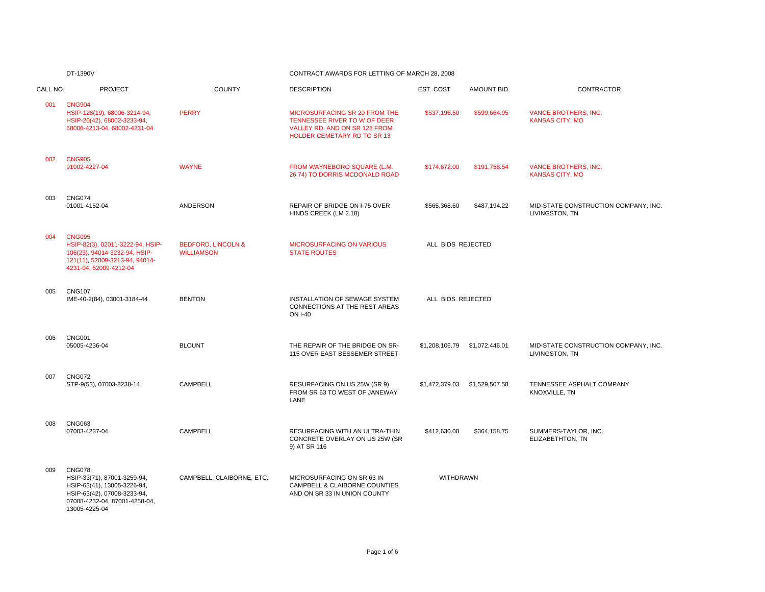DT-1390V

CONTRACT AWARDS FOR LETTING OF MARCH 28, 2008

| CALL NO. | PROJECT | COUNTY | DESCRIPTION | EST. COST | AMOUNT BID | CONTRACTOR |
|---|---|---|---|---|---|---|
| 001 | CNG904<br>HSIP-128(19), 68006-3214-94, HSIP-20(42), 68002-3233-94, 68006-4213-04, 68002-4231-04 | PERRY | MICROSURFACING SR 20 FROM THE TENNESSEE RIVER TO W OF DEER VALLEY RD. AND ON SR 128 FROM HOLDER CEMETARY RD TO SR 13 | $537,196.50 | $599,664.95 | VANCE BROTHERS, INC.<br>KANSAS CITY, MO |
| 002 | CNG905<br>91002-4227-04 | WAYNE | FROM WAYNEBORO SQUARE (L.M. 26.74) TO DORRIS MCDONALD ROAD | $174,672.00 | $191,758.54 | VANCE BROTHERS, INC.<br>KANSAS CITY, MO |
| 003 | CNG074<br>01001-4152-04 | ANDERSON | REPAIR OF BRIDGE ON I-75 OVER HINDS CREEK (LM 2.18) | $565,368.60 | $487,194.22 | MID-STATE CONSTRUCTION COMPANY, INC.<br>LIVINGSTON, TN |
| 004 | CNG095<br>HSIP-82(3), 02011-3222-94, HSIP-106(23), 94014-3232-94, HSIP-121(11), 52009-3213-94, 94014-4231-04, 52009-4212-04 | BEDFORD, LINCOLN & WILLIAMSON | MICROSURFACING ON VARIOUS STATE ROUTES | ALL BIDS REJECTED | | |
| 005 | CNG107<br>IME-40-2(84), 03001-3184-44 | BENTON | INSTALLATION OF SEWAGE SYSTEM CONNECTIONS AT THE REST AREAS ON I-40 | ALL BIDS REJECTED | | |
| 006 | CNG001<br>05005-4236-04 | BLOUNT | THE REPAIR OF THE BRIDGE ON SR-115 OVER EAST BESSEMER STREET | $1,208,106.79 | $1,072,446.01 | MID-STATE CONSTRUCTION COMPANY, INC.<br>LIVINGSTON, TN |
| 007 | CNG072<br>STP-9(53), 07003-8238-14 | CAMPBELL | RESURFACING ON US 25W (SR 9) FROM SR 63 TO WEST OF JANEWAY LANE | $1,472,379.03 | $1,529,507.58 | TENNESSEE ASPHALT COMPANY<br>KNOXVILLE, TN |
| 008 | CNG063<br>07003-4237-04 | CAMPBELL | RESURFACING WITH AN ULTRA-THIN CONCRETE OVERLAY ON US 25W (SR 9) AT SR 116 | $412,630.00 | $364,158.75 | SUMMERS-TAYLOR, INC.<br>ELIZABETHTON, TN |
| 009 | CNG078<br>HSIP-33(71), 87001-3259-94, HSIP-63(41), 13005-3226-94, HSIP-63(42), 07008-3233-94, 07008-4232-04, 87001-4258-04, 13005-4225-04 | CAMPBELL, CLAIBORNE, ETC. | MICROSURFACING ON SR 63 IN CAMPBELL & CLAIBORNE COUNTIES AND ON SR 33 IN UNION COUNTY | WITHDRAWN | | |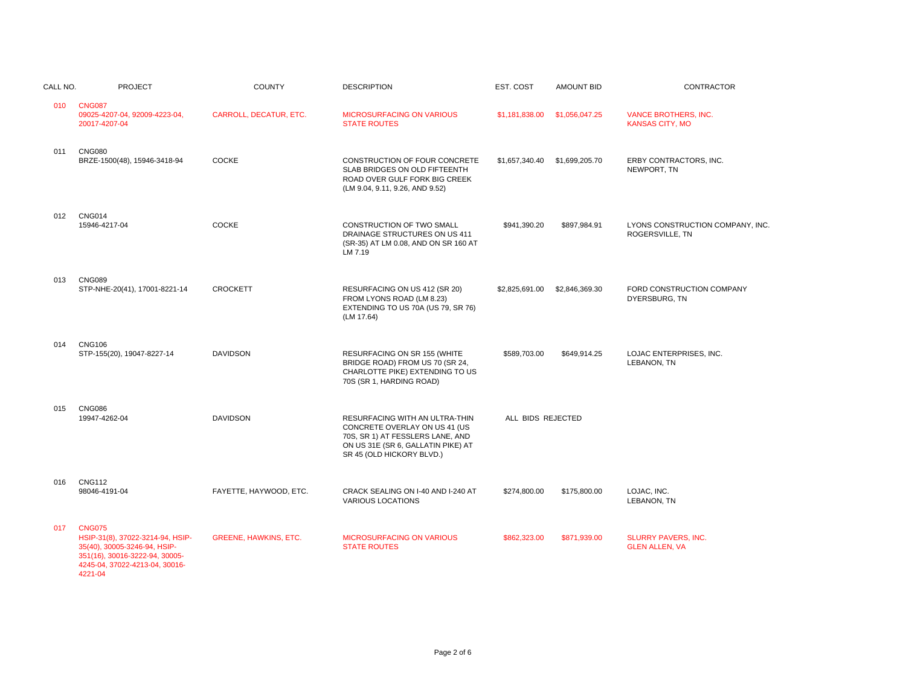| CALL NO. | PROJECT | COUNTY | DESCRIPTION | EST. COST | AMOUNT BID | CONTRACTOR |
|---|---|---|---|---|---|---|
| 010 | CNG087<br>09025-4207-04, 92009-4223-04, 20017-4207-04 | CARROLL, DECATUR, ETC. | MICROSURFACING ON VARIOUS STATE ROUTES | $1,181,838.00 | $1,056,047.25 | VANCE BROTHERS, INC.<br>KANSAS CITY, MO |
| 011 | CNG080<br>BRZE-1500(48), 15946-3418-94 | COCKE | CONSTRUCTION OF FOUR CONCRETE SLAB BRIDGES ON OLD FIFTEENTH ROAD OVER GULF FORK BIG CREEK (LM 9.04, 9.11, 9.26, AND 9.52) | $1,657,340.40 | $1,699,205.70 | ERBY CONTRACTORS, INC.<br>NEWPORT, TN |
| 012 | CNG014<br>15946-4217-04 | COCKE | CONSTRUCTION OF TWO SMALL DRAINAGE STRUCTURES ON US 411 (SR-35) AT LM 0.08, AND ON SR 160 AT LM 7.19 | $941,390.20 | $897,984.91 | LYONS CONSTRUCTION COMPANY, INC.<br>ROGERSVILLE, TN |
| 013 | CNG089<br>STP-NHE-20(41), 17001-8221-14 | CROCKETT | RESURFACING ON US 412 (SR 20) FROM LYONS ROAD (LM 8.23) EXTENDING TO US 70A (US 79, SR 76) (LM 17.64) | $2,825,691.00 | $2,846,369.30 | FORD CONSTRUCTION COMPANY<br>DYERSBURG, TN |
| 014 | CNG106<br>STP-155(20), 19047-8227-14 | DAVIDSON | RESURFACING ON SR 155 (WHITE BRIDGE ROAD) FROM US 70 (SR 24, CHARLOTTE PIKE) EXTENDING TO US 70S (SR 1, HARDING ROAD) | $589,703.00 | $649,914.25 | LOJAC ENTERPRISES, INC.<br>LEBANON, TN |
| 015 | CNG086<br>19947-4262-04 | DAVIDSON | RESURFACING WITH AN ULTRA-THIN CONCRETE OVERLAY ON US 41 (US 70S, SR 1) AT FESSLERS LANE, AND ON US 31E (SR 6, GALLATIN PIKE) AT SR 45 (OLD HICKORY BLVD.) | ALL BIDS REJECTED | | |
| 016 | CNG112<br>98046-4191-04 | FAYETTE, HAYWOOD, ETC. | CRACK SEALING ON I-40 AND I-240 AT VARIOUS LOCATIONS | $274,800.00 | $175,800.00 | LOJAC, INC.<br>LEBANON, TN |
| 017 | CNG075<br>HSIP-31(8), 37022-3214-94, HSIP-35(40), 30005-3246-94, HSIP-351(16), 30016-3222-94, 30005-4245-04, 37022-4213-04, 30016-4221-04 | GREENE, HAWKINS, ETC. | MICROSURFACING ON VARIOUS STATE ROUTES | $862,323.00 | $871,939.00 | SLURRY PAVERS, INC.<br>GLEN ALLEN, VA |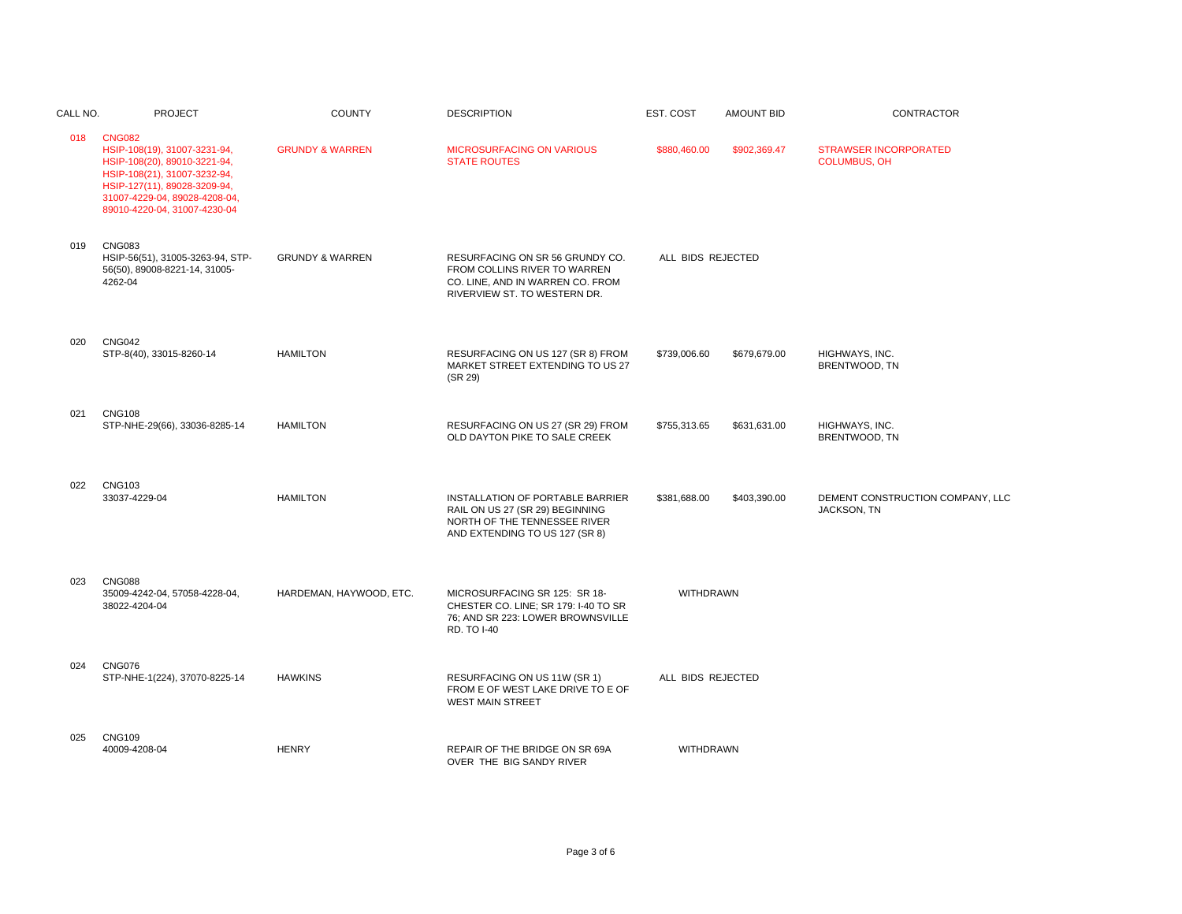| CALL NO. | PROJECT | COUNTY | DESCRIPTION | EST. COST | AMOUNT BID | CONTRACTOR |
|---|---|---|---|---|---|---|
| 018 | CNG082<br>HSIP-108(19), 31007-3231-94, HSIP-108(20), 89010-3221-94, HSIP-108(21), 31007-3232-94, HSIP-127(11), 89028-3209-94, 31007-4229-04, 89028-4208-04, 89010-4220-04, 31007-4230-04 | GRUNDY & WARREN | MICROSURFACING ON VARIOUS STATE ROUTES | $880,460.00 | $902,369.47 | STRAWSER INCORPORATED<br>COLUMBUS, OH |
| 019 | CNG083<br>HSIP-56(51), 31005-3263-94, STP-56(50), 89008-8221-14, 31005-4262-04 | GRUNDY & WARREN | RESURFACING ON SR 56 GRUNDY CO. FROM COLLINS RIVER TO WARREN CO. LINE, AND IN WARREN CO. FROM RIVERVIEW ST. TO WESTERN DR. | ALL BIDS REJECTED | | |
| 020 | CNG042<br>STP-8(40), 33015-8260-14 | HAMILTON | RESURFACING ON US 127 (SR 8) FROM MARKET STREET EXTENDING TO US 27 (SR 29) | $739,006.60 | $679,679.00 | HIGHWAYS, INC.<br>BRENTWOOD, TN |
| 021 | CNG108<br>STP-NHE-29(66), 33036-8285-14 | HAMILTON | RESURFACING ON US 27 (SR 29) FROM OLD DAYTON PIKE TO SALE CREEK | $755,313.65 | $631,631.00 | HIGHWAYS, INC.<br>BRENTWOOD, TN |
| 022 | CNG103<br>33037-4229-04 | HAMILTON | INSTALLATION OF PORTABLE BARRIER RAIL ON US 27 (SR 29) BEGINNING NORTH OF THE TENNESSEE RIVER AND EXTENDING TO US 127 (SR 8) | $381,688.00 | $403,390.00 | DEMENT CONSTRUCTION COMPANY, LLC<br>JACKSON, TN |
| 023 | CNG088<br>35009-4242-04, 57058-4228-04, 38022-4204-04 | HARDEMAN, HAYWOOD, ETC. | MICROSURFACING SR 125: SR 18-CHESTER CO. LINE; SR 179: I-40 TO SR 76; AND SR 223: LOWER BROWNSVILLE RD. TO I-40 | WITHDRAWN | | |
| 024 | CNG076<br>STP-NHE-1(224), 37070-8225-14 | HAWKINS | RESURFACING ON US 11W (SR 1) FROM E OF WEST LAKE DRIVE TO E OF WEST MAIN STREET | ALL BIDS REJECTED | | |
| 025 | CNG109<br>40009-4208-04 | HENRY | REPAIR OF THE BRIDGE ON SR 69A OVER THE BIG SANDY RIVER | WITHDRAWN | | |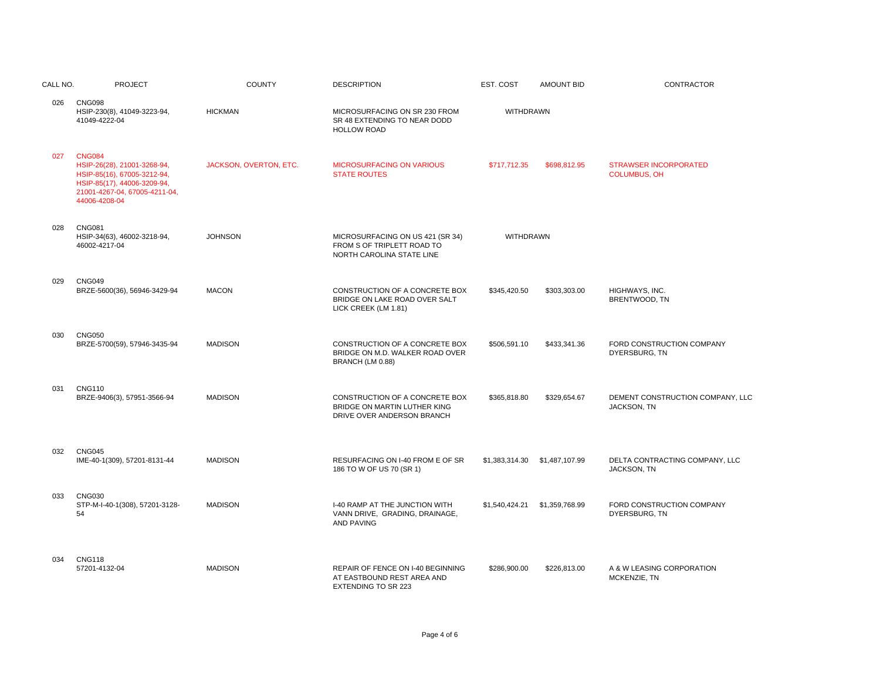| CALL NO. | PROJECT | COUNTY | DESCRIPTION | EST. COST | AMOUNT BID | CONTRACTOR |
|---|---|---|---|---|---|---|
| 026 | CNG098<br>HSIP-230(8), 41049-3223-94, 41049-4222-04 | HICKMAN | MICROSURFACING ON SR 230 FROM SR 48 EXTENDING TO NEAR DODD HOLLOW ROAD | WITHDRAWN | | |
| 027 | CNG084<br>HSIP-26(28), 21001-3268-94, HSIP-85(16), 67005-3212-94, HSIP-85(17), 44006-3209-94, 21001-4267-04, 67005-4211-04, 44006-4208-04 | JACKSON, OVERTON, ETC. | MICROSURFACING ON VARIOUS STATE ROUTES | $717,712.35 | $698,812.95 | STRAWSER INCORPORATED<br>COLUMBUS, OH |
| 028 | CNG081<br>HSIP-34(63), 46002-3218-94, 46002-4217-04 | JOHNSON | MICROSURFACING ON US 421 (SR 34) FROM S OF TRIPLETT ROAD TO NORTH CAROLINA STATE LINE | WITHDRAWN | | |
| 029 | CNG049<br>BRZE-5600(36), 56946-3429-94 | MACON | CONSTRUCTION OF A CONCRETE BOX BRIDGE ON LAKE ROAD OVER SALT LICK CREEK (LM 1.81) | $345,420.50 | $303,303.00 | HIGHWAYS, INC.<br>BRENTWOOD, TN |
| 030 | CNG050<br>BRZE-5700(59), 57946-3435-94 | MADISON | CONSTRUCTION OF A CONCRETE BOX BRIDGE ON M.D. WALKER ROAD OVER BRANCH (LM 0.88) | $506,591.10 | $433,341.36 | FORD CONSTRUCTION COMPANY<br>DYERSBURG, TN |
| 031 | CNG110<br>BRZE-9406(3), 57951-3566-94 | MADISON | CONSTRUCTION OF A CONCRETE BOX BRIDGE ON MARTIN LUTHER KING DRIVE OVER ANDERSON BRANCH | $365,818.80 | $329,654.67 | DEMENT CONSTRUCTION COMPANY, LLC<br>JACKSON, TN |
| 032 | CNG045<br>IME-40-1(309), 57201-8131-44 | MADISON | RESURFACING ON I-40 FROM E OF SR 186 TO W OF US 70 (SR 1) | $1,383,314.30 | $1,487,107.99 | DELTA CONTRACTING COMPANY, LLC<br>JACKSON, TN |
| 033 | CNG030<br>STP-M-I-40-1(308), 57201-3128-54 | MADISON | I-40 RAMP AT THE JUNCTION WITH VANN DRIVE, GRADING, DRAINAGE, AND PAVING | $1,540,424.21 | $1,359,768.99 | FORD CONSTRUCTION COMPANY<br>DYERSBURG, TN |
| 034 | CNG118<br>57201-4132-04 | MADISON | REPAIR OF FENCE ON I-40 BEGINNING AT EASTBOUND REST AREA AND EXTENDING TO SR 223 | $286,900.00 | $226,813.00 | A & W LEASING CORPORATION<br>MCKENZIE, TN |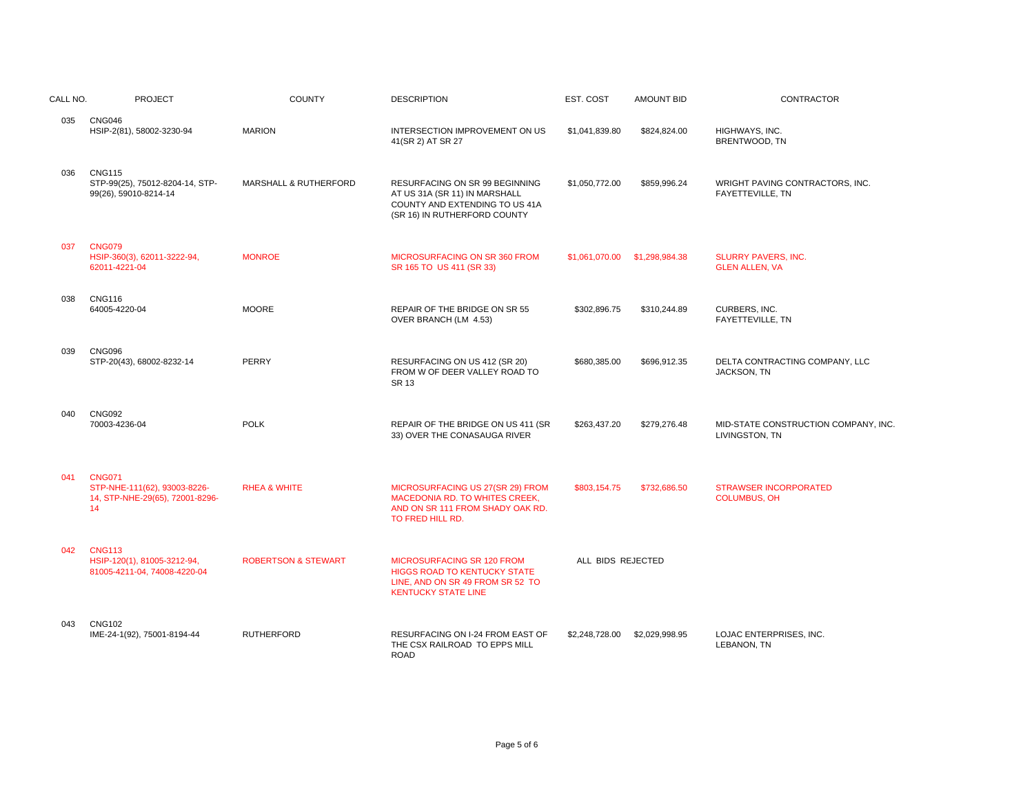| CALL NO. | PROJECT | COUNTY | DESCRIPTION | EST. COST | AMOUNT BID | CONTRACTOR |
|---|---|---|---|---|---|---|
| 035 | CNG046<br>HSIP-2(81), 58002-3230-94 | MARION | INTERSECTION IMPROVEMENT ON US 41(SR 2) AT SR 27 | $1,041,839.80 | $824,824.00 | HIGHWAYS, INC.<br>BRENTWOOD, TN |
| 036 | CNG115<br>STP-99(25), 75012-8204-14, STP-99(26), 59010-8214-14 | MARSHALL & RUTHERFORD | RESURFACING ON SR 99 BEGINNING AT US 31A (SR 11) IN MARSHALL COUNTY AND EXTENDING TO US 41A (SR 16) IN RUTHERFORD COUNTY | $1,050,772.00 | $859,996.24 | WRIGHT PAVING CONTRACTORS, INC.<br>FAYETTEVILLE, TN |
| 037 | CNG079<br>HSIP-360(3), 62011-3222-94, 62011-4221-04 | MONROE | MICROSURFACING ON SR 360 FROM SR 165 TO US 411 (SR 33) | $1,061,070.00 | $1,298,984.38 | SLURRY PAVERS, INC.<br>GLEN ALLEN, VA |
| 038 | CNG116<br>64005-4220-04 | MOORE | REPAIR OF THE BRIDGE ON SR 55 OVER BRANCH (LM 4.53) | $302,896.75 | $310,244.89 | CURBERS, INC.<br>FAYETTEVILLE, TN |
| 039 | CNG096<br>STP-20(43), 68002-8232-14 | PERRY | RESURFACING ON US 412 (SR 20) FROM W OF DEER VALLEY ROAD TO SR 13 | $680,385.00 | $696,912.35 | DELTA CONTRACTING COMPANY, LLC<br>JACKSON, TN |
| 040 | CNG092<br>70003-4236-04 | POLK | REPAIR OF THE BRIDGE ON US 411 (SR 33) OVER THE CONASAUGA RIVER | $263,437.20 | $279,276.48 | MID-STATE CONSTRUCTION COMPANY, INC.<br>LIVINGSTON, TN |
| 041 | CNG071<br>STP-NHE-111(62), 93003-8226-14, STP-NHE-29(65), 72001-8296-14 | RHEA & WHITE | MICROSURFACING US 27(SR 29) FROM MACEDONIA RD. TO WHITES CREEK, AND ON SR 111 FROM SHADY OAK RD. TO FRED HILL RD. | $803,154.75 | $732,686.50 | STRAWSER INCORPORATED<br>COLUMBUS, OH |
| 042 | CNG113<br>HSIP-120(1), 81005-3212-94, 81005-4211-04, 74008-4220-04 | ROBERTSON & STEWART | MICROSURFACING SR 120 FROM HIGGS ROAD TO KENTUCKY STATE LINE, AND ON SR 49 FROM SR 52 TO KENTUCKY STATE LINE | ALL BIDS REJECTED | | |
| 043 | CNG102<br>IME-24-1(92), 75001-8194-44 | RUTHERFORD | RESURFACING ON I-24 FROM EAST OF THE CSX RAILROAD TO EPPS MILL ROAD | $2,248,728.00 | $2,029,998.95 | LOJAC ENTERPRISES, INC.<br>LEBANON, TN |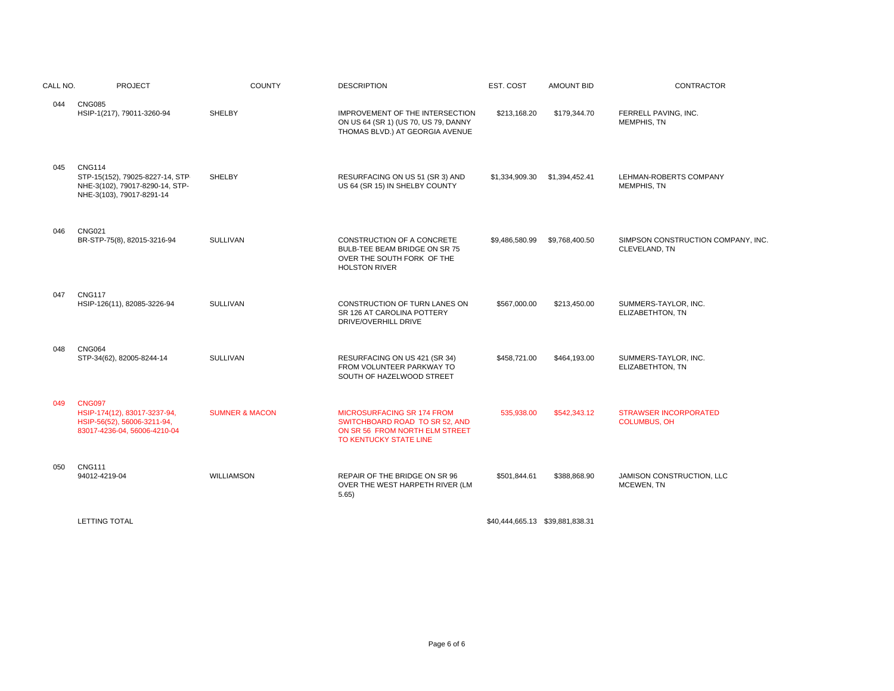| CALL NO. | PROJECT | COUNTY | DESCRIPTION | EST. COST | AMOUNT BID | CONTRACTOR |
|---|---|---|---|---|---|---|
| 044 | CNG085<br>HSIP-1(217), 79011-3260-94 | SHELBY | IMPROVEMENT OF THE INTERSECTION ON US 64 (SR 1) (US 70, US 79, DANNY THOMAS BLVD.) AT GEORGIA AVENUE | $213,168.20 | $179,344.70 | FERRELL PAVING, INC.<br>MEMPHIS, TN |
| 045 | CNG114<br>STP-15(152), 79025-8227-14, STP-NHE-3(102), 79017-8290-14, STP-NHE-3(103), 79017-8291-14 | SHELBY | RESURFACING ON US 51 (SR 3) AND US 64 (SR 15) IN SHELBY COUNTY | $1,334,909.30 | $1,394,452.41 | LEHMAN-ROBERTS COMPANY<br>MEMPHIS, TN |
| 046 | CNG021<br>BR-STP-75(8), 82015-3216-94 | SULLIVAN | CONSTRUCTION OF A CONCRETE BULB-TEE BEAM BRIDGE ON SR 75 OVER THE SOUTH FORK OF THE HOLSTON RIVER | $9,486,580.99 | $9,768,400.50 | SIMPSON CONSTRUCTION COMPANY, INC.<br>CLEVELAND, TN |
| 047 | CNG117<br>HSIP-126(11), 82085-3226-94 | SULLIVAN | CONSTRUCTION OF TURN LANES ON SR 126 AT CAROLINA POTTERY DRIVE/OVERHILL DRIVE | $567,000.00 | $213,450.00 | SUMMERS-TAYLOR, INC.<br>ELIZABETHTON, TN |
| 048 | CNG064<br>STP-34(62), 82005-8244-14 | SULLIVAN | RESURFACING ON US 421 (SR 34) FROM VOLUNTEER PARKWAY TO SOUTH OF HAZELWOOD STREET | $458,721.00 | $464,193.00 | SUMMERS-TAYLOR, INC.<br>ELIZABETHTON, TN |
| 049 | CNG097<br>HSIP-174(12), 83017-3237-94, HSIP-56(52), 56006-3211-94, 83017-4236-04, 56006-4210-04 | SUMNER & MACON | MICROSURFACING SR 174 FROM SWITCHBOARD ROAD TO SR 52, AND ON SR 56 FROM NORTH ELM STREET TO KENTUCKY STATE LINE | 535,938.00 | $542,343.12 | STRAWSER INCORPORATED<br>COLUMBUS, OH |
| 050 | CNG111<br>94012-4219-04 | WILLIAMSON | REPAIR OF THE BRIDGE ON SR 96 OVER THE WEST HARPETH RIVER (LM 5.65) | $501,844.61 | $388,868.90 | JAMISON CONSTRUCTION, LLC<br>MCEWEN, TN |
| | LETTING TOTAL | | | $40,444,665.13 | $39,881,838.31 | |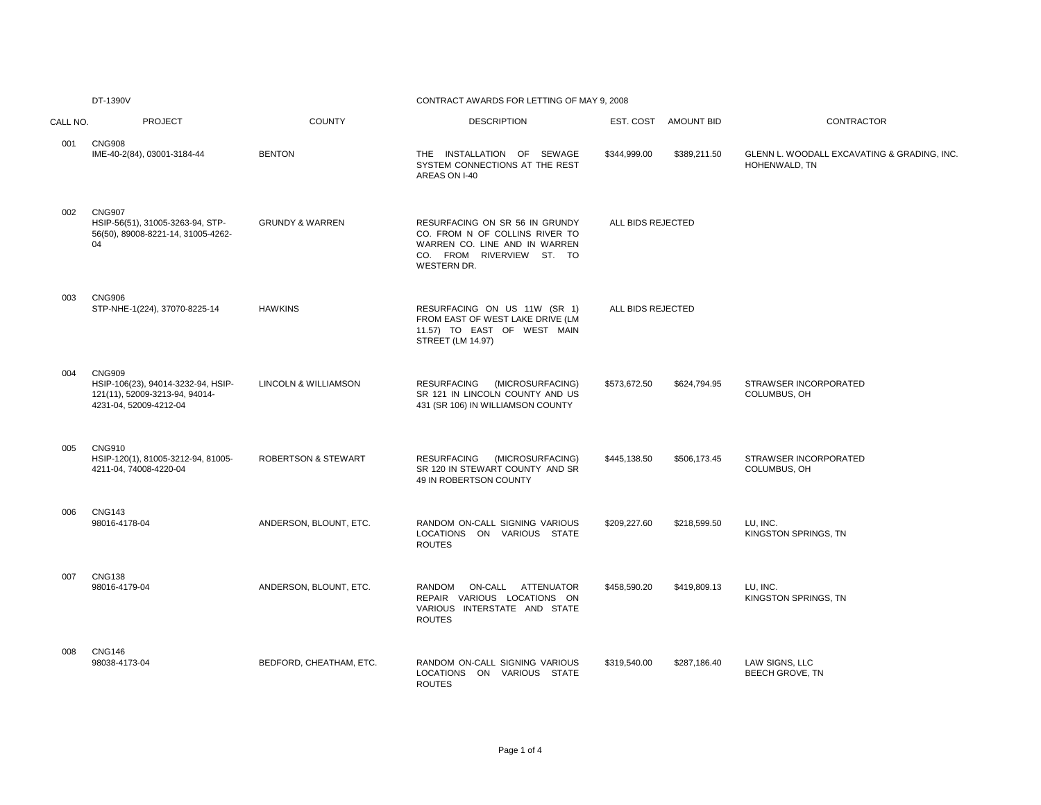DT-1390V

CONTRACT AWARDS FOR LETTING OF MAY 9, 2008

| CALL NO. | PROJECT | COUNTY | DESCRIPTION | EST. COST | AMOUNT BID | CONTRACTOR |
|---|---|---|---|---|---|---|
| 001 | CNG908<br>IME-40-2(84), 03001-3184-44 | BENTON | THE INSTALLATION OF SEWAGE SYSTEM CONNECTIONS AT THE REST AREAS ON I-40 | $344,999.00 | $389,211.50 | GLENN L. WOODALL EXCAVATING & GRADING, INC.<br>HOHENWALD, TN |
| 002 | CNG907<br>HSIP-56(51), 31005-3263-94, STP-56(50), 89008-8221-14, 31005-4262-04 | GRUNDY & WARREN | RESURFACING ON SR 56 IN GRUNDY CO. FROM N OF COLLINS RIVER TO WARREN CO. LINE AND IN WARREN CO. FROM RIVERVIEW ST. TO WESTERN DR. | ALL BIDS REJECTED | | |
| 003 | CNG906<br>STP-NHE-1(224), 37070-8225-14 | HAWKINS | RESURFACING ON US 11W (SR 1) FROM EAST OF WEST LAKE DRIVE (LM 11.57) TO EAST OF WEST MAIN STREET (LM 14.97) | ALL BIDS REJECTED | | |
| 004 | CNG909<br>HSIP-106(23), 94014-3232-94, HSIP-121(11), 52009-3213-94, 94014-4231-04, 52009-4212-04 | LINCOLN & WILLIAMSON | RESURFACING (MICROSURFACING) SR 121 IN LINCOLN COUNTY AND US 431 (SR 106) IN WILLIAMSON COUNTY | $573,672.50 | $624,794.95 | STRAWSER INCORPORATED<br>COLUMBUS, OH |
| 005 | CNG910<br>HSIP-120(1), 81005-3212-94, 81005-4211-04, 74008-4220-04 | ROBERTSON & STEWART | RESURFACING (MICROSURFACING) SR 120 IN STEWART COUNTY AND SR 49 IN ROBERTSON COUNTY | $445,138.50 | $506,173.45 | STRAWSER INCORPORATED<br>COLUMBUS, OH |
| 006 | CNG143<br>98016-4178-04 | ANDERSON, BLOUNT, ETC. | RANDOM ON-CALL SIGNING VARIOUS LOCATIONS ON VARIOUS STATE ROUTES | $209,227.60 | $218,599.50 | LU, INC.<br>KINGSTON SPRINGS, TN |
| 007 | CNG138<br>98016-4179-04 | ANDERSON, BLOUNT, ETC. | RANDOM ON-CALL ATTENUATOR REPAIR VARIOUS LOCATIONS ON VARIOUS INTERSTATE AND STATE ROUTES | $458,590.20 | $419,809.13 | LU, INC.<br>KINGSTON SPRINGS, TN |
| 008 | CNG146<br>98038-4173-04 | BEDFORD, CHEATHAM, ETC. | RANDOM ON-CALL SIGNING VARIOUS LOCATIONS ON VARIOUS STATE ROUTES | $319,540.00 | $287,186.40 | LAW SIGNS, LLC<br>BEECH GROVE, TN |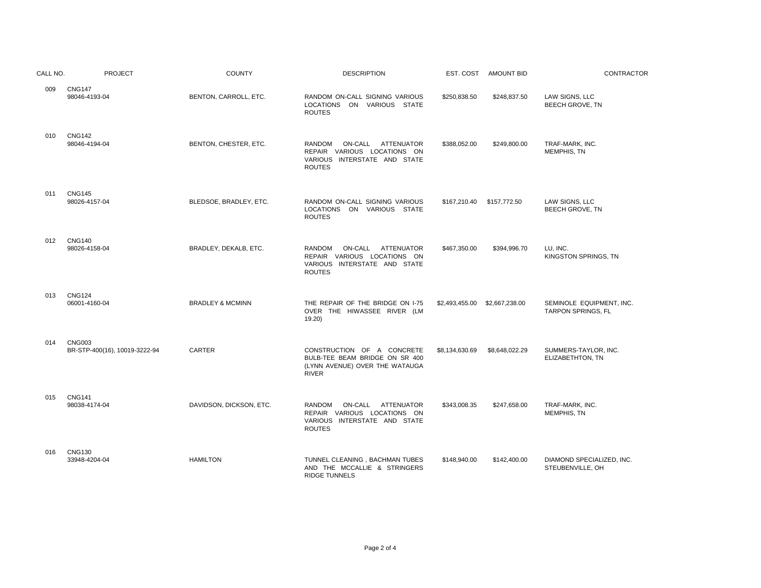| CALL NO. | PROJECT | COUNTY | DESCRIPTION | EST. COST | AMOUNT BID | CONTRACTOR |
|---|---|---|---|---|---|---|
| 009 | CNG147<br>98046-4193-04 | BENTON, CARROLL, ETC. | RANDOM ON-CALL SIGNING VARIOUS LOCATIONS ON VARIOUS STATE ROUTES | $250,838.50 | $248,837.50 | LAW SIGNS, LLC<br>BEECH GROVE, TN |
| 010 | CNG142<br>98046-4194-04 | BENTON, CHESTER, ETC. | RANDOM ON-CALL ATTENUATOR REPAIR VARIOUS LOCATIONS ON VARIOUS INTERSTATE AND STATE ROUTES | $388,052.00 | $249,800.00 | TRAF-MARK, INC.<br>MEMPHIS, TN |
| 011 | CNG145<br>98026-4157-04 | BLEDSOE, BRADLEY, ETC. | RANDOM ON-CALL SIGNING VARIOUS LOCATIONS ON VARIOUS STATE ROUTES | $167,210.40 | $157,772.50 | LAW SIGNS, LLC<br>BEECH GROVE, TN |
| 012 | CNG140<br>98026-4158-04 | BRADLEY, DEKALB, ETC. | RANDOM ON-CALL ATTENUATOR REPAIR VARIOUS LOCATIONS ON VARIOUS INTERSTATE AND STATE ROUTES | $467,350.00 | $394,996.70 | LU, INC.<br>KINGSTON SPRINGS, TN |
| 013 | CNG124<br>06001-4160-04 | BRADLEY & MCMINN | THE REPAIR OF THE BRIDGE ON I-75 OVER THE HIWASSEE RIVER (LM 19.20) | $2,493,455.00 | $2,667,238.00 | SEMINOLE EQUIPMENT, INC.<br>TARPON SPRINGS, FL |
| 014 | CNG003<br>BR-STP-400(16), 10019-3222-94 | CARTER | CONSTRUCTION OF A CONCRETE BULB-TEE BEAM BRIDGE ON SR 400 (LYNN AVENUE) OVER THE WATAUGA RIVER | $8,134,630.69 | $8,648,022.29 | SUMMERS-TAYLOR, INC.<br>ELIZABETHTON, TN |
| 015 | CNG141<br>98038-4174-04 | DAVIDSON, DICKSON, ETC. | RANDOM ON-CALL ATTENUATOR REPAIR VARIOUS LOCATIONS ON VARIOUS INTERSTATE AND STATE ROUTES | $343,008.35 | $247,658.00 | TRAF-MARK, INC.<br>MEMPHIS, TN |
| 016 | CNG130<br>33948-4204-04 | HAMILTON | TUNNEL CLEANING , BACHMAN TUBES AND THE MCCALLIE & STRINGERS RIDGE TUNNELS | $148,940.00 | $142,400.00 | DIAMOND SPECIALIZED, INC.<br>STEUBENVILLE, OH |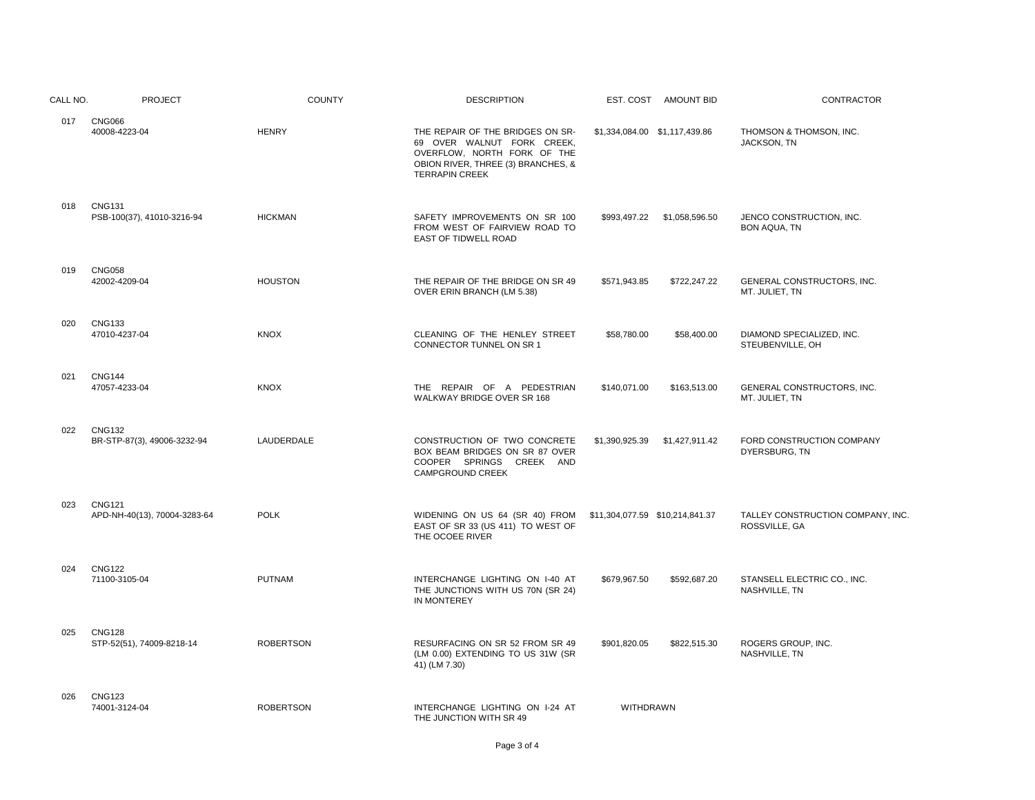| CALL NO. | PROJECT | COUNTY | DESCRIPTION | EST. COST | AMOUNT BID | CONTRACTOR |
|---|---|---|---|---|---|---|
| 017 | CNG066 40008-4223-04 | HENRY | THE REPAIR OF THE BRIDGES ON SR-69 OVER WALNUT FORK CREEK, OVERFLOW, NORTH FORK OF THE OBION RIVER, THREE (3) BRANCHES, & TERRAPIN CREEK | $1,334,084.00 | $1,117,439.86 | THOMSON & THOMSON, INC. JACKSON, TN |
| 018 | CNG131 PSB-100(37), 41010-3216-94 | HICKMAN | SAFETY IMPROVEMENTS ON SR 100 FROM WEST OF FAIRVIEW ROAD TO EAST OF TIDWELL ROAD | $993,497.22 | $1,058,596.50 | JENCO CONSTRUCTION, INC. BON AQUA, TN |
| 019 | CNG058 42002-4209-04 | HOUSTON | THE REPAIR OF THE BRIDGE ON SR 49 OVER ERIN BRANCH (LM 5.38) | $571,943.85 | $722,247.22 | GENERAL CONSTRUCTORS, INC. MT. JULIET, TN |
| 020 | CNG133 47010-4237-04 | KNOX | CLEANING OF THE HENLEY STREET CONNECTOR TUNNEL ON SR 1 | $58,780.00 | $58,400.00 | DIAMOND SPECIALIZED, INC. STEUBENVILLE, OH |
| 021 | CNG144 47057-4233-04 | KNOX | THE REPAIR OF A PEDESTRIAN WALKWAY BRIDGE OVER SR 168 | $140,071.00 | $163,513.00 | GENERAL CONSTRUCTORS, INC. MT. JULIET, TN |
| 022 | CNG132 BR-STP-87(3), 49006-3232-94 | LAUDERDALE | CONSTRUCTION OF TWO CONCRETE BOX BEAM BRIDGES ON SR 87 OVER COOPER SPRINGS CREEK AND CAMPGROUND CREEK | $1,390,925.39 | $1,427,911.42 | FORD CONSTRUCTION COMPANY DYERSBURG, TN |
| 023 | CNG121 APD-NH-40(13), 70004-3283-64 | POLK | WIDENING ON US 64 (SR 40) FROM EAST OF SR 33 (US 411) TO WEST OF THE OCOEE RIVER | $11,304,077.59 | $10,214,841.37 | TALLEY CONSTRUCTION COMPANY, INC. ROSSVILLE, GA |
| 024 | CNG122 71100-3105-04 | PUTNAM | INTERCHANGE LIGHTING ON I-40 AT THE JUNCTIONS WITH US 70N (SR 24) IN MONTEREY | $679,967.50 | $592,687.20 | STANSELL ELECTRIC CO., INC. NASHVILLE, TN |
| 025 | CNG128 STP-52(51), 74009-8218-14 | ROBERTSON | RESURFACING ON SR 52 FROM SR 49 (LM 0.00) EXTENDING TO US 31W (SR 41) (LM 7.30) | $901,820.05 | $822,515.30 | ROGERS GROUP, INC. NASHVILLE, TN |
| 026 | CNG123 74001-3124-04 | ROBERTSON | INTERCHANGE LIGHTING ON I-24 AT THE JUNCTION WITH SR 49 | WITHDRAWN | | |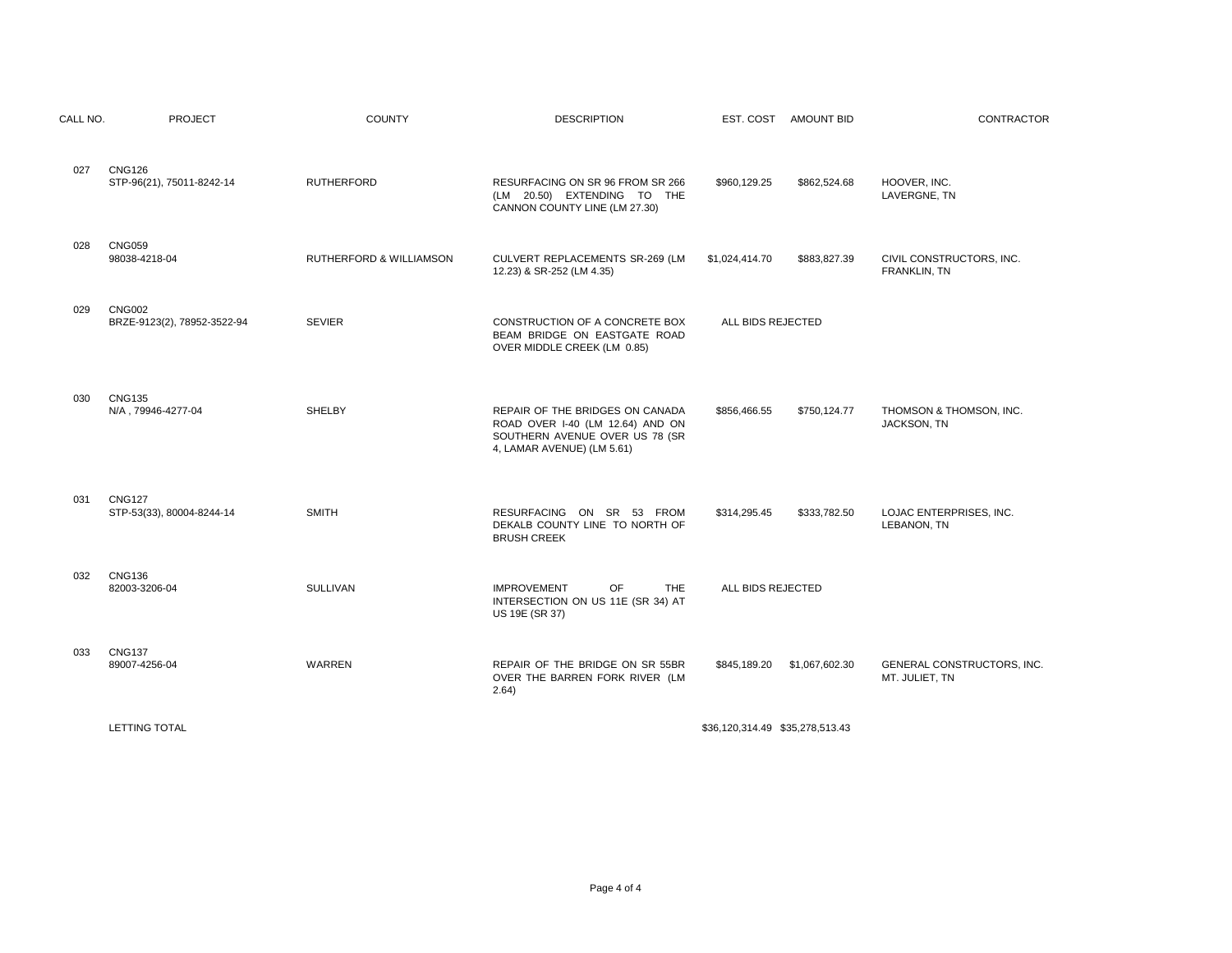| CALL NO. | PROJECT | COUNTY | DESCRIPTION | EST. COST | AMOUNT BID | CONTRACTOR |
|---|---|---|---|---|---|---|
| 027 | CNG126<br>STP-96(21), 75011-8242-14 | RUTHERFORD | RESURFACING ON SR 96 FROM SR 266 (LM 20.50) EXTENDING TO THE CANNON COUNTY LINE (LM 27.30) | $960,129.25 | $862,524.68 | HOOVER, INC.<br>LAVERGNE, TN |
| 028 | CNG059<br>98038-4218-04 | RUTHERFORD & WILLIAMSON | CULVERT REPLACEMENTS SR-269 (LM 12.23) & SR-252 (LM 4.35) | $1,024,414.70 | $883,827.39 | CIVIL CONSTRUCTORS, INC.<br>FRANKLIN, TN |
| 029 | CNG002<br>BRZE-9123(2), 78952-3522-94 | SEVIER | CONSTRUCTION OF A CONCRETE BOX BEAM BRIDGE ON EASTGATE ROAD OVER MIDDLE CREEK (LM 0.85) | ALL BIDS REJECTED | | |
| 030 | CNG135<br>N/A , 79946-4277-04 | SHELBY | REPAIR OF THE BRIDGES ON CANADA ROAD OVER I-40 (LM 12.64) AND ON SOUTHERN AVENUE OVER US 78 (SR 4, LAMAR AVENUE) (LM 5.61) | $856,466.55 | $750,124.77 | THOMSON & THOMSON, INC.<br>JACKSON, TN |
| 031 | CNG127<br>STP-53(33), 80004-8244-14 | SMITH | RESURFACING ON SR 53 FROM DEKALB COUNTY LINE TO NORTH OF BRUSH CREEK | $314,295.45 | $333,782.50 | LOJAC ENTERPRISES, INC.<br>LEBANON, TN |
| 032 | CNG136<br>82003-3206-04 | SULLIVAN | IMPROVEMENT OF THE INTERSECTION ON US 11E (SR 34) AT US 19E (SR 37) | ALL BIDS REJECTED | | |
| 033 | CNG137<br>89007-4256-04 | WARREN | REPAIR OF THE BRIDGE ON SR 55BR OVER THE BARREN FORK RIVER (LM 2.64) | $845,189.20 | $1,067,602.30 | GENERAL CONSTRUCTORS, INC.<br>MT. JULIET, TN |
| | LETTING TOTAL | | | $36,120,314.49 | $35,278,513.43 | |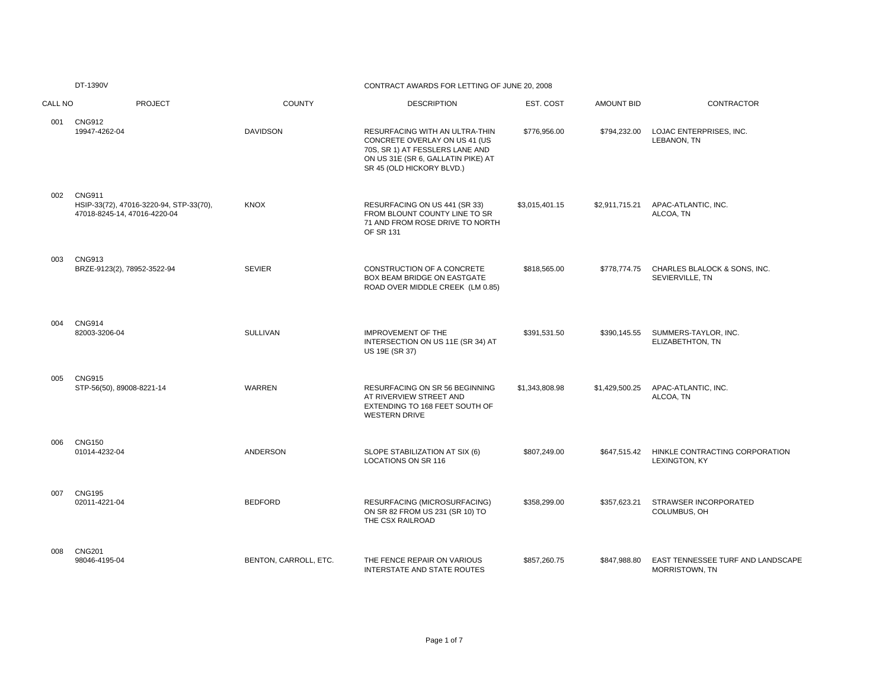DT-1390V

CONTRACT AWARDS FOR LETTING OF JUNE 20, 2008

| CALL NO | PROJECT | COUNTY | DESCRIPTION | EST. COST | AMOUNT BID | CONTRACTOR |
|---|---|---|---|---|---|---|
| 001 | CNG912<br>19947-4262-04 | DAVIDSON | RESURFACING WITH AN ULTRA-THIN CONCRETE OVERLAY ON US 41 (US 70S, SR 1) AT FESSLERS LANE AND ON US 31E (SR 6, GALLATIN PIKE) AT SR 45 (OLD HICKORY BLVD.) | $776,956.00 | $794,232.00 | LOJAC ENTERPRISES, INC.<br>LEBANON, TN |
| 002 | CNG911<br>HSIP-33(72), 47016-3220-94, STP-33(70), 47018-8245-14, 47016-4220-04 | KNOX | RESURFACING ON US 441 (SR 33) FROM BLOUNT COUNTY LINE TO SR 71 AND FROM ROSE DRIVE TO NORTH OF SR 131 | $3,015,401.15 | $2,911,715.21 | APAC-ATLANTIC, INC.<br>ALCOA, TN |
| 003 | CNG913<br>BRZE-9123(2), 78952-3522-94 | SEVIER | CONSTRUCTION OF A CONCRETE BOX BEAM BRIDGE ON EASTGATE ROAD OVER MIDDLE CREEK (LM 0.85) | $818,565.00 | $778,774.75 | CHARLES BLALOCK & SONS, INC.<br>SEVIERVILLE, TN |
| 004 | CNG914<br>82003-3206-04 | SULLIVAN | IMPROVEMENT OF THE INTERSECTION ON US 11E (SR 34) AT US 19E (SR 37) | $391,531.50 | $390,145.55 | SUMMERS-TAYLOR, INC.<br>ELIZABETHTON, TN |
| 005 | CNG915<br>STP-56(50), 89008-8221-14 | WARREN | RESURFACING ON SR 56 BEGINNING AT RIVERVIEW STREET AND EXTENDING TO 168 FEET SOUTH OF WESTERN DRIVE | $1,343,808.98 | $1,429,500.25 | APAC-ATLANTIC, INC.<br>ALCOA, TN |
| 006 | CNG150<br>01014-4232-04 | ANDERSON | SLOPE STABILIZATION AT SIX (6) LOCATIONS ON SR 116 | $807,249.00 | $647,515.42 | HINKLE CONTRACTING CORPORATION<br>LEXINGTON, KY |
| 007 | CNG195<br>02011-4221-04 | BEDFORD | RESURFACING (MICROSURFACING) ON SR 82 FROM US 231 (SR 10) TO THE CSX RAILROAD | $358,299.00 | $357,623.21 | STRAWSER INCORPORATED<br>COLUMBUS, OH |
| 008 | CNG201<br>98046-4195-04 | BENTON, CARROLL, ETC. | THE FENCE REPAIR ON VARIOUS INTERSTATE AND STATE ROUTES | $857,260.75 | $847,988.80 | EAST TENNESSEE TURF AND LANDSCAPE<br>MORRISTOWN, TN |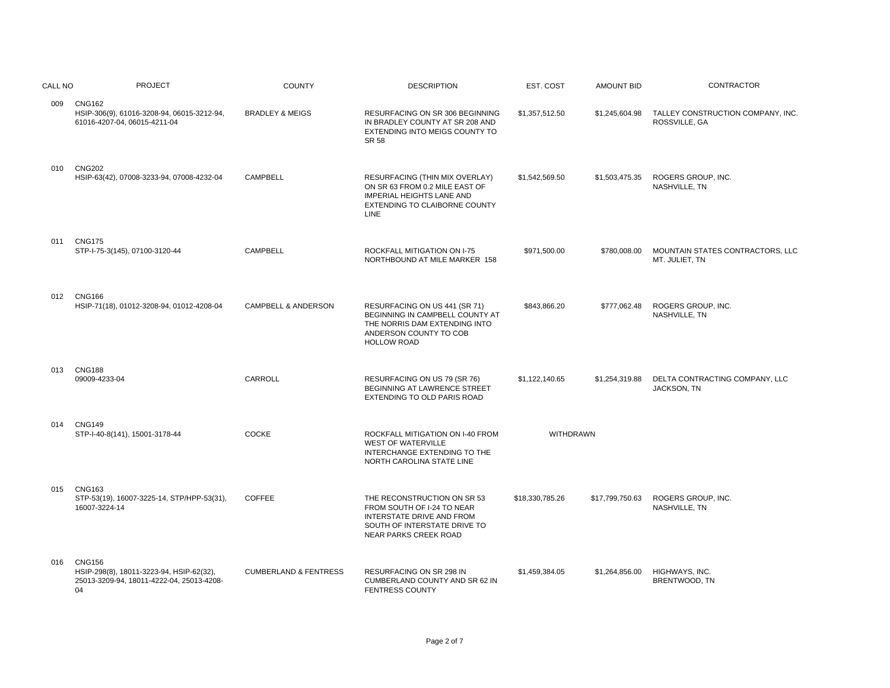| CALL NO | PROJECT | COUNTY | DESCRIPTION | EST. COST | AMOUNT BID | CONTRACTOR |
|---|---|---|---|---|---|---|
| 009 | CNG162<br>HSIP-306(9), 61016-3208-94, 06015-3212-94, 61016-4207-04, 06015-4211-04 | BRADLEY & MEIGS | RESURFACING ON SR 306 BEGINNING IN BRADLEY COUNTY AT SR 208 AND EXTENDING INTO MEIGS COUNTY TO SR 58 | $1,357,512.50 | $1,245,604.98 | TALLEY CONSTRUCTION COMPANY, INC.<br>ROSSVILLE, GA |
| 010 | CNG202<br>HSIP-63(42), 07008-3233-94, 07008-4232-04 | CAMPBELL | RESURFACING (THIN MIX OVERLAY) ON SR 63 FROM 0.2 MILE EAST OF IMPERIAL HEIGHTS LANE AND EXTENDING TO CLAIBORNE COUNTY LINE | $1,542,569.50 | $1,503,475.35 | ROGERS GROUP, INC.<br>NASHVILLE, TN |
| 011 | CNG175<br>STP-I-75-3(145), 07100-3120-44 | CAMPBELL | ROCKFALL MITIGATION ON I-75 NORTHBOUND AT MILE MARKER 158 | $971,500.00 | $780,008.00 | MOUNTAIN STATES CONTRACTORS, LLC<br>MT. JULIET, TN |
| 012 | CNG166<br>HSIP-71(18), 01012-3208-94, 01012-4208-04 | CAMPBELL & ANDERSON | RESURFACING ON US 441 (SR 71) BEGINNING IN CAMPBELL COUNTY AT THE NORRIS DAM EXTENDING INTO ANDERSON COUNTY TO COB HOLLOW ROAD | $843,866.20 | $777,062.48 | ROGERS GROUP, INC.<br>NASHVILLE, TN |
| 013 | CNG188<br>09009-4233-04 | CARROLL | RESURFACING ON US 79 (SR 76) BEGINNING AT LAWRENCE STREET EXTENDING TO OLD PARIS ROAD | $1,122,140.65 | $1,254,319.88 | DELTA CONTRACTING COMPANY, LLC<br>JACKSON, TN |
| 014 | CNG149<br>STP-I-40-8(141), 15001-3178-44 | COCKE | ROCKFALL MITIGATION ON I-40 FROM WEST OF WATERVILLE INTERCHANGE EXTENDING TO THE NORTH CAROLINA STATE LINE | WITHDRAWN | | |
| 015 | CNG163<br>STP-53(19), 16007-3225-14, STP/HPP-53(31), 16007-3224-14 | COFFEE | THE RECONSTRUCTION ON SR 53 FROM SOUTH OF I-24 TO NEAR INTERSTATE DRIVE AND FROM SOUTH OF INTERSTATE DRIVE TO NEAR PARKS CREEK ROAD | $18,330,785.26 | $17,799,750.63 | ROGERS GROUP, INC.<br>NASHVILLE, TN |
| 016 | CNG156<br>HSIP-298(8), 18011-3223-94, HSIP-62(32), 25013-3209-94, 18011-4222-04, 25013-4208-04 | CUMBERLAND & FENTRESS | RESURFACING ON SR 298 IN CUMBERLAND COUNTY AND SR 62 IN FENTRESS COUNTY | $1,459,384.05 | $1,264,856.00 | HIGHWAYS, INC.<br>BRENTWOOD, TN |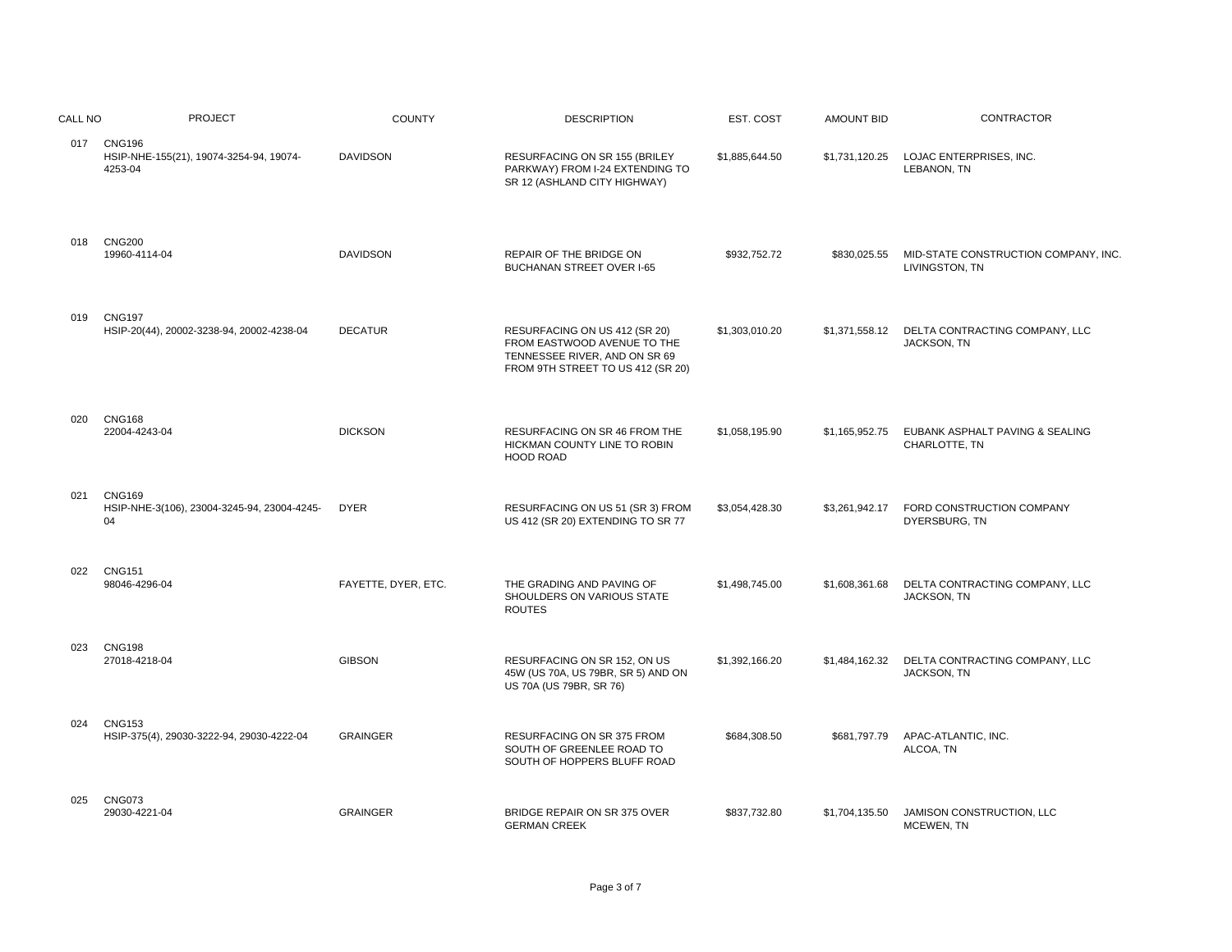| CALL NO | PROJECT | COUNTY | DESCRIPTION | EST. COST | AMOUNT BID | CONTRACTOR |
|---|---|---|---|---|---|---|
| 017 | CNG196<br>HSIP-NHE-155(21), 19074-3254-94, 19074-4253-04 | DAVIDSON | RESURFACING ON SR 155 (BRILEY PARKWAY) FROM I-24 EXTENDING TO SR 12 (ASHLAND CITY HIGHWAY) | $1,885,644.50 | $1,731,120.25 | LOJAC ENTERPRISES, INC.<br>LEBANON, TN |
| 018 | CNG200<br>19960-4114-04 | DAVIDSON | REPAIR OF THE BRIDGE ON BUCHANAN STREET OVER I-65 | $932,752.72 | $830,025.55 | MID-STATE CONSTRUCTION COMPANY, INC.<br>LIVINGSTON, TN |
| 019 | CNG197<br>HSIP-20(44), 20002-3238-94, 20002-4238-04 | DECATUR | RESURFACING ON US 412 (SR 20) FROM EASTWOOD AVENUE TO THE TENNESSEE RIVER, AND ON SR 69 FROM 9TH STREET TO US 412 (SR 20) | $1,303,010.20 | $1,371,558.12 | DELTA CONTRACTING COMPANY, LLC<br>JACKSON, TN |
| 020 | CNG168<br>22004-4243-04 | DICKSON | RESURFACING ON SR 46 FROM THE HICKMAN COUNTY LINE TO ROBIN HOOD ROAD | $1,058,195.90 | $1,165,952.75 | EUBANK ASPHALT PAVING & SEALING<br>CHARLOTTE, TN |
| 021 | CNG169<br>HSIP-NHE-3(106), 23004-3245-94, 23004-4245-04 | DYER | RESURFACING ON US 51 (SR 3) FROM US 412 (SR 20) EXTENDING TO SR 77 | $3,054,428.30 | $3,261,942.17 | FORD CONSTRUCTION COMPANY<br>DYERSBURG, TN |
| 022 | CNG151<br>98046-4296-04 | FAYETTE, DYER, ETC. | THE GRADING AND PAVING OF SHOULDERS ON VARIOUS STATE ROUTES | $1,498,745.00 | $1,608,361.68 | DELTA CONTRACTING COMPANY, LLC<br>JACKSON, TN |
| 023 | CNG198<br>27018-4218-04 | GIBSON | RESURFACING ON SR 152, ON US 45W (US 70A, US 79BR, SR 5) AND ON US 70A (US 79BR, SR 76) | $1,392,166.20 | $1,484,162.32 | DELTA CONTRACTING COMPANY, LLC<br>JACKSON, TN |
| 024 | CNG153<br>HSIP-375(4), 29030-3222-94, 29030-4222-04 | GRAINGER | RESURFACING ON SR 375 FROM SOUTH OF GREENLEE ROAD TO SOUTH OF HOPPERS BLUFF ROAD | $684,308.50 | $681,797.79 | APAC-ATLANTIC, INC.<br>ALCOA, TN |
| 025 | CNG073<br>29030-4221-04 | GRAINGER | BRIDGE REPAIR ON SR 375 OVER GERMAN CREEK | $837,732.80 | $1,704,135.50 | JAMISON CONSTRUCTION, LLC<br>MCEWEN, TN |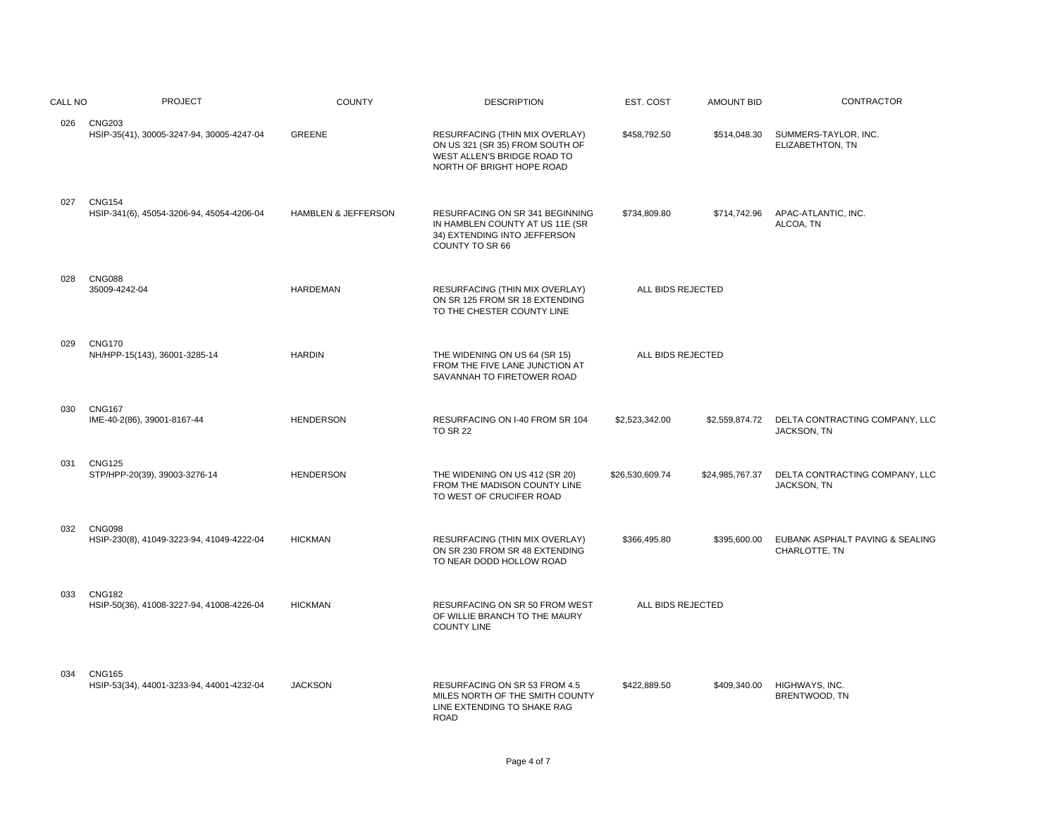| CALL NO | PROJECT | COUNTY | DESCRIPTION | EST. COST | AMOUNT BID | CONTRACTOR |
|---|---|---|---|---|---|---|
| 026 | CNG203<br>HSIP-35(41), 30005-3247-94, 30005-4247-04 | GREENE | RESURFACING (THIN MIX OVERLAY) ON US 321 (SR 35) FROM SOUTH OF WEST ALLEN'S BRIDGE ROAD TO NORTH OF BRIGHT HOPE ROAD | $458,792.50 | $514,048.30 | SUMMERS-TAYLOR, INC.<br>ELIZABETHTON, TN |
| 027 | CNG154<br>HSIP-341(6), 45054-3206-94, 45054-4206-04 | HAMBLEN & JEFFERSON | RESURFACING ON SR 341 BEGINNING IN HAMBLEN COUNTY AT US 11E (SR 34) EXTENDING INTO JEFFERSON COUNTY TO SR 66 | $734,809.80 | $714,742.96 | APAC-ATLANTIC, INC.<br>ALCOA, TN |
| 028 | CNG088<br>35009-4242-04 | HARDEMAN | RESURFACING (THIN MIX OVERLAY) ON SR 125 FROM SR 18 EXTENDING TO THE CHESTER COUNTY LINE | ALL BIDS REJECTED | | |
| 029 | CNG170<br>NH/HPP-15(143), 36001-3285-14 | HARDIN | THE WIDENING ON US 64 (SR 15) FROM THE FIVE LANE JUNCTION AT SAVANNAH TO FIRETOWER ROAD | ALL BIDS REJECTED | | |
| 030 | CNG167<br>IME-40-2(86), 39001-8167-44 | HENDERSON | RESURFACING ON I-40 FROM SR 104 TO SR 22 | $2,523,342.00 | $2,559,874.72 | DELTA CONTRACTING COMPANY, LLC<br>JACKSON, TN |
| 031 | CNG125<br>STP/HPP-20(39), 39003-3276-14 | HENDERSON | THE WIDENING ON US 412 (SR 20) FROM THE MADISON COUNTY LINE TO WEST OF CRUCIFER ROAD | $26,530,609.74 | $24,985,767.37 | DELTA CONTRACTING COMPANY, LLC<br>JACKSON, TN |
| 032 | CNG098<br>HSIP-230(8), 41049-3223-94, 41049-4222-04 | HICKMAN | RESURFACING (THIN MIX OVERLAY) ON SR 230 FROM SR 48 EXTENDING TO NEAR DODD HOLLOW ROAD | $366,495.80 | $395,600.00 | EUBANK ASPHALT PAVING & SEALING<br>CHARLOTTE, TN |
| 033 | CNG182<br>HSIP-50(36), 41008-3227-94, 41008-4226-04 | HICKMAN | RESURFACING ON SR 50 FROM WEST OF WILLIE BRANCH TO THE MAURY COUNTY LINE | ALL BIDS REJECTED | | |
| 034 | CNG165<br>HSIP-53(34), 44001-3233-94, 44001-4232-04 | JACKSON | RESURFACING ON SR 53 FROM 4.5 MILES NORTH OF THE SMITH COUNTY LINE EXTENDING TO SHAKE RAG ROAD | $422,889.50 | $409,340.00 | HIGHWAYS, INC.<br>BRENTWOOD, TN |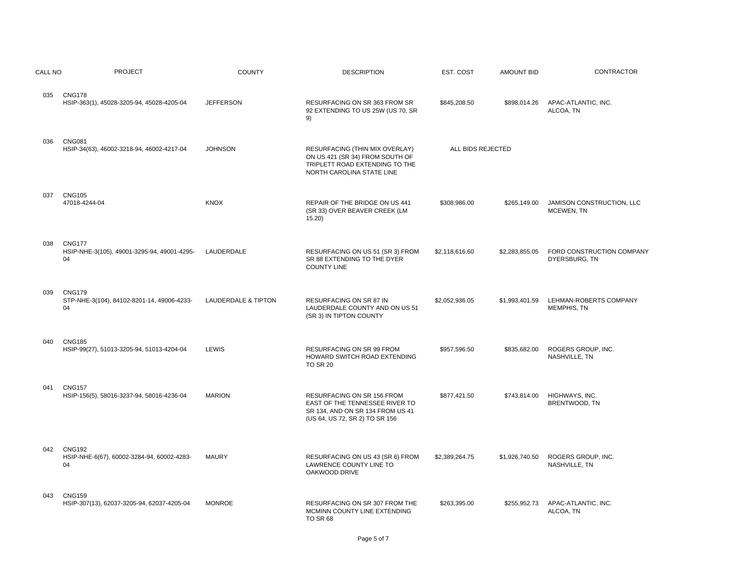| CALL NO | PROJECT | COUNTY | DESCRIPTION | EST. COST | AMOUNT BID | CONTRACTOR |
|---|---|---|---|---|---|---|
| 035 | CNG178<br>HSIP-363(1), 45028-3205-94, 45028-4205-04 | JEFFERSON | RESURFACING ON SR 363 FROM SR 92 EXTENDING TO US 25W (US 70, SR 9) | $845,208.50 | $898,014.26 | APAC-ATLANTIC, INC.<br>ALCOA, TN |
| 036 | CNG081<br>HSIP-34(63), 46002-3218-94, 46002-4217-04 | JOHNSON | RESURFACING (THIN MIX OVERLAY) ON US 421 (SR 34) FROM SOUTH OF TRIPLETT ROAD EXTENDING TO THE NORTH CAROLINA STATE LINE | ALL BIDS REJECTED | | |
| 037 | CNG105<br>47018-4244-04 | KNOX | REPAIR OF THE BRIDGE ON US 441 (SR 33) OVER BEAVER CREEK (LM 15.20) | $308,986.00 | $265,149.00 | JAMISON CONSTRUCTION, LLC<br>MCEWEN, TN |
| 038 | CNG177<br>HSIP-NHE-3(105), 49001-3295-94, 49001-4295-04 | LAUDERDALE | RESURFACING ON US 51 (SR 3) FROM SR 88 EXTENDING TO THE DYER COUNTY LINE | $2,118,616.60 | $2,283,855.05 | FORD CONSTRUCTION COMPANY<br>DYERSBURG, TN |
| 039 | CNG179<br>STP-NHE-3(104), 84102-8201-14, 49006-4233-04 | LAUDERDALE & TIPTON | RESURFACING ON SR 87 IN LAUDERDALE COUNTY AND ON US 51 (SR 3) IN TIPTON COUNTY | $2,052,936.05 | $1,993,401.59 | LEHMAN-ROBERTS COMPANY<br>MEMPHIS, TN |
| 040 | CNG185<br>HSIP-99(27), 51013-3205-94, 51013-4204-04 | LEWIS | RESURFACING ON SR 99 FROM HOWARD SWITCH ROAD EXTENDING TO SR 20 | $957,596.50 | $835,682.00 | ROGERS GROUP, INC.<br>NASHVILLE, TN |
| 041 | CNG157<br>HSIP-156(5), 58016-3237-94, 58016-4236-04 | MARION | RESURFACING ON SR 156 FROM EAST OF THE TENNESSEE RIVER TO SR 134, AND ON SR 134 FROM US 41 (US 64, US 72, SR 2) TO SR 156 | $877,421.50 | $743,814.00 | HIGHWAYS, INC.<br>BRENTWOOD, TN |
| 042 | CNG192<br>HSIP-NHE-6(67), 60002-3284-94, 60002-4283-04 | MAURY | RESURFACING ON US 43 (SR 6) FROM LAWRENCE COUNTY LINE TO OAKWOOD DRIVE | $2,389,264.75 | $1,926,740.50 | ROGERS GROUP, INC.<br>NASHVILLE, TN |
| 043 | CNG159<br>HSIP-307(13), 62037-3205-94, 62037-4205-04 | MONROE | RESURFACING ON SR 307 FROM THE MCMINN COUNTY LINE EXTENDING TO SR 68 | $263,395.00 | $255,952.73 | APAC-ATLANTIC, INC.<br>ALCOA, TN |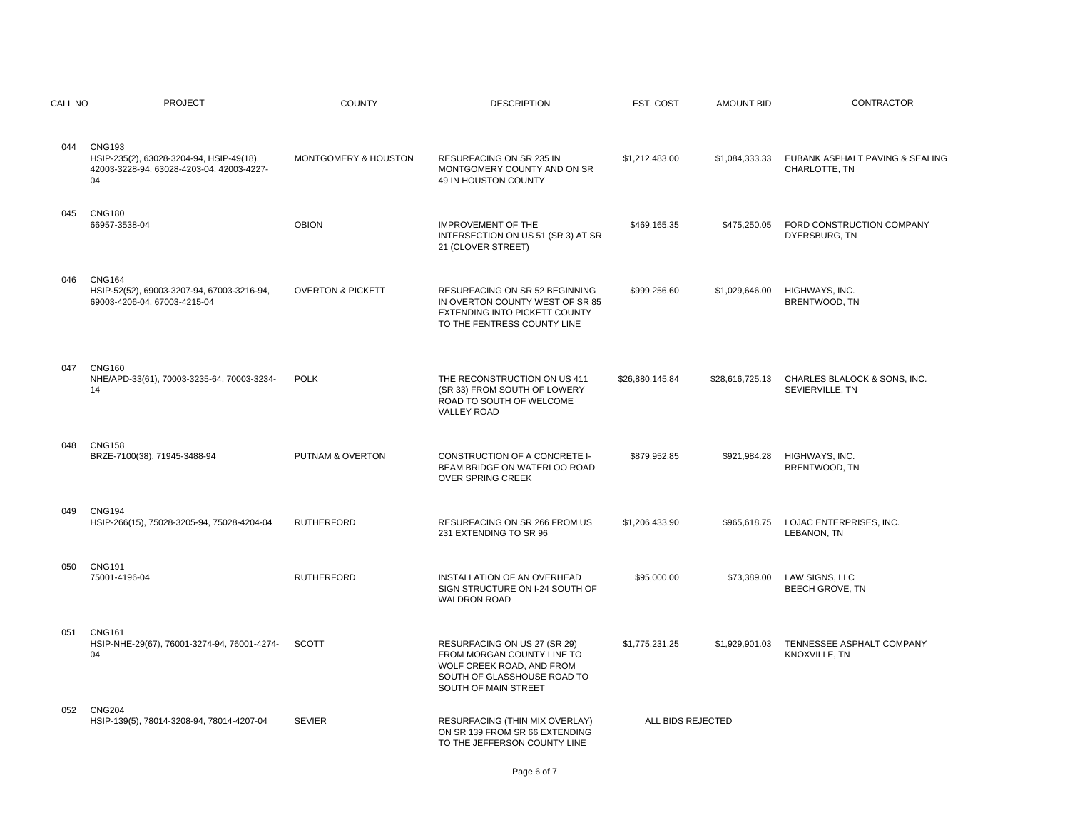| CALL NO | PROJECT | COUNTY | DESCRIPTION | EST. COST | AMOUNT BID | CONTRACTOR |
|---|---|---|---|---|---|---|
| 044 | CNG193<br>HSIP-235(2), 63028-3204-94, HSIP-49(18), 42003-3228-94, 63028-4203-04, 42003-4227-04 | MONTGOMERY & HOUSTON | RESURFACING ON SR 235 IN MONTGOMERY COUNTY AND ON SR 49 IN HOUSTON COUNTY | $1,212,483.00 | $1,084,333.33 | EUBANK ASPHALT PAVING & SEALING<br>CHARLOTTE, TN |
| 045 | CNG180<br>66957-3538-04 | OBION | IMPROVEMENT OF THE INTERSECTION ON US 51 (SR 3) AT SR 21 (CLOVER STREET) | $469,165.35 | $475,250.05 | FORD CONSTRUCTION COMPANY<br>DYERSBURG, TN |
| 046 | CNG164<br>HSIP-52(52), 69003-3207-94, 67003-3216-94, 69003-4206-04, 67003-4215-04 | OVERTON & PICKETT | RESURFACING ON SR 52 BEGINNING IN OVERTON COUNTY WEST OF SR 85 EXTENDING INTO PICKETT COUNTY TO THE FENTRESS COUNTY LINE | $999,256.60 | $1,029,646.00 | HIGHWAYS, INC.<br>BRENTWOOD, TN |
| 047 | CNG160<br>NHE/APD-33(61), 70003-3235-64, 70003-3234-14 | POLK | THE RECONSTRUCTION ON US 411 (SR 33) FROM SOUTH OF LOWERY ROAD TO SOUTH OF WELCOME VALLEY ROAD | $26,880,145.84 | $28,616,725.13 | CHARLES BLALOCK & SONS, INC.<br>SEVIERVILLE, TN |
| 048 | CNG158<br>BRZE-7100(38), 71945-3488-94 | PUTNAM & OVERTON | CONSTRUCTION OF A CONCRETE I-BEAM BRIDGE ON WATERLOO ROAD OVER SPRING CREEK | $879,952.85 | $921,984.28 | HIGHWAYS, INC.<br>BRENTWOOD, TN |
| 049 | CNG194<br>HSIP-266(15), 75028-3205-94, 75028-4204-04 | RUTHERFORD | RESURFACING ON SR 266 FROM US 231 EXTENDING TO SR 96 | $1,206,433.90 | $965,618.75 | LOJAC ENTERPRISES, INC.<br>LEBANON, TN |
| 050 | CNG191<br>75001-4196-04 | RUTHERFORD | INSTALLATION OF AN OVERHEAD SIGN STRUCTURE ON I-24 SOUTH OF WALDRON ROAD | $95,000.00 | $73,389.00 | LAW SIGNS, LLC<br>BEECH GROVE, TN |
| 051 | CNG161<br>HSIP-NHE-29(67), 76001-3274-94, 76001-4274-04 | SCOTT | RESURFACING ON US 27 (SR 29) FROM MORGAN COUNTY LINE TO WOLF CREEK ROAD, AND FROM SOUTH OF GLASSHOUSE ROAD TO SOUTH OF MAIN STREET | $1,775,231.25 | $1,929,901.03 | TENNESSEE ASPHALT COMPANY<br>KNOXVILLE, TN |
| 052 | CNG204<br>HSIP-139(5), 78014-3208-94, 78014-4207-04 | SEVIER | RESURFACING (THIN MIX OVERLAY) ON SR 139 FROM SR 66 EXTENDING TO THE JEFFERSON COUNTY LINE | ALL BIDS REJECTED | | |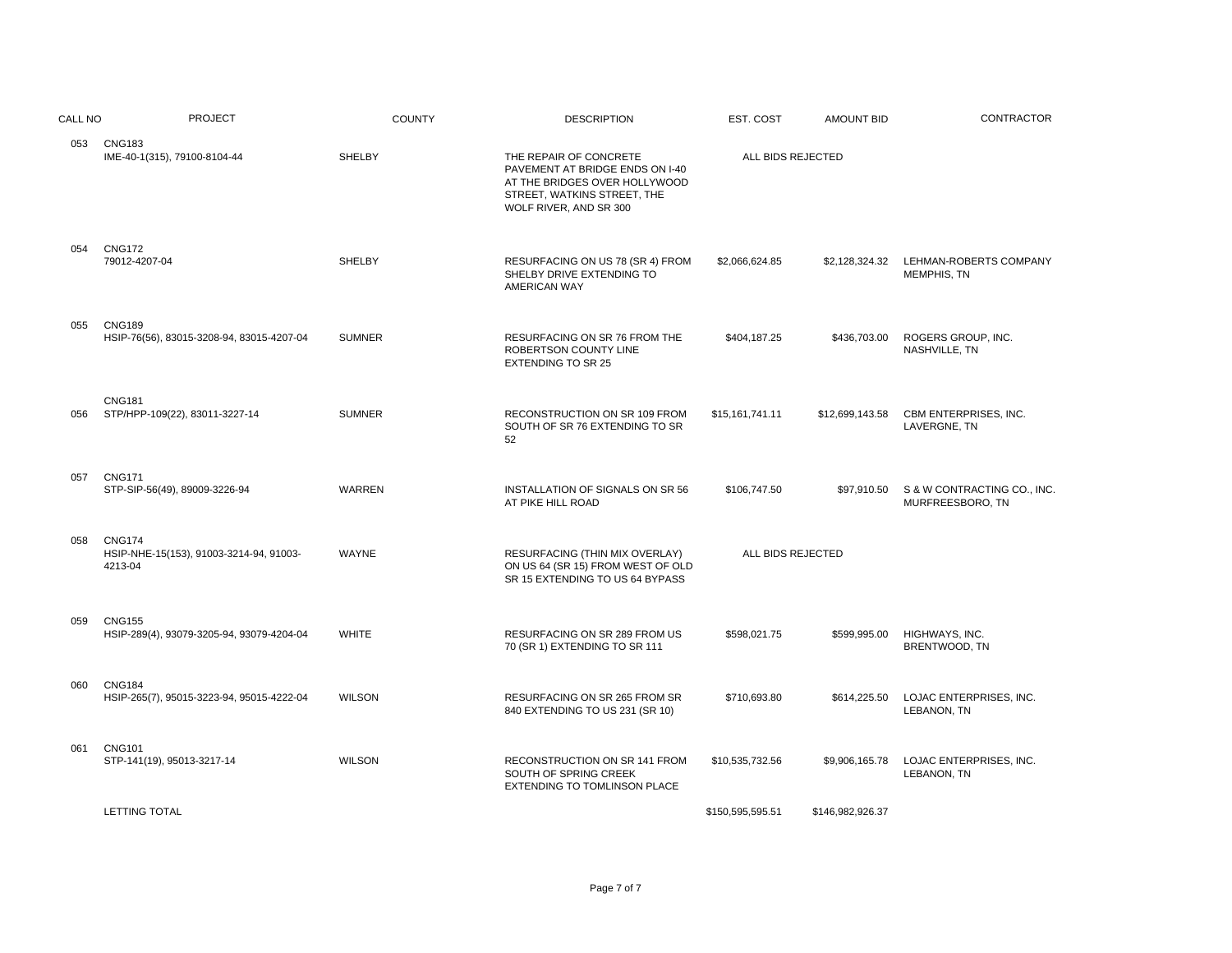| CALL NO | PROJECT | COUNTY | DESCRIPTION | EST. COST | AMOUNT BID | CONTRACTOR |
|---|---|---|---|---|---|---|
| 053 | CNG183<br>IME-40-1(315), 79100-8104-44 | SHELBY | THE REPAIR OF CONCRETE PAVEMENT AT BRIDGE ENDS ON I-40 AT THE BRIDGES OVER HOLLYWOOD STREET, WATKINS STREET, THE WOLF RIVER, AND SR 300 | ALL BIDS REJECTED | | |
| 054 | CNG172<br>79012-4207-04 | SHELBY | RESURFACING ON US 78 (SR 4) FROM SHELBY DRIVE EXTENDING TO AMERICAN WAY | $2,066,624.85 | $2,128,324.32 | LEHMAN-ROBERTS COMPANY<br>MEMPHIS, TN |
| 055 | CNG189<br>HSIP-76(56), 83015-3208-94, 83015-4207-04 | SUMNER | RESURFACING ON SR 76 FROM THE ROBERTSON COUNTY LINE EXTENDING TO SR 25 | $404,187.25 | $436,703.00 | ROGERS GROUP, INC.<br>NASHVILLE, TN |
| 056 | CNG181<br>STP/HPP-109(22), 83011-3227-14 | SUMNER | RECONSTRUCTION ON SR 109 FROM SOUTH OF SR 76 EXTENDING TO SR 52 | $15,161,741.11 | $12,699,143.58 | CBM ENTERPRISES, INC.<br>LAVERGNE, TN |
| 057 | CNG171<br>STP-SIP-56(49), 89009-3226-94 | WARREN | INSTALLATION OF SIGNALS ON SR 56 AT PIKE HILL ROAD | $106,747.50 | $97,910.50 | S & W CONTRACTING CO., INC.<br>MURFREESBORO, TN |
| 058 | CNG174<br>HSIP-NHE-15(153), 91003-3214-94, 91003-4213-04 | WAYNE | RESURFACING (THIN MIX OVERLAY) ON US 64 (SR 15) FROM WEST OF OLD SR 15 EXTENDING TO US 64 BYPASS | ALL BIDS REJECTED | | |
| 059 | CNG155<br>HSIP-289(4), 93079-3205-94, 93079-4204-04 | WHITE | RESURFACING ON SR 289 FROM US 70 (SR 1) EXTENDING TO SR 111 | $598,021.75 | $599,995.00 | HIGHWAYS, INC.<br>BRENTWOOD, TN |
| 060 | CNG184<br>HSIP-265(7), 95015-3223-94, 95015-4222-04 | WILSON | RESURFACING ON SR 265 FROM SR 840 EXTENDING TO US 231 (SR 10) | $710,693.80 | $614,225.50 | LOJAC ENTERPRISES, INC.<br>LEBANON, TN |
| 061 | CNG101<br>STP-141(19), 95013-3217-14 | WILSON | RECONSTRUCTION ON SR 141 FROM SOUTH OF SPRING CREEK EXTENDING TO TOMLINSON PLACE | $10,535,732.56 | $9,906,165.78 | LOJAC ENTERPRISES, INC.<br>LEBANON, TN |
| | LETTING TOTAL | | | $150,595,595.51 | $146,982,926.37 | |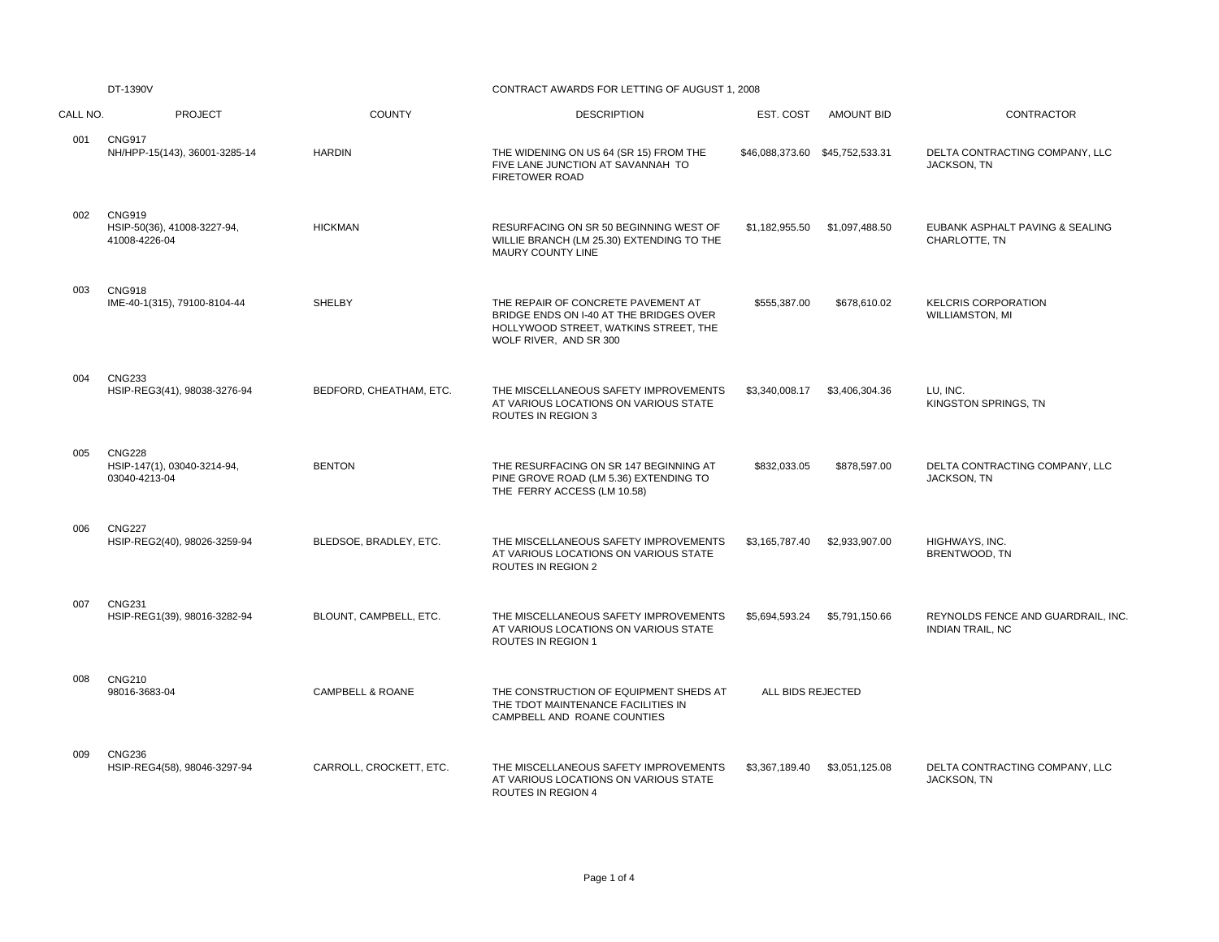DT-1390V

CONTRACT AWARDS FOR LETTING OF AUGUST 1, 2008

| CALL NO. | PROJECT | COUNTY | DESCRIPTION | EST. COST | AMOUNT BID | CONTRACTOR |
|---|---|---|---|---|---|---|
| 001 | CNG917<br>NH/HPP-15(143), 36001-3285-14 | HARDIN | THE WIDENING ON US 64 (SR 15) FROM THE FIVE LANE JUNCTION AT SAVANNAH TO FIRETOWER ROAD | $46,088,373.60 | $45,752,533.31 | DELTA CONTRACTING COMPANY, LLC<br>JACKSON, TN |
| 002 | CNG919<br>HSIP-50(36), 41008-3227-94, 41008-4226-04 | HICKMAN | RESURFACING ON SR 50 BEGINNING WEST OF WILLIE BRANCH (LM 25.30) EXTENDING TO THE MAURY COUNTY LINE | $1,182,955.50 | $1,097,488.50 | EUBANK ASPHALT PAVING & SEALING<br>CHARLOTTE, TN |
| 003 | CNG918<br>IME-40-1(315), 79100-8104-44 | SHELBY | THE REPAIR OF CONCRETE PAVEMENT AT BRIDGE ENDS ON I-40 AT THE BRIDGES OVER HOLLYWOOD STREET, WATKINS STREET, THE WOLF RIVER, AND SR 300 | $555,387.00 | $678,610.02 | KELCRIS CORPORATION<br>WILLIAMSTON, MI |
| 004 | CNG233<br>HSIP-REG3(41), 98038-3276-94 | BEDFORD, CHEATHAM, ETC. | THE MISCELLANEOUS SAFETY IMPROVEMENTS AT VARIOUS LOCATIONS ON VARIOUS STATE ROUTES IN REGION 3 | $3,340,008.17 | $3,406,304.36 | LU, INC.<br>KINGSTON SPRINGS, TN |
| 005 | CNG228<br>HSIP-147(1), 03040-3214-94, 03040-4213-04 | BENTON | THE RESURFACING ON SR 147 BEGINNING AT PINE GROVE ROAD (LM 5.36) EXTENDING TO THE FERRY ACCESS (LM 10.58) | $832,033.05 | $878,597.00 | DELTA CONTRACTING COMPANY, LLC<br>JACKSON, TN |
| 006 | CNG227<br>HSIP-REG2(40), 98026-3259-94 | BLEDSOE, BRADLEY, ETC. | THE MISCELLANEOUS SAFETY IMPROVEMENTS AT VARIOUS LOCATIONS ON VARIOUS STATE ROUTES IN REGION 2 | $3,165,787.40 | $2,933,907.00 | HIGHWAYS, INC.<br>BRENTWOOD, TN |
| 007 | CNG231<br>HSIP-REG1(39), 98016-3282-94 | BLOUNT, CAMPBELL, ETC. | THE MISCELLANEOUS SAFETY IMPROVEMENTS AT VARIOUS LOCATIONS ON VARIOUS STATE ROUTES IN REGION 1 | $5,694,593.24 | $5,791,150.66 | REYNOLDS FENCE AND GUARDRAIL, INC.<br>INDIAN TRAIL, NC |
| 008 | CNG210<br>98016-3683-04 | CAMPBELL & ROANE | THE CONSTRUCTION OF EQUIPMENT SHEDS AT THE TDOT MAINTENANCE FACILITIES IN CAMPBELL AND ROANE COUNTIES | ALL BIDS REJECTED | | |
| 009 | CNG236<br>HSIP-REG4(58), 98046-3297-94 | CARROLL, CROCKETT, ETC. | THE MISCELLANEOUS SAFETY IMPROVEMENTS AT VARIOUS LOCATIONS ON VARIOUS STATE ROUTES IN REGION 4 | $3,367,189.40 | $3,051,125.08 | DELTA CONTRACTING COMPANY, LLC<br>JACKSON, TN |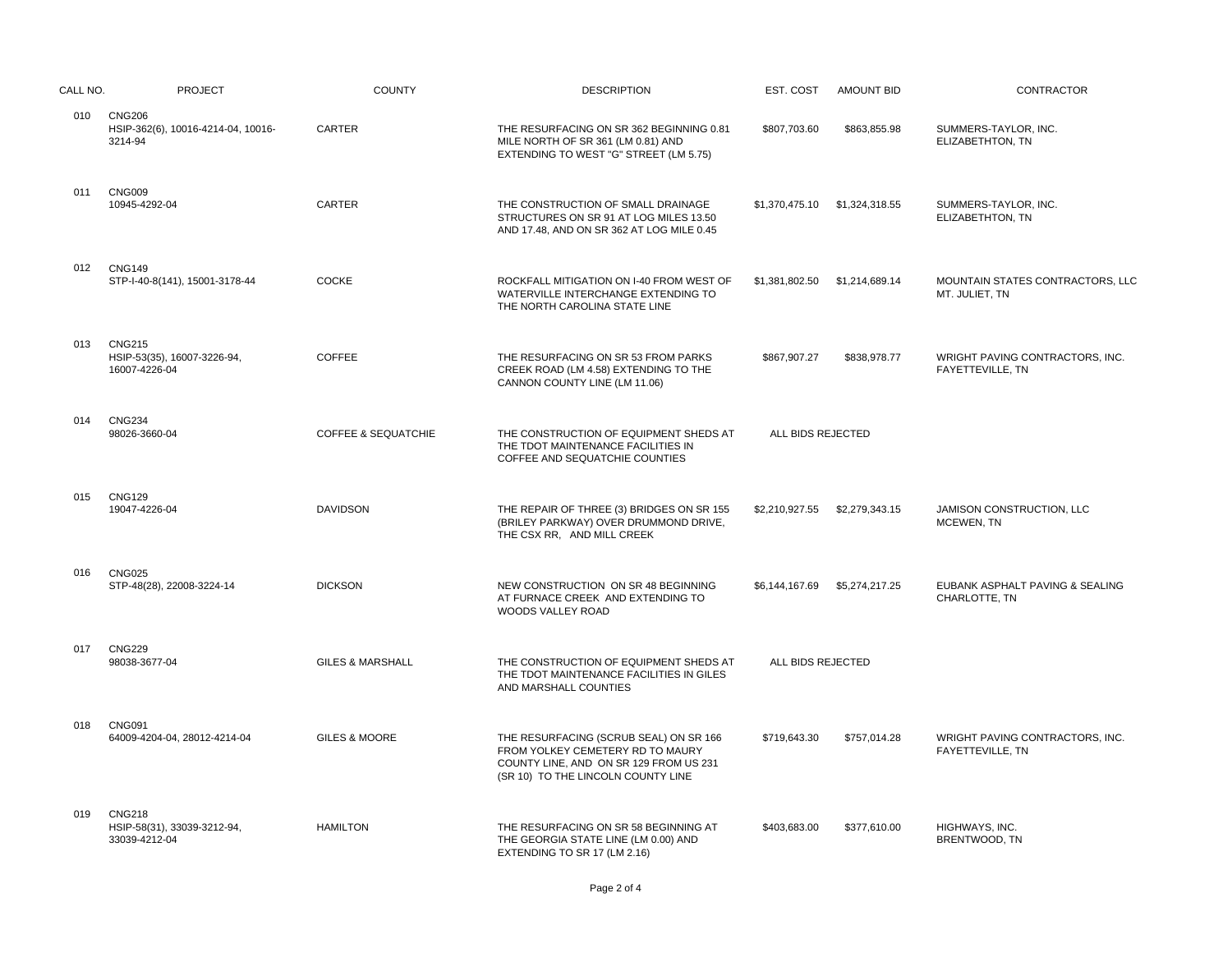| CALL NO. | PROJECT | COUNTY | DESCRIPTION | EST. COST | AMOUNT BID | CONTRACTOR |
|---|---|---|---|---|---|---|
| 010 | CNG206<br>HSIP-362(6), 10016-4214-04, 10016-3214-94 | CARTER | THE RESURFACING ON SR 362 BEGINNING 0.81 MILE NORTH OF SR 361 (LM 0.81) AND EXTENDING TO WEST "G" STREET (LM 5.75) | $807,703.60 | $863,855.98 | SUMMERS-TAYLOR, INC.<br>ELIZABETHTON, TN |
| 011 | CNG009<br>10945-4292-04 | CARTER | THE CONSTRUCTION OF SMALL DRAINAGE STRUCTURES ON SR 91 AT LOG MILES 13.50 AND 17.48, AND ON SR 362 AT LOG MILE 0.45 | $1,370,475.10 | $1,324,318.55 | SUMMERS-TAYLOR, INC.<br>ELIZABETHTON, TN |
| 012 | CNG149<br>STP-I-40-8(141), 15001-3178-44 | COCKE | ROCKFALL MITIGATION ON I-40 FROM WEST OF WATERVILLE INTERCHANGE EXTENDING TO THE NORTH CAROLINA STATE LINE | $1,381,802.50 | $1,214,689.14 | MOUNTAIN STATES CONTRACTORS, LLC<br>MT. JULIET, TN |
| 013 | CNG215<br>HSIP-53(35), 16007-3226-94, 16007-4226-04 | COFFEE | THE RESURFACING ON SR 53 FROM PARKS CREEK ROAD (LM 4.58) EXTENDING TO THE CANNON COUNTY LINE (LM 11.06) | $867,907.27 | $838,978.77 | WRIGHT PAVING CONTRACTORS, INC.<br>FAYETTEVILLE, TN |
| 014 | CNG234<br>98026-3660-04 | COFFEE & SEQUATCHIE | THE CONSTRUCTION OF EQUIPMENT SHEDS AT THE TDOT MAINTENANCE FACILITIES IN COFFEE AND SEQUATCHIE COUNTIES | ALL BIDS REJECTED | | |
| 015 | CNG129<br>19047-4226-04 | DAVIDSON | THE REPAIR OF THREE (3) BRIDGES ON SR 155 (BRILEY PARKWAY) OVER DRUMMOND DRIVE, THE CSX RR, AND MILL CREEK | $2,210,927.55 | $2,279,343.15 | JAMISON CONSTRUCTION, LLC<br>MCEWEN, TN |
| 016 | CNG025<br>STP-48(28), 22008-3224-14 | DICKSON | NEW CONSTRUCTION ON SR 48 BEGINNING AT FURNACE CREEK AND EXTENDING TO WOODS VALLEY ROAD | $6,144,167.69 | $5,274,217.25 | EUBANK ASPHALT PAVING & SEALING<br>CHARLOTTE, TN |
| 017 | CNG229<br>98038-3677-04 | GILES & MARSHALL | THE CONSTRUCTION OF EQUIPMENT SHEDS AT THE TDOT MAINTENANCE FACILITIES IN GILES AND MARSHALL COUNTIES | ALL BIDS REJECTED | | |
| 018 | CNG091<br>64009-4204-04, 28012-4214-04 | GILES & MOORE | THE RESURFACING (SCRUB SEAL) ON SR 166 FROM YOLKEY CEMETERY RD TO MAURY COUNTY LINE, AND ON SR 129 FROM US 231 (SR 10) TO THE LINCOLN COUNTY LINE | $719,643.30 | $757,014.28 | WRIGHT PAVING CONTRACTORS, INC.<br>FAYETTEVILLE, TN |
| 019 | CNG218<br>HSIP-58(31), 33039-3212-94, 33039-4212-04 | HAMILTON | THE RESURFACING ON SR 58 BEGINNING AT THE GEORGIA STATE LINE (LM 0.00) AND EXTENDING TO SR 17 (LM 2.16) | $403,683.00 | $377,610.00 | HIGHWAYS, INC.<br>BRENTWOOD, TN |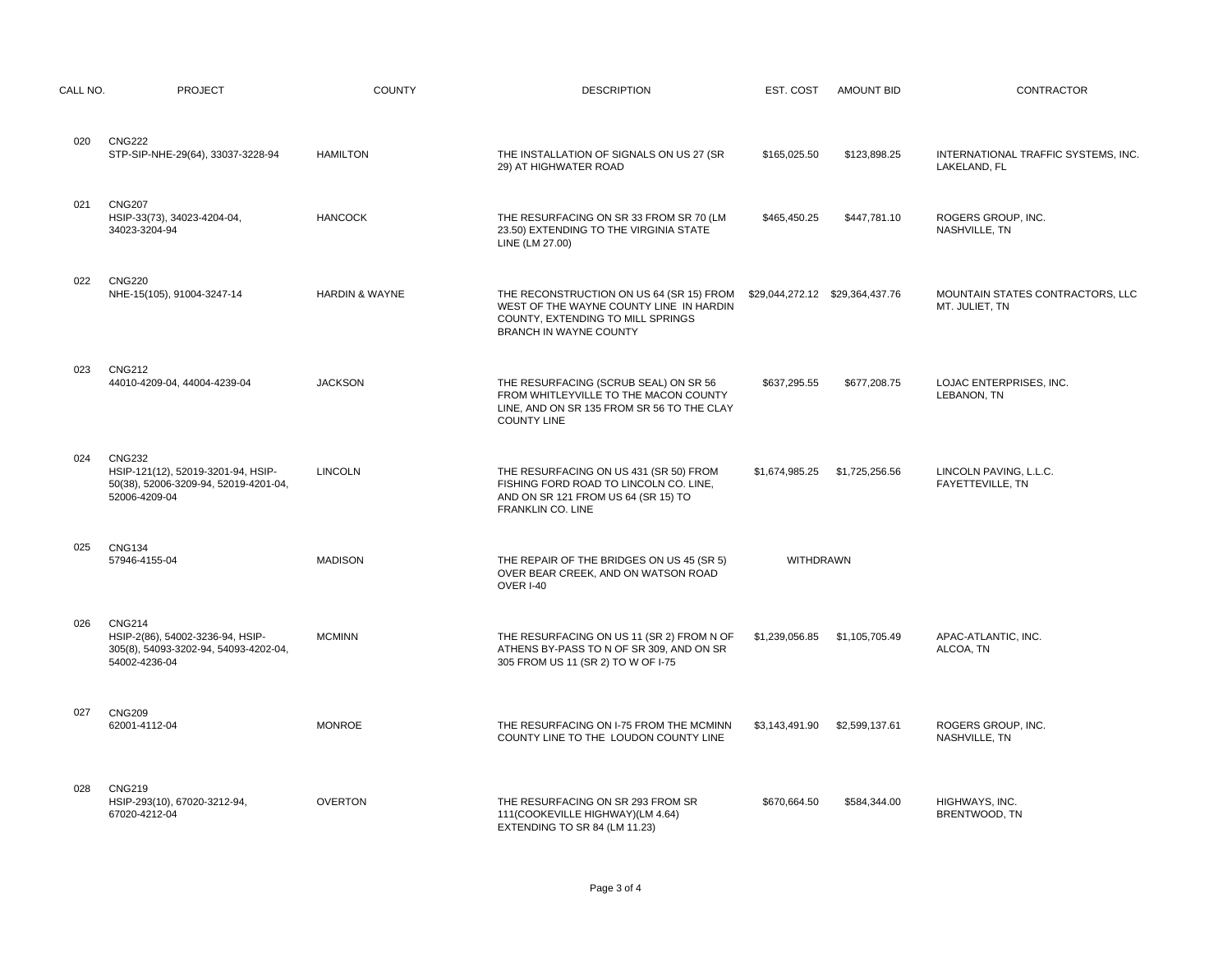| CALL NO. | PROJECT | COUNTY | DESCRIPTION | EST. COST | AMOUNT BID | CONTRACTOR |
|---|---|---|---|---|---|---|
| 020 | CNG222<br>STP-SIP-NHE-29(64), 33037-3228-94 | HAMILTON | THE INSTALLATION OF SIGNALS ON US 27 (SR 29) AT HIGHWATER ROAD | $165,025.50 | $123,898.25 | INTERNATIONAL TRAFFIC SYSTEMS, INC.<br>LAKELAND, FL |
| 021 | CNG207<br>HSIP-33(73), 34023-4204-04, 34023-3204-94 | HANCOCK | THE RESURFACING ON SR 33 FROM SR 70 (LM 23.50) EXTENDING TO THE VIRGINIA STATE LINE (LM 27.00) | $465,450.25 | $447,781.10 | ROGERS GROUP, INC.<br>NASHVILLE, TN |
| 022 | CNG220<br>NHE-15(105), 91004-3247-14 | HARDIN & WAYNE | THE RECONSTRUCTION ON US 64 (SR 15) FROM WEST OF THE WAYNE COUNTY LINE IN HARDIN COUNTY, EXTENDING TO MILL SPRINGS BRANCH IN WAYNE COUNTY | $29,044,272.12 | $29,364,437.76 | MOUNTAIN STATES CONTRACTORS, LLC<br>MT. JULIET, TN |
| 023 | CNG212<br>44010-4209-04, 44004-4239-04 | JACKSON | THE RESURFACING (SCRUB SEAL) ON SR 56 FROM WHITLEYVILLE TO THE MACON COUNTY LINE, AND ON SR 135 FROM SR 56 TO THE CLAY COUNTY LINE | $637,295.55 | $677,208.75 | LOJAC ENTERPRISES, INC.<br>LEBANON, TN |
| 024 | CNG232<br>HSIP-121(12), 52019-3201-94, HSIP-50(38), 52006-3209-94, 52019-4201-04, 52006-4209-04 | LINCOLN | THE RESURFACING ON US 431 (SR 50) FROM FISHING FORD ROAD TO LINCOLN CO. LINE, AND ON SR 121 FROM US 64 (SR 15) TO FRANKLIN CO. LINE | $1,674,985.25 | $1,725,256.56 | LINCOLN PAVING, L.L.C.<br>FAYETTEVILLE, TN |
| 025 | CNG134<br>57946-4155-04 | MADISON | THE REPAIR OF THE BRIDGES ON US 45 (SR 5) OVER BEAR CREEK, AND ON WATSON ROAD OVER I-40 | WITHDRAWN | | |
| 026 | CNG214<br>HSIP-2(86), 54002-3236-94, HSIP-305(8), 54093-3202-94, 54093-4202-04, 54002-4236-04 | MCMINN | THE RESURFACING ON US 11 (SR 2) FROM N OF ATHENS BY-PASS TO N OF SR 309, AND ON SR 305 FROM US 11 (SR 2) TO W OF I-75 | $1,239,056.85 | $1,105,705.49 | APAC-ATLANTIC, INC.<br>ALCOA, TN |
| 027 | CNG209<br>62001-4112-04 | MONROE | THE RESURFACING ON I-75 FROM THE MCMINN COUNTY LINE TO THE LOUDON COUNTY LINE | $3,143,491.90 | $2,599,137.61 | ROGERS GROUP, INC.<br>NASHVILLE, TN |
| 028 | CNG219<br>HSIP-293(10), 67020-3212-94, 67020-4212-04 | OVERTON | THE RESURFACING ON SR 293 FROM SR 111(COOKEVILLE HIGHWAY)(LM 4.64) EXTENDING TO SR 84 (LM 11.23) | $670,664.50 | $584,344.00 | HIGHWAYS, INC.<br>BRENTWOOD, TN |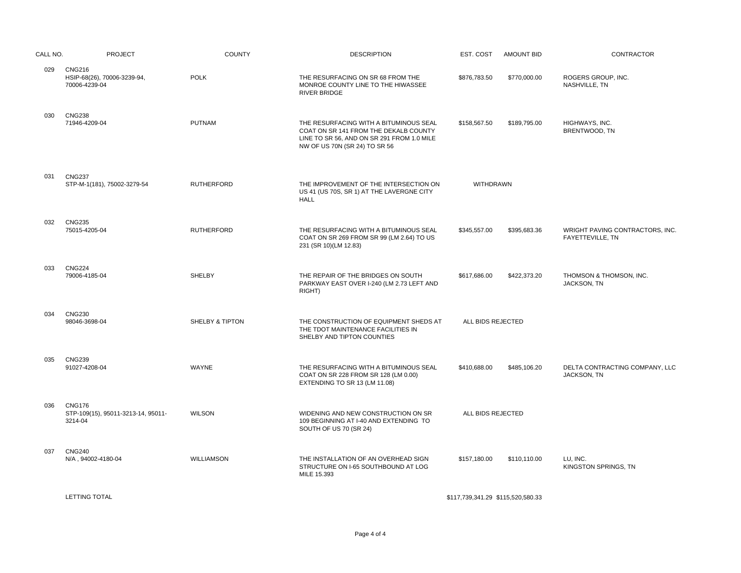| CALL NO. | PROJECT | COUNTY | DESCRIPTION | EST. COST | AMOUNT BID | CONTRACTOR |
|---|---|---|---|---|---|---|
| 029 | CNG216<br>HSIP-68(26), 70006-3239-94, 70006-4239-04 | POLK | THE RESURFACING ON SR 68 FROM THE MONROE COUNTY LINE TO THE HIWASSEE RIVER BRIDGE | $876,783.50 | $770,000.00 | ROGERS GROUP, INC.<br>NASHVILLE, TN |
| 030 | CNG238<br>71946-4209-04 | PUTNAM | THE RESURFACING WITH A BITUMINOUS SEAL COAT ON SR 141 FROM THE DEKALB COUNTY LINE TO SR 56, AND ON SR 291 FROM 1.0 MILE NW OF US 70N (SR 24) TO SR 56 | $158,567.50 | $189,795.00 | HIGHWAYS, INC.<br>BRENTWOOD, TN |
| 031 | CNG237<br>STP-M-1(181), 75002-3279-54 | RUTHERFORD | THE IMPROVEMENT OF THE INTERSECTION ON US 41 (US 70S, SR 1) AT THE LAVERGNE CITY HALL | WITHDRAWN | | |
| 032 | CNG235<br>75015-4205-04 | RUTHERFORD | THE RESURFACING WITH A BITUMINOUS SEAL COAT ON SR 269 FROM SR 99 (LM 2.64) TO US 231 (SR 10)(LM 12.83) | $345,557.00 | $395,683.36 | WRIGHT PAVING CONTRACTORS, INC.<br>FAYETTEVILLE, TN |
| 033 | CNG224<br>79006-4185-04 | SHELBY | THE REPAIR OF THE BRIDGES ON SOUTH PARKWAY EAST OVER I-240 (LM 2.73 LEFT AND RIGHT) | $617,686.00 | $422,373.20 | THOMSON & THOMSON, INC.<br>JACKSON, TN |
| 034 | CNG230<br>98046-3698-04 | SHELBY & TIPTON | THE CONSTRUCTION OF EQUIPMENT SHEDS AT THE TDOT MAINTENANCE FACILITIES IN SHELBY AND TIPTON COUNTIES | ALL BIDS REJECTED | | |
| 035 | CNG239<br>91027-4208-04 | WAYNE | THE RESURFACING WITH A BITUMINOUS SEAL COAT ON SR 228 FROM SR 128 (LM 0.00) EXTENDING TO SR 13 (LM 11.08) | $410,688.00 | $485,106.20 | DELTA CONTRACTING COMPANY, LLC<br>JACKSON, TN |
| 036 | CNG176<br>STP-109(15), 95011-3213-14, 95011-3214-04 | WILSON | WIDENING AND NEW CONSTRUCTION ON SR 109 BEGINNING AT I-40 AND EXTENDING TO SOUTH OF US 70 (SR 24) | ALL BIDS REJECTED | | |
| 037 | CNG240<br>N/A , 94002-4180-04 | WILLIAMSON | THE INSTALLATION OF AN OVERHEAD SIGN STRUCTURE ON I-65 SOUTHBOUND AT LOG MILE 15.393 | $157,180.00 | $110,110.00 | LU, INC.<br>KINGSTON SPRINGS, TN |
| | LETTING TOTAL | | | $117,739,341.29 | $115,520,580.33 | |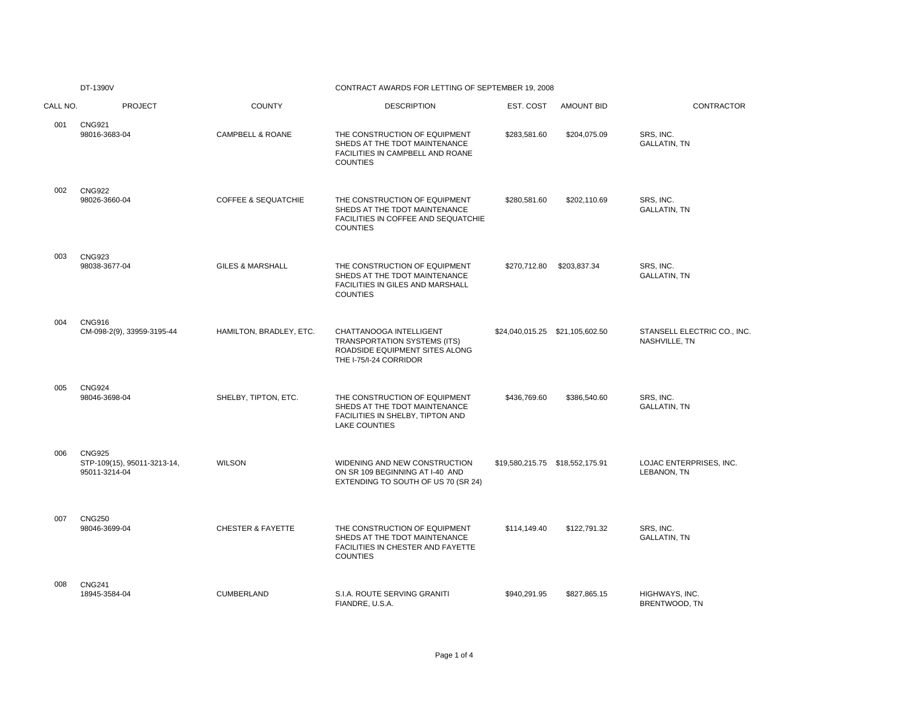DT-1390V

# CONTRACT AWARDS FOR LETTING OF SEPTEMBER 19, 2008

| CALL NO. | PROJECT | COUNTY | DESCRIPTION | EST. COST | AMOUNT BID | CONTRACTOR |
|---|---|---|---|---|---|---|
| 001 | CNG921 98016-3683-04 | CAMPBELL & ROANE | THE CONSTRUCTION OF EQUIPMENT SHEDS AT THE TDOT MAINTENANCE FACILITIES IN CAMPBELL AND ROANE COUNTIES | $283,581.60 | $204,075.09 | SRS, INC. GALLATIN, TN |
| 002 | CNG922 98026-3660-04 | COFFEE & SEQUATCHIE | THE CONSTRUCTION OF EQUIPMENT SHEDS AT THE TDOT MAINTENANCE FACILITIES IN COFFEE AND SEQUATCHIE COUNTIES | $280,581.60 | $202,110.69 | SRS, INC. GALLATIN, TN |
| 003 | CNG923 98038-3677-04 | GILES & MARSHALL | THE CONSTRUCTION OF EQUIPMENT SHEDS AT THE TDOT MAINTENANCE FACILITIES IN GILES AND MARSHALL COUNTIES | $270,712.80 | $203,837.34 | SRS, INC. GALLATIN, TN |
| 004 | CNG916 CM-098-2(9), 33959-3195-44 | HAMILTON, BRADLEY, ETC. | CHATTANOOGA INTELLIGENT TRANSPORTATION SYSTEMS (ITS) ROADSIDE EQUIPMENT SITES ALONG THE I-75/I-24 CORRIDOR | $24,040,015.25 | $21,105,602.50 | STANSELL ELECTRIC CO., INC. NASHVILLE, TN |
| 005 | CNG924 98046-3698-04 | SHELBY, TIPTON, ETC. | THE CONSTRUCTION OF EQUIPMENT SHEDS AT THE TDOT MAINTENANCE FACILITIES IN SHELBY, TIPTON AND LAKE COUNTIES | $436,769.60 | $386,540.60 | SRS, INC. GALLATIN, TN |
| 006 | CNG925 STP-109(15), 95011-3213-14, 95011-3214-04 | WILSON | WIDENING AND NEW CONSTRUCTION ON SR 109 BEGINNING AT I-40 AND EXTENDING TO SOUTH OF US 70 (SR 24) | $19,580,215.75 | $18,552,175.91 | LOJAC ENTERPRISES, INC. LEBANON, TN |
| 007 | CNG250 98046-3699-04 | CHESTER & FAYETTE | THE CONSTRUCTION OF EQUIPMENT SHEDS AT THE TDOT MAINTENANCE FACILITIES IN CHESTER AND FAYETTE COUNTIES | $114,149.40 | $122,791.32 | SRS, INC. GALLATIN, TN |
| 008 | CNG241 18945-3584-04 | CUMBERLAND | S.I.A. ROUTE SERVING GRANITI FIANDRE, U.S.A. | $940,291.95 | $827,865.15 | HIGHWAYS, INC. BRENTWOOD, TN |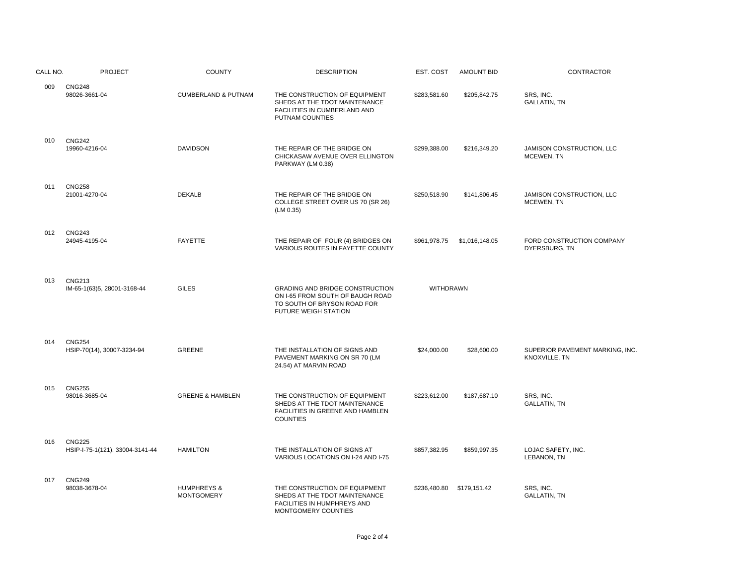| CALL NO. | PROJECT | COUNTY | DESCRIPTION | EST. COST | AMOUNT BID | CONTRACTOR |
|---|---|---|---|---|---|---|
| 009 | CNG248<br>98026-3661-04 | CUMBERLAND & PUTNAM | THE CONSTRUCTION OF EQUIPMENT SHEDS AT THE TDOT MAINTENANCE FACILITIES IN CUMBERLAND AND PUTNAM COUNTIES | $283,581.60 | $205,842.75 | SRS, INC.<br>GALLATIN, TN |
| 010 | CNG242<br>19960-4216-04 | DAVIDSON | THE REPAIR OF THE BRIDGE ON CHICKASAW AVENUE OVER ELLINGTON PARKWAY (LM 0.38) | $299,388.00 | $216,349.20 | JAMISON CONSTRUCTION, LLC<br>MCEWEN, TN |
| 011 | CNG258<br>21001-4270-04 | DEKALB | THE REPAIR OF THE BRIDGE ON COLLEGE STREET OVER US 70 (SR 26) (LM 0.35) | $250,518.90 | $141,806.45 | JAMISON CONSTRUCTION, LLC<br>MCEWEN, TN |
| 012 | CNG243<br>24945-4195-04 | FAYETTE | THE REPAIR OF FOUR (4) BRIDGES ON VARIOUS ROUTES IN FAYETTE COUNTY | $961,978.75 | $1,016,148.05 | FORD CONSTRUCTION COMPANY<br>DYERSBURG, TN |
| 013 | CNG213<br>IM-65-1(63)5, 28001-3168-44 | GILES | GRADING AND BRIDGE CONSTRUCTION ON I-65 FROM SOUTH OF BAUGH ROAD TO SOUTH OF BRYSON ROAD FOR FUTURE WEIGH STATION | WITHDRAWN | | |
| 014 | CNG254<br>HSIP-70(14), 30007-3234-94 | GREENE | THE INSTALLATION OF SIGNS AND PAVEMENT MARKING ON SR 70 (LM 24.54) AT MARVIN ROAD | $24,000.00 | $28,600.00 | SUPERIOR PAVEMENT MARKING, INC.<br>KNOXVILLE, TN |
| 015 | CNG255<br>98016-3685-04 | GREENE & HAMBLEN | THE CONSTRUCTION OF EQUIPMENT SHEDS AT THE TDOT MAINTENANCE FACILITIES IN GREENE AND HAMBLEN COUNTIES | $223,612.00 | $187,687.10 | SRS, INC.<br>GALLATIN, TN |
| 016 | CNG225<br>HSIP-I-75-1(121), 33004-3141-44 | HAMILTON | THE INSTALLATION OF SIGNS AT VARIOUS LOCATIONS ON I-24 AND I-75 | $857,382.95 | $859,997.35 | LOJAC SAFETY, INC.<br>LEBANON, TN |
| 017 | CNG249<br>98038-3678-04 | HUMPHREYS & MONTGOMERY | THE CONSTRUCTION OF EQUIPMENT SHEDS AT THE TDOT MAINTENANCE FACILITIES IN HUMPHREYS AND MONTGOMERY COUNTIES | $236,480.80 | $179,151.42 | SRS, INC.<br>GALLATIN, TN |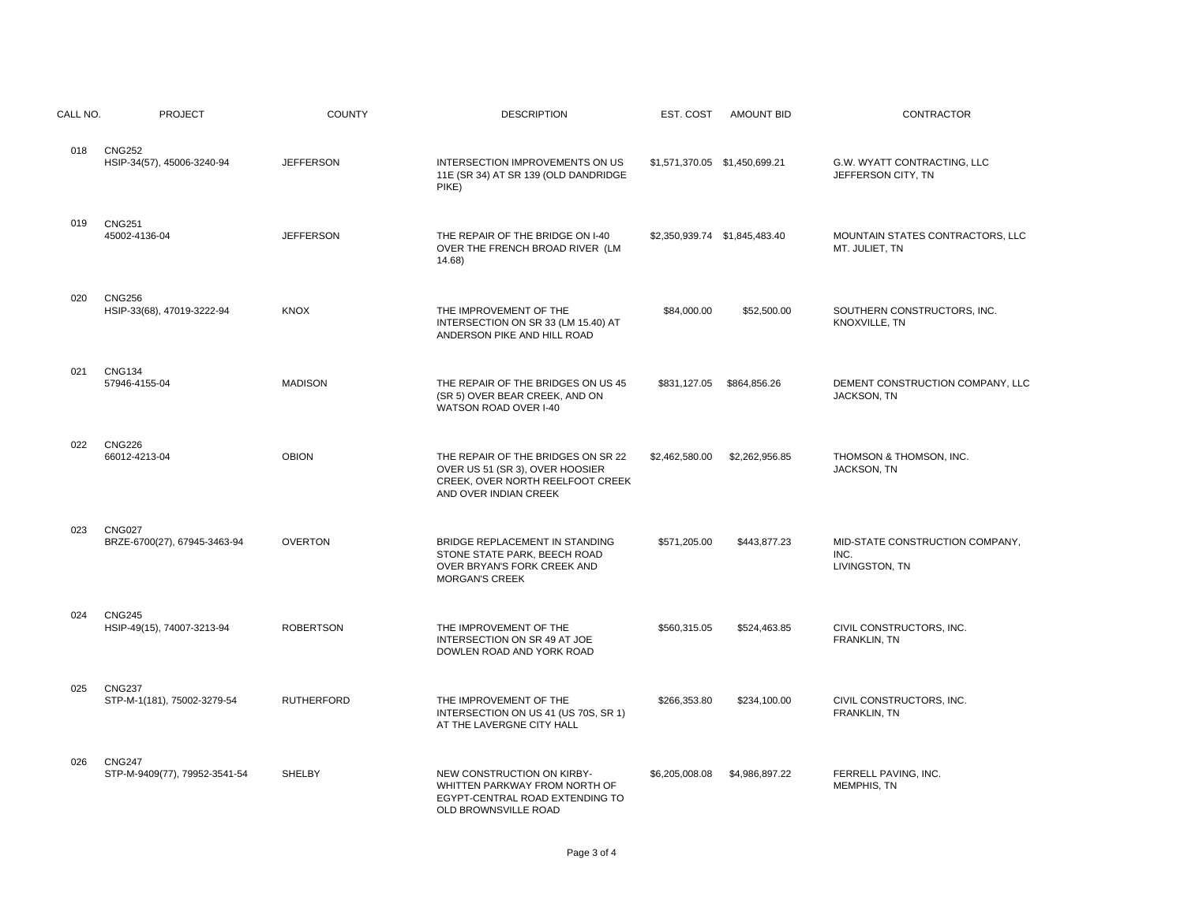| CALL NO. | PROJECT | COUNTY | DESCRIPTION | EST. COST | AMOUNT BID | CONTRACTOR |
|---|---|---|---|---|---|---|
| 018 | CNG252<br>HSIP-34(57), 45006-3240-94 | JEFFERSON | INTERSECTION IMPROVEMENTS ON US 11E (SR 34) AT SR 139 (OLD DANDRIDGE PIKE) | $1,571,370.05 | $1,450,699.21 | G.W. WYATT CONTRACTING, LLC<br>JEFFERSON CITY, TN |
| 019 | CNG251<br>45002-4136-04 | JEFFERSON | THE REPAIR OF THE BRIDGE ON I-40 OVER THE FRENCH BROAD RIVER (LM 14.68) | $2,350,939.74 | $1,845,483.40 | MOUNTAIN STATES CONTRACTORS, LLC<br>MT. JULIET, TN |
| 020 | CNG256<br>HSIP-33(68), 47019-3222-94 | KNOX | THE IMPROVEMENT OF THE INTERSECTION ON SR 33 (LM 15.40) AT ANDERSON PIKE AND HILL ROAD | $84,000.00 | $52,500.00 | SOUTHERN CONSTRUCTORS, INC.<br>KNOXVILLE, TN |
| 021 | CNG134<br>57946-4155-04 | MADISON | THE REPAIR OF THE BRIDGES ON US 45 (SR 5) OVER BEAR CREEK, AND ON WATSON ROAD OVER I-40 | $831,127.05 | $864,856.26 | DEMENT CONSTRUCTION COMPANY, LLC<br>JACKSON, TN |
| 022 | CNG226<br>66012-4213-04 | OBION | THE REPAIR OF THE BRIDGES ON SR 22 OVER US 51 (SR 3), OVER HOOSIER CREEK, OVER NORTH REELFOOT CREEK AND OVER INDIAN CREEK | $2,462,580.00 | $2,262,956.85 | THOMSON & THOMSON, INC.<br>JACKSON, TN |
| 023 | CNG027<br>BRZE-6700(27), 67945-3463-94 | OVERTON | BRIDGE REPLACEMENT IN STANDING STONE STATE PARK, BEECH ROAD OVER BRYAN'S FORK CREEK AND MORGAN'S CREEK | $571,205.00 | $443,877.23 | MID-STATE CONSTRUCTION COMPANY, INC.<br>LIVINGSTON, TN |
| 024 | CNG245<br>HSIP-49(15), 74007-3213-94 | ROBERTSON | THE IMPROVEMENT OF THE INTERSECTION ON SR 49 AT JOE DOWLEN ROAD AND YORK ROAD | $560,315.05 | $524,463.85 | CIVIL CONSTRUCTORS, INC.<br>FRANKLIN, TN |
| 025 | CNG237<br>STP-M-1(181), 75002-3279-54 | RUTHERFORD | THE IMPROVEMENT OF THE INTERSECTION ON US 41 (US 70S, SR 1) AT THE LAVERGNE CITY HALL | $266,353.80 | $234,100.00 | CIVIL CONSTRUCTORS, INC.<br>FRANKLIN, TN |
| 026 | CNG247<br>STP-M-9409(77), 79952-3541-54 | SHELBY | NEW CONSTRUCTION ON KIRBY-WHITTEN PARKWAY FROM NORTH OF EGYPT-CENTRAL ROAD EXTENDING TO OLD BROWNSVILLE ROAD | $6,205,008.08 | $4,986,897.22 | FERRELL PAVING, INC.<br>MEMPHIS, TN |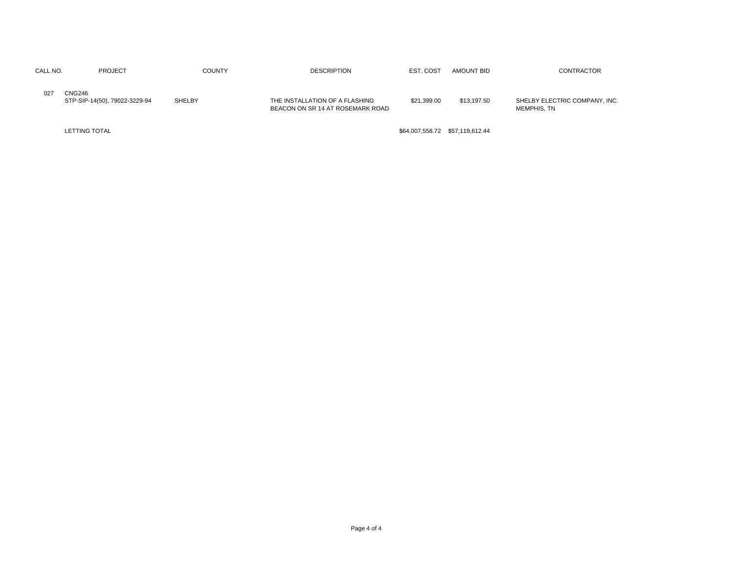| CALL NO. | PROJECT | COUNTY | DESCRIPTION | EST. COST | AMOUNT BID | CONTRACTOR |
|---|---|---|---|---|---|---|
| 027 | CNG246<br>STP-SIP-14(50), 79022-3229-94 | SHELBY | THE INSTALLATION OF A FLASHING BEACON ON SR 14 AT ROSEMARK ROAD | $21,399.00 | $13,197.50 | SHELBY ELECTRIC COMPANY, INC.<br>MEMPHIS, TN |
| | LETTING TOTAL | | | $64,007,558.72 | $57,119,612.44 | |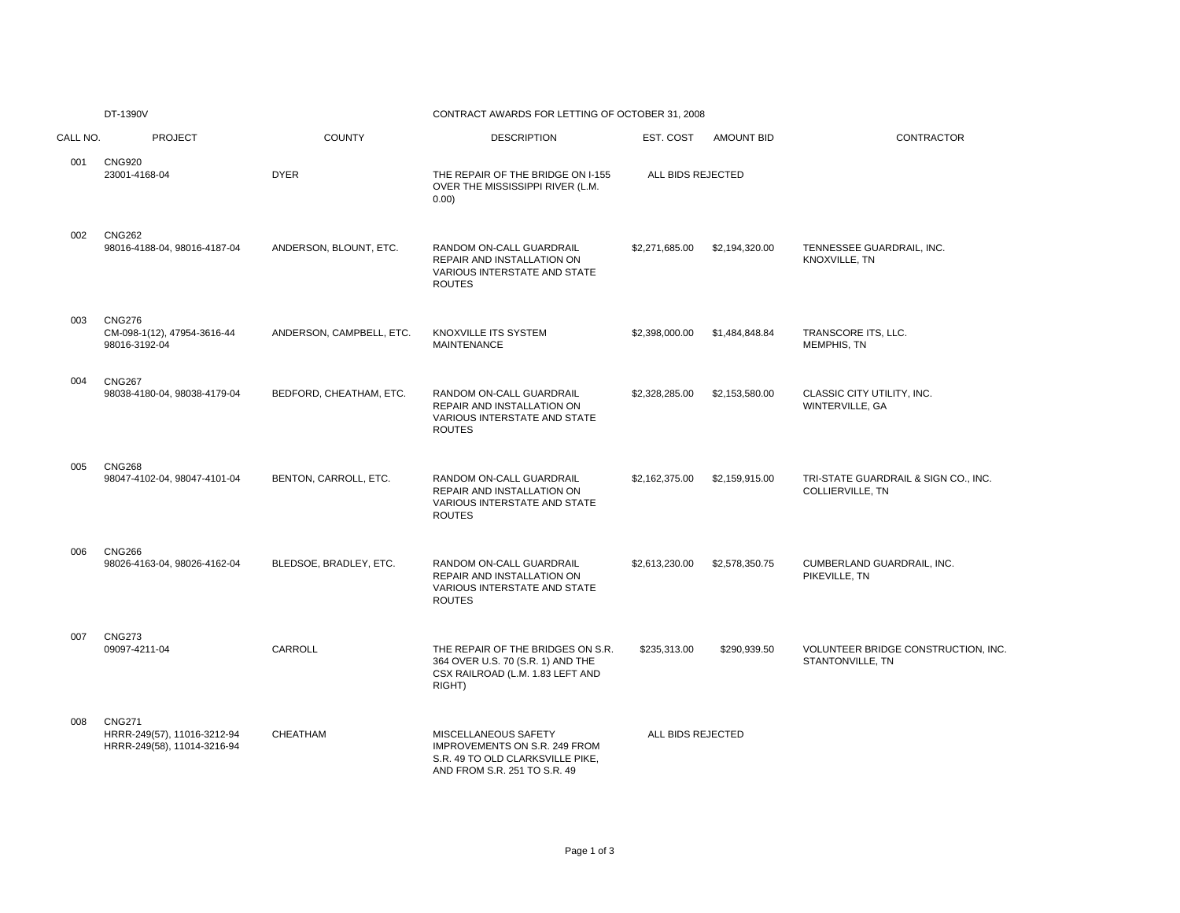DT-1390V

CONTRACT AWARDS FOR LETTING OF OCTOBER 31, 2008

| CALL NO. | PROJECT | COUNTY | DESCRIPTION | EST. COST | AMOUNT BID | CONTRACTOR |
|---|---|---|---|---|---|---|
| 001 | CNG920<br>23001-4168-04 | DYER | THE REPAIR OF THE BRIDGE ON I-155 OVER THE MISSISSIPPI RIVER (L.M. 0.00) | ALL BIDS REJECTED | | |
| 002 | CNG262<br>98016-4188-04, 98016-4187-04 | ANDERSON, BLOUNT, ETC. | RANDOM ON-CALL GUARDRAIL REPAIR AND INSTALLATION ON VARIOUS INTERSTATE AND STATE ROUTES | $2,271,685.00 | $2,194,320.00 | TENNESSEE GUARDRAIL, INC.<br>KNOXVILLE, TN |
| 003 | CNG276<br>CM-098-1(12), 47954-3616-44<br>98016-3192-04 | ANDERSON, CAMPBELL, ETC. | KNOXVILLE ITS SYSTEM MAINTENANCE | $2,398,000.00 | $1,484,848.84 | TRANSCORE ITS, LLC.<br>MEMPHIS, TN |
| 004 | CNG267<br>98038-4180-04, 98038-4179-04 | BEDFORD, CHEATHAM, ETC. | RANDOM ON-CALL GUARDRAIL REPAIR AND INSTALLATION ON VARIOUS INTERSTATE AND STATE ROUTES | $2,328,285.00 | $2,153,580.00 | CLASSIC CITY UTILITY, INC.<br>WINTERVILLE, GA |
| 005 | CNG268<br>98047-4102-04, 98047-4101-04 | BENTON, CARROLL, ETC. | RANDOM ON-CALL GUARDRAIL REPAIR AND INSTALLATION ON VARIOUS INTERSTATE AND STATE ROUTES | $2,162,375.00 | $2,159,915.00 | TRI-STATE GUARDRAIL & SIGN CO., INC.<br>COLLIERVILLE, TN |
| 006 | CNG266<br>98026-4163-04, 98026-4162-04 | BLEDSOE, BRADLEY, ETC. | RANDOM ON-CALL GUARDRAIL REPAIR AND INSTALLATION ON VARIOUS INTERSTATE AND STATE ROUTES | $2,613,230.00 | $2,578,350.75 | CUMBERLAND GUARDRAIL, INC.<br>PIKEVILLE, TN |
| 007 | CNG273<br>09097-4211-04 | CARROLL | THE REPAIR OF THE BRIDGES ON S.R. 364 OVER U.S. 70 (S.R. 1) AND THE CSX RAILROAD (L.M. 1.83 LEFT AND RIGHT) | $235,313.00 | $290,939.50 | VOLUNTEER BRIDGE CONSTRUCTION, INC.<br>STANTONVILLE, TN |
| 008 | CNG271<br>HRRR-249(57), 11016-3212-94<br>HRRR-249(58), 11014-3216-94 | CHEATHAM | MISCELLANEOUS SAFETY IMPROVEMENTS ON S.R. 249 FROM S.R. 49 TO OLD CLARKSVILLE PIKE, AND FROM S.R. 251 TO S.R. 49 | ALL BIDS REJECTED | | |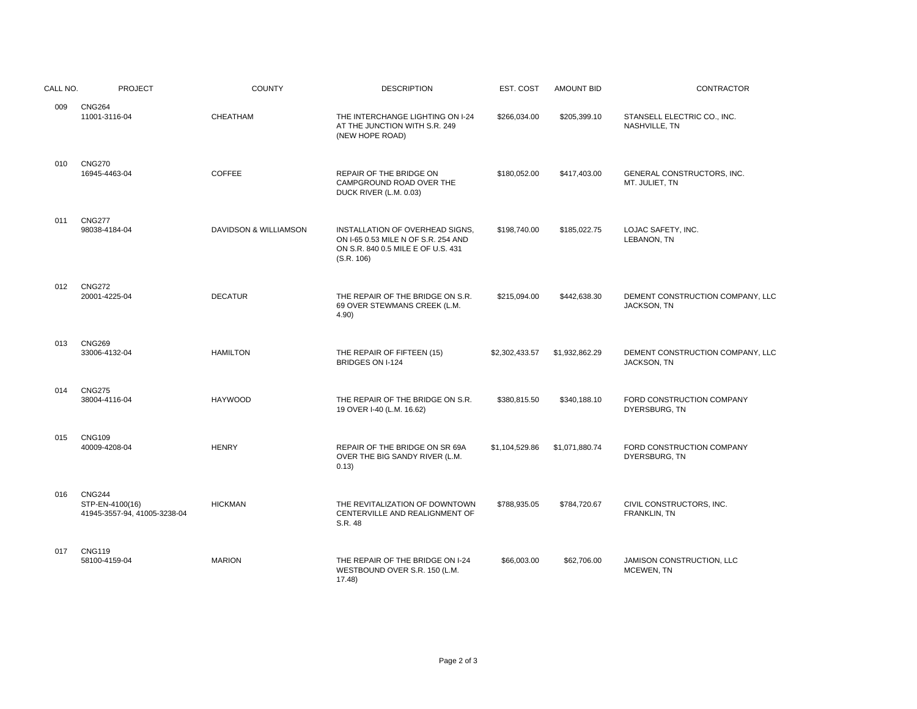| CALL NO. | PROJECT | COUNTY | DESCRIPTION | EST. COST | AMOUNT BID | CONTRACTOR |
|---|---|---|---|---|---|---|
| 009 | CNG264<br>11001-3116-04 | CHEATHAM | THE INTERCHANGE LIGHTING ON I-24 AT THE JUNCTION WITH S.R. 249 (NEW HOPE ROAD) | $266,034.00 | $205,399.10 | STANSELL ELECTRIC CO., INC.<br>NASHVILLE, TN |
| 010 | CNG270<br>16945-4463-04 | COFFEE | REPAIR OF THE BRIDGE ON CAMPGROUND ROAD OVER THE DUCK RIVER (L.M. 0.03) | $180,052.00 | $417,403.00 | GENERAL CONSTRUCTORS, INC.<br>MT. JULIET, TN |
| 011 | CNG277<br>98038-4184-04 | DAVIDSON & WILLIAMSON | INSTALLATION OF OVERHEAD SIGNS, ON I-65 0.53 MILE N OF S.R. 254 AND ON S.R. 840 0.5 MILE E OF U.S. 431 (S.R. 106) | $198,740.00 | $185,022.75 | LOJAC SAFETY, INC.<br>LEBANON, TN |
| 012 | CNG272<br>20001-4225-04 | DECATUR | THE REPAIR OF THE BRIDGE ON S.R. 69 OVER STEWMANS CREEK (L.M. 4.90) | $215,094.00 | $442,638.30 | DEMENT CONSTRUCTION COMPANY, LLC<br>JACKSON, TN |
| 013 | CNG269<br>33006-4132-04 | HAMILTON | THE REPAIR OF FIFTEEN (15) BRIDGES ON I-124 | $2,302,433.57 | $1,932,862.29 | DEMENT CONSTRUCTION COMPANY, LLC<br>JACKSON, TN |
| 014 | CNG275<br>38004-4116-04 | HAYWOOD | THE REPAIR OF THE BRIDGE ON S.R. 19 OVER I-40 (L.M. 16.62) | $380,815.50 | $340,188.10 | FORD CONSTRUCTION COMPANY<br>DYERSBURG, TN |
| 015 | CNG109<br>40009-4208-04 | HENRY | REPAIR OF THE BRIDGE ON SR 69A OVER THE BIG SANDY RIVER (L.M. 0.13) | $1,104,529.86 | $1,071,880.74 | FORD CONSTRUCTION COMPANY<br>DYERSBURG, TN |
| 016 | CNG244<br>STP-EN-4100(16)<br>41945-3557-94, 41005-3238-04 | HICKMAN | THE REVITALIZATION OF DOWNTOWN CENTERVILLE AND REALIGNMENT OF S.R. 48 | $788,935.05 | $784,720.67 | CIVIL CONSTRUCTORS, INC.<br>FRANKLIN, TN |
| 017 | CNG119<br>58100-4159-04 | MARION | THE REPAIR OF THE BRIDGE ON I-24 WESTBOUND OVER S.R. 150 (L.M. 17.48) | $66,003.00 | $62,706.00 | JAMISON CONSTRUCTION, LLC<br>MCEWEN, TN |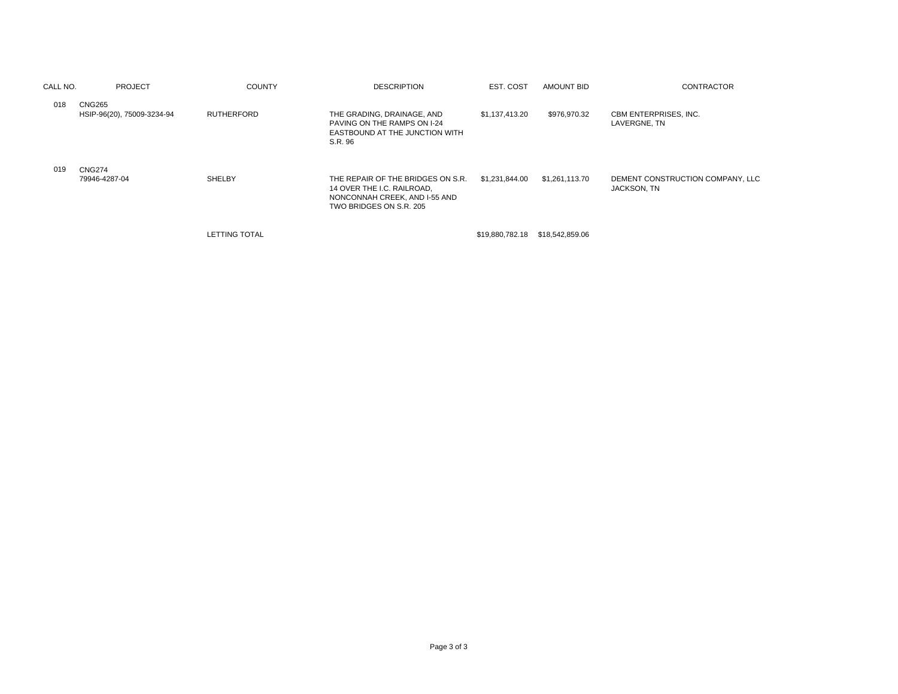| CALL NO. | PROJECT | COUNTY | DESCRIPTION | EST. COST | AMOUNT BID | CONTRACTOR |
| --- | --- | --- | --- | --- | --- | --- |
| 018 | CNG265<br>HSIP-96(20), 75009-3234-94 | RUTHERFORD | THE GRADING, DRAINAGE, AND PAVING ON THE RAMPS ON I-24 EASTBOUND AT THE JUNCTION WITH S.R. 96 | $1,137,413.20 | $976,970.32 | CBM ENTERPRISES, INC.<br>LAVERGNE, TN |
| 019 | CNG274<br>79946-4287-04 | SHELBY | THE REPAIR OF THE BRIDGES ON S.R. 14 OVER THE I.C. RAILROAD, NONCONNAH CREEK, AND I-55 AND TWO BRIDGES ON S.R. 205 | $1,231,844.00 | $1,261,113.70 | DEMENT CONSTRUCTION COMPANY, LLC<br>JACKSON, TN |
| | | LETTING TOTAL | | $19,880,782.18 | $18,542,859.06 | |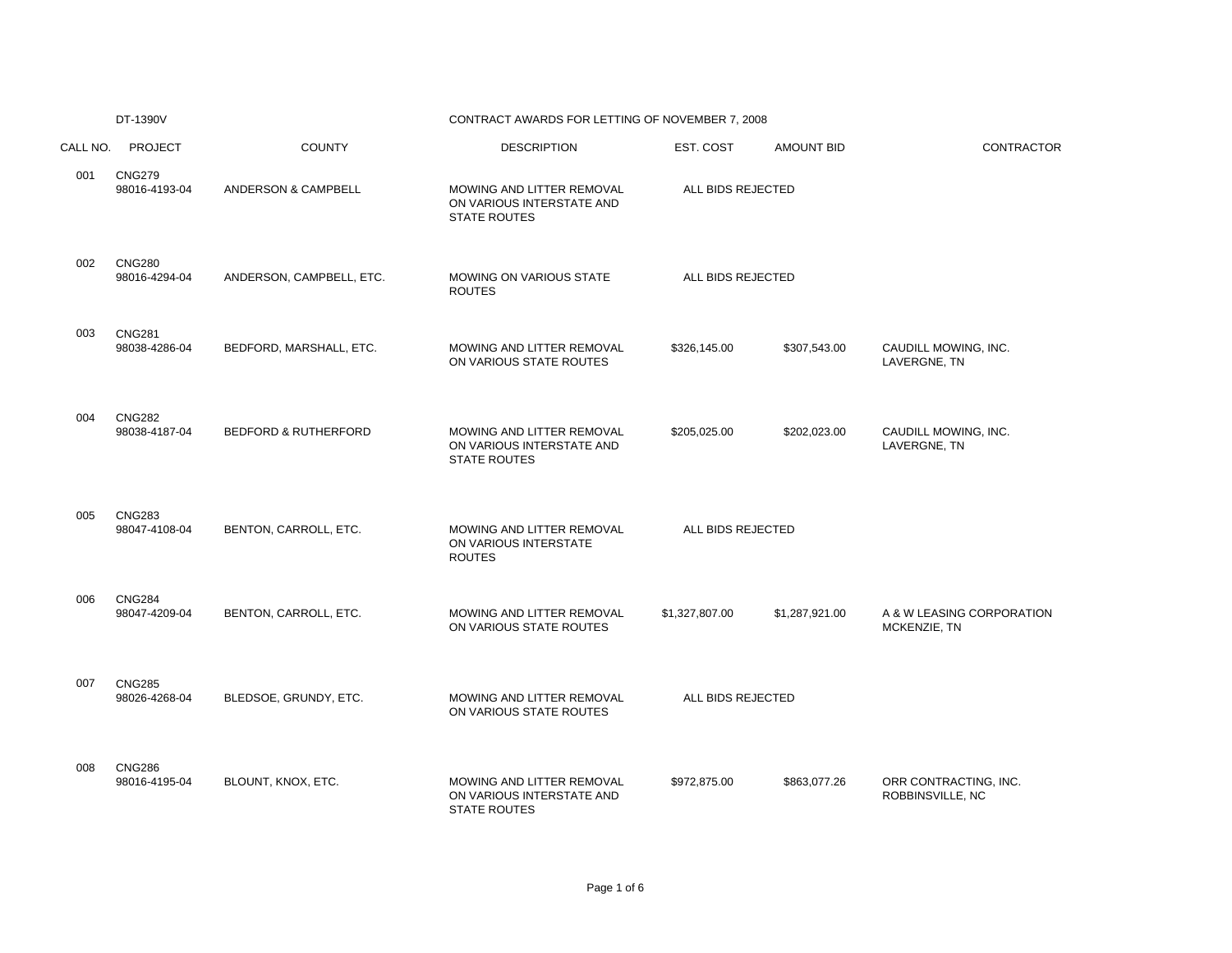DT-1390V

CONTRACT AWARDS FOR LETTING OF NOVEMBER 7, 2008

| CALL NO. | PROJECT | COUNTY | DESCRIPTION | EST. COST | AMOUNT BID | CONTRACTOR |
|---|---|---|---|---|---|---|
| 001 | CNG279 98016-4193-04 | ANDERSON & CAMPBELL | MOWING AND LITTER REMOVAL ON VARIOUS INTERSTATE AND STATE ROUTES | ALL BIDS REJECTED | | |
| 002 | CNG280 98016-4294-04 | ANDERSON, CAMPBELL, ETC. | MOWING ON VARIOUS STATE ROUTES | ALL BIDS REJECTED | | |
| 003 | CNG281 98038-4286-04 | BEDFORD, MARSHALL, ETC. | MOWING AND LITTER REMOVAL ON VARIOUS STATE ROUTES | $326,145.00 | $307,543.00 | CAUDILL MOWING, INC. LAVERGNE, TN |
| 004 | CNG282 98038-4187-04 | BEDFORD & RUTHERFORD | MOWING AND LITTER REMOVAL ON VARIOUS INTERSTATE AND STATE ROUTES | $205,025.00 | $202,023.00 | CAUDILL MOWING, INC. LAVERGNE, TN |
| 005 | CNG283 98047-4108-04 | BENTON, CARROLL, ETC. | MOWING AND LITTER REMOVAL ON VARIOUS INTERSTATE ROUTES | ALL BIDS REJECTED | | |
| 006 | CNG284 98047-4209-04 | BENTON, CARROLL, ETC. | MOWING AND LITTER REMOVAL ON VARIOUS STATE ROUTES | $1,327,807.00 | $1,287,921.00 | A & W LEASING CORPORATION MCKENZIE, TN |
| 007 | CNG285 98026-4268-04 | BLEDSOE, GRUNDY, ETC. | MOWING AND LITTER REMOVAL ON VARIOUS STATE ROUTES | ALL BIDS REJECTED | | |
| 008 | CNG286 98016-4195-04 | BLOUNT, KNOX, ETC. | MOWING AND LITTER REMOVAL ON VARIOUS INTERSTATE AND STATE ROUTES | $972,875.00 | $863,077.26 | ORR CONTRACTING, INC. ROBBINSVILLE, NC |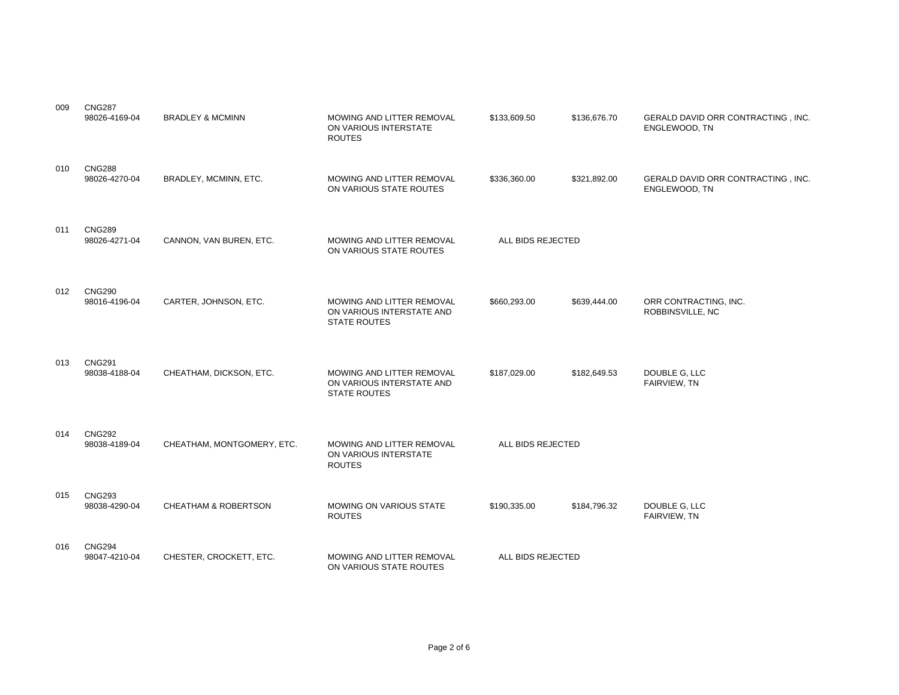| | | | | | | |
|---|---|---|---|---|---|---|
| 009 | CNG287 98026-4169-04 | BRADLEY & MCMINN | MOWING AND LITTER REMOVAL ON VARIOUS INTERSTATE ROUTES | $133,609.50 | $136,676.70 | GERALD DAVID ORR CONTRACTING , INC. ENGLEWOOD, TN |
| 010 | CNG288 98026-4270-04 | BRADLEY, MCMINN, ETC. | MOWING AND LITTER REMOVAL ON VARIOUS STATE ROUTES | $336,360.00 | $321,892.00 | GERALD DAVID ORR CONTRACTING , INC. ENGLEWOOD, TN |
| 011 | CNG289 98026-4271-04 | CANNON, VAN BUREN, ETC. | MOWING AND LITTER REMOVAL ON VARIOUS STATE ROUTES | ALL BIDS REJECTED | | |
| 012 | CNG290 98016-4196-04 | CARTER, JOHNSON, ETC. | MOWING AND LITTER REMOVAL ON VARIOUS INTERSTATE AND STATE ROUTES | $660,293.00 | $639,444.00 | ORR CONTRACTING, INC. ROBBINSVILLE, NC |
| 013 | CNG291 98038-4188-04 | CHEATHAM, DICKSON, ETC. | MOWING AND LITTER REMOVAL ON VARIOUS INTERSTATE AND STATE ROUTES | $187,029.00 | $182,649.53 | DOUBLE G, LLC FAIRVIEW, TN |
| 014 | CNG292 98038-4189-04 | CHEATHAM, MONTGOMERY, ETC. | MOWING AND LITTER REMOVAL ON VARIOUS INTERSTATE ROUTES | ALL BIDS REJECTED | | |
| 015 | CNG293 98038-4290-04 | CHEATHAM & ROBERTSON | MOWING ON VARIOUS STATE ROUTES | $190,335.00 | $184,796.32 | DOUBLE G, LLC FAIRVIEW, TN |
| 016 | CNG294 98047-4210-04 | CHESTER, CROCKETT, ETC. | MOWING AND LITTER REMOVAL ON VARIOUS STATE ROUTES | ALL BIDS REJECTED | | |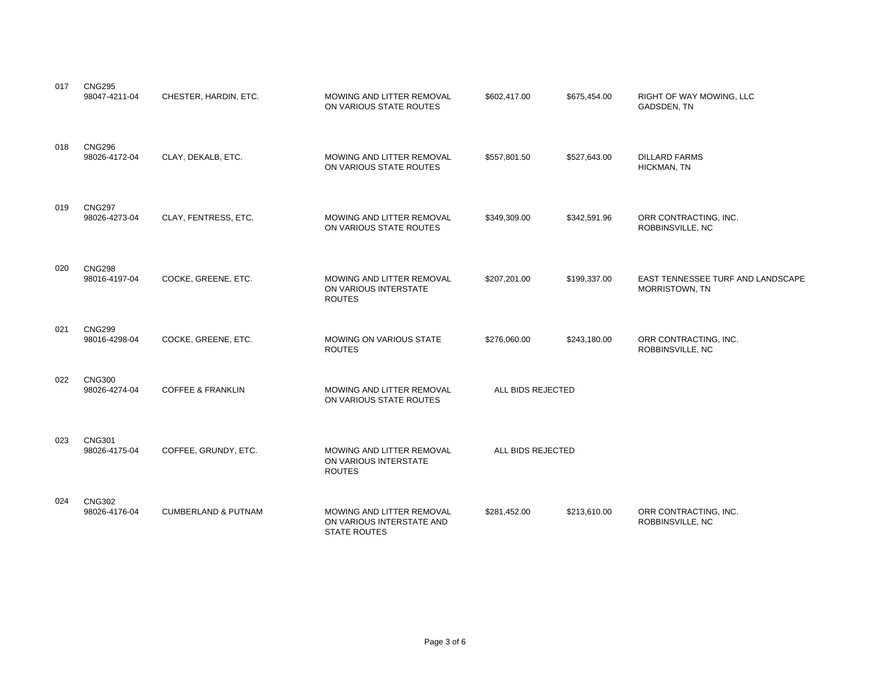| | | | | | | |
|---|---|---|---|---|---|---|
| 017 | CNG295<br>98047-4211-04 | CHESTER, HARDIN, ETC. | MOWING AND LITTER REMOVAL ON VARIOUS STATE ROUTES | $602,417.00 | $675,454.00 | RIGHT OF WAY MOWING, LLC<br>GADSDEN, TN |
| 018 | CNG296<br>98026-4172-04 | CLAY, DEKALB, ETC. | MOWING AND LITTER REMOVAL ON VARIOUS STATE ROUTES | $557,801.50 | $527,643.00 | DILLARD FARMS<br>HICKMAN, TN |
| 019 | CNG297<br>98026-4273-04 | CLAY, FENTRESS, ETC. | MOWING AND LITTER REMOVAL ON VARIOUS STATE ROUTES | $349,309.00 | $342,591.96 | ORR CONTRACTING, INC.<br>ROBBINSVILLE, NC |
| 020 | CNG298<br>98016-4197-04 | COCKE, GREENE, ETC. | MOWING AND LITTER REMOVAL ON VARIOUS INTERSTATE ROUTES | $207,201.00 | $199,337.00 | EAST TENNESSEE TURF AND LANDSCAPE<br>MORRISTOWN, TN |
| 021 | CNG299<br>98016-4298-04 | COCKE, GREENE, ETC. | MOWING ON VARIOUS STATE ROUTES | $276,060.00 | $243,180.00 | ORR CONTRACTING, INC.<br>ROBBINSVILLE, NC |
| 022 | CNG300<br>98026-4274-04 | COFFEE & FRANKLIN | MOWING AND LITTER REMOVAL ON VARIOUS STATE ROUTES | ALL BIDS REJECTED | | |
| 023 | CNG301<br>98026-4175-04 | COFFEE, GRUNDY, ETC. | MOWING AND LITTER REMOVAL ON VARIOUS INTERSTATE ROUTES | ALL BIDS REJECTED | | |
| 024 | CNG302<br>98026-4176-04 | CUMBERLAND & PUTNAM | MOWING AND LITTER REMOVAL ON VARIOUS INTERSTATE AND STATE ROUTES | $281,452.00 | $213,610.00 | ORR CONTRACTING, INC.<br>ROBBINSVILLE, NC |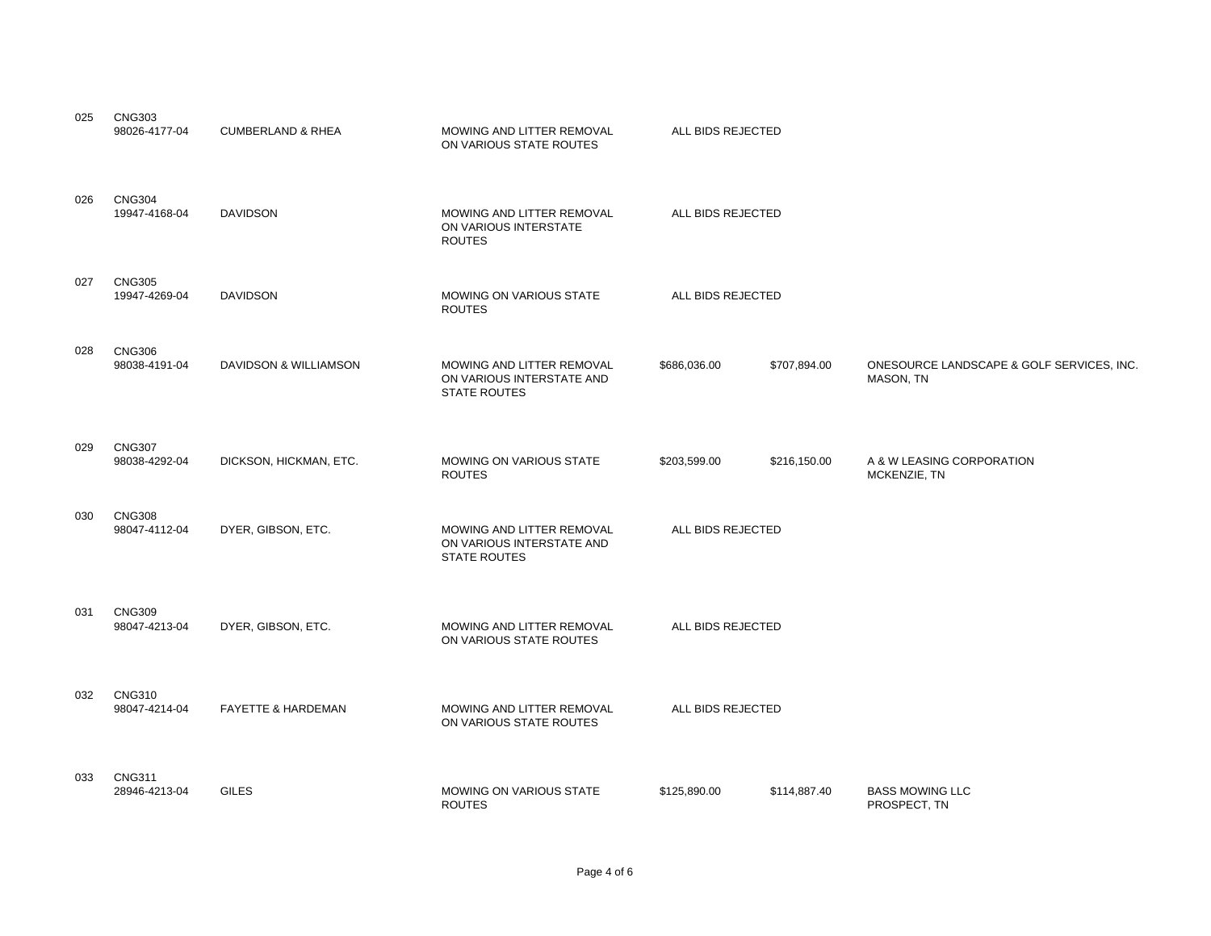| | | | | | | |
|---|---|---|---|---|---|---|
| 025 | CNG303<br>98026-4177-04 | CUMBERLAND & RHEA | MOWING AND LITTER REMOVAL ON VARIOUS STATE ROUTES | ALL BIDS REJECTED | | |
| 026 | CNG304<br>19947-4168-04 | DAVIDSON | MOWING AND LITTER REMOVAL ON VARIOUS INTERSTATE ROUTES | ALL BIDS REJECTED | | |
| 027 | CNG305<br>19947-4269-04 | DAVIDSON | MOWING ON VARIOUS STATE ROUTES | ALL BIDS REJECTED | | |
| 028 | CNG306<br>98038-4191-04 | DAVIDSON & WILLIAMSON | MOWING AND LITTER REMOVAL ON VARIOUS INTERSTATE AND STATE ROUTES | $686,036.00 | $707,894.00 | ONESOURCE LANDSCAPE & GOLF SERVICES, INC.<br>MASON, TN |
| 029 | CNG307<br>98038-4292-04 | DICKSON, HICKMAN, ETC. | MOWING ON VARIOUS STATE ROUTES | $203,599.00 | $216,150.00 | A & W LEASING CORPORATION<br>MCKENZIE, TN |
| 030 | CNG308<br>98047-4112-04 | DYER, GIBSON, ETC. | MOWING AND LITTER REMOVAL ON VARIOUS INTERSTATE AND STATE ROUTES | ALL BIDS REJECTED | | |
| 031 | CNG309<br>98047-4213-04 | DYER, GIBSON, ETC. | MOWING AND LITTER REMOVAL ON VARIOUS STATE ROUTES | ALL BIDS REJECTED | | |
| 032 | CNG310<br>98047-4214-04 | FAYETTE & HARDEMAN | MOWING AND LITTER REMOVAL ON VARIOUS STATE ROUTES | ALL BIDS REJECTED | | |
| 033 | CNG311<br>28946-4213-04 | GILES | MOWING ON VARIOUS STATE ROUTES | $125,890.00 | $114,887.40 | BASS MOWING LLC<br>PROSPECT, TN |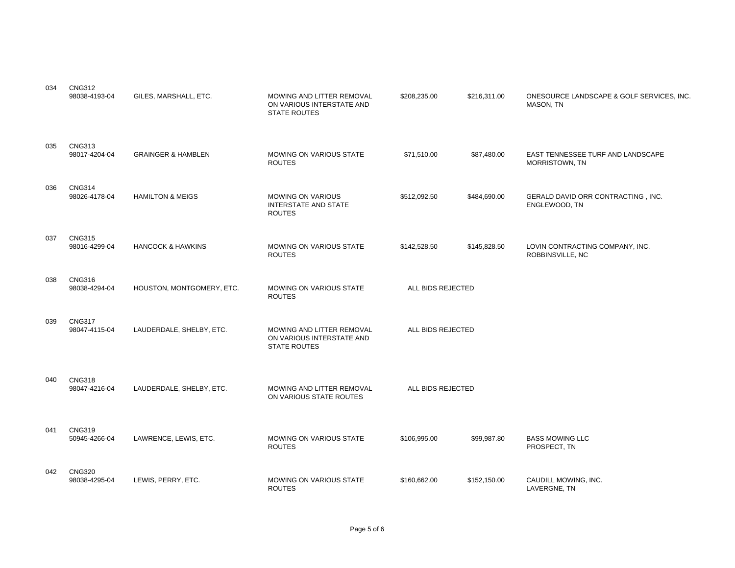| | | | | | | |
|---|---|---|---|---|---|---|
| 034 | CNG312<br>98038-4193-04 | GILES, MARSHALL, ETC. | MOWING AND LITTER REMOVAL ON VARIOUS INTERSTATE AND STATE ROUTES | $208,235.00 | $216,311.00 | ONESOURCE LANDSCAPE & GOLF SERVICES, INC.<br>MASON, TN |
| 035 | CNG313<br>98017-4204-04 | GRAINGER & HAMBLEN | MOWING ON VARIOUS STATE ROUTES | $71,510.00 | $87,480.00 | EAST TENNESSEE TURF AND LANDSCAPE<br>MORRISTOWN, TN |
| 036 | CNG314<br>98026-4178-04 | HAMILTON & MEIGS | MOWING ON VARIOUS INTERSTATE AND STATE ROUTES | $512,092.50 | $484,690.00 | GERALD DAVID ORR CONTRACTING , INC.<br>ENGLEWOOD, TN |
| 037 | CNG315<br>98016-4299-04 | HANCOCK & HAWKINS | MOWING ON VARIOUS STATE ROUTES | $142,528.50 | $145,828.50 | LOVIN CONTRACTING COMPANY, INC.<br>ROBBINSVILLE, NC |
| 038 | CNG316<br>98038-4294-04 | HOUSTON, MONTGOMERY, ETC. | MOWING ON VARIOUS STATE ROUTES | ALL BIDS REJECTED | | |
| 039 | CNG317<br>98047-4115-04 | LAUDERDALE, SHELBY, ETC. | MOWING AND LITTER REMOVAL ON VARIOUS INTERSTATE AND STATE ROUTES | ALL BIDS REJECTED | | |
| 040 | CNG318<br>98047-4216-04 | LAUDERDALE, SHELBY, ETC. | MOWING AND LITTER REMOVAL ON VARIOUS STATE ROUTES | ALL BIDS REJECTED | | |
| 041 | CNG319<br>50945-4266-04 | LAWRENCE, LEWIS, ETC. | MOWING ON VARIOUS STATE ROUTES | $106,995.00 | $99,987.80 | BASS MOWING LLC<br>PROSPECT, TN |
| 042 | CNG320<br>98038-4295-04 | LEWIS, PERRY, ETC. | MOWING ON VARIOUS STATE ROUTES | $160,662.00 | $152,150.00 | CAUDILL MOWING, INC.<br>LAVERGNE, TN |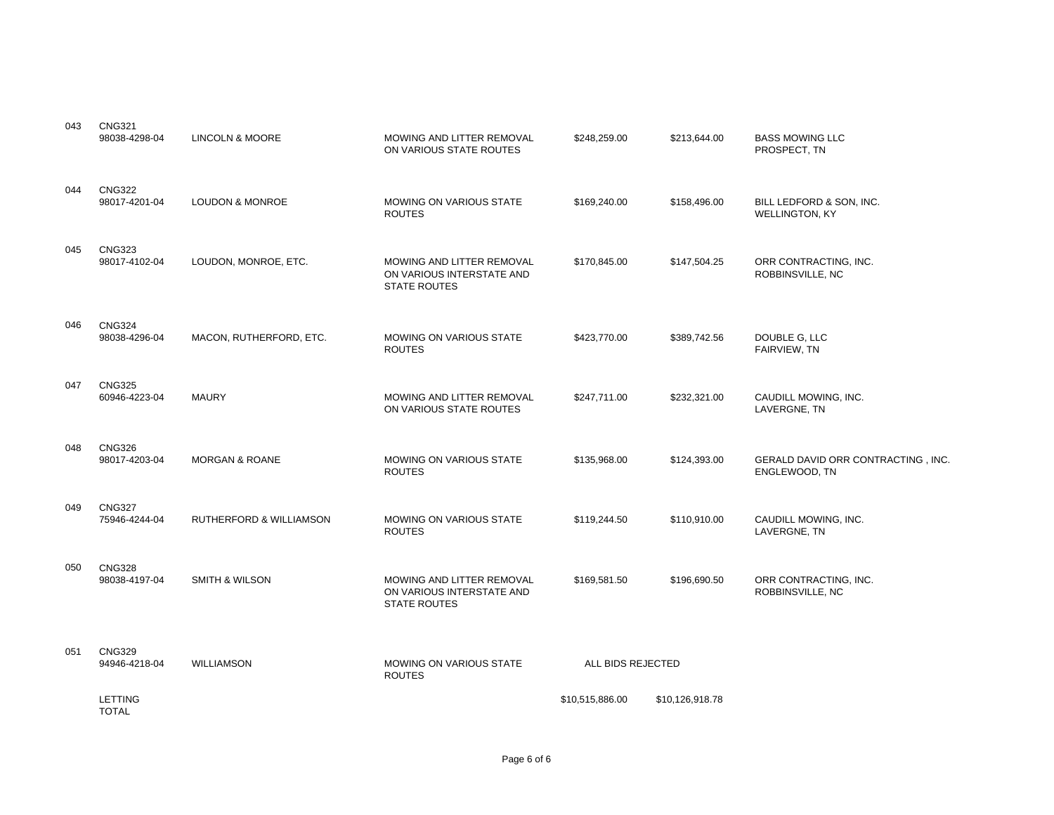| | | | | | | |
|---|---|---|---|---|---|---|
| 043 | CNG321<br>98038-4298-04 | LINCOLN & MOORE | MOWING AND LITTER REMOVAL ON VARIOUS STATE ROUTES | $248,259.00 | $213,644.00 | BASS MOWING LLC<br>PROSPECT, TN |
| 044 | CNG322<br>98017-4201-04 | LOUDON & MONROE | MOWING ON VARIOUS STATE ROUTES | $169,240.00 | $158,496.00 | BILL LEDFORD & SON, INC.<br>WELLINGTON, KY |
| 045 | CNG323<br>98017-4102-04 | LOUDON, MONROE, ETC. | MOWING AND LITTER REMOVAL ON VARIOUS INTERSTATE AND STATE ROUTES | $170,845.00 | $147,504.25 | ORR CONTRACTING, INC.<br>ROBBINSVILLE, NC |
| 046 | CNG324<br>98038-4296-04 | MACON, RUTHERFORD, ETC. | MOWING ON VARIOUS STATE ROUTES | $423,770.00 | $389,742.56 | DOUBLE G, LLC<br>FAIRVIEW, TN |
| 047 | CNG325<br>60946-4223-04 | MAURY | MOWING AND LITTER REMOVAL ON VARIOUS STATE ROUTES | $247,711.00 | $232,321.00 | CAUDILL MOWING, INC.<br>LAVERGNE, TN |
| 048 | CNG326<br>98017-4203-04 | MORGAN & ROANE | MOWING ON VARIOUS STATE ROUTES | $135,968.00 | $124,393.00 | GERALD DAVID ORR CONTRACTING , INC.<br>ENGLEWOOD, TN |
| 049 | CNG327<br>75946-4244-04 | RUTHERFORD & WILLIAMSON | MOWING ON VARIOUS STATE ROUTES | $119,244.50 | $110,910.00 | CAUDILL MOWING, INC.<br>LAVERGNE, TN |
| 050 | CNG328<br>98038-4197-04 | SMITH & WILSON | MOWING AND LITTER REMOVAL ON VARIOUS INTERSTATE AND STATE ROUTES | $169,581.50 | $196,690.50 | ORR CONTRACTING, INC.<br>ROBBINSVILLE, NC |
| 051 | CNG329<br>94946-4218-04 | WILLIAMSON | MOWING ON VARIOUS STATE ROUTES | ALL BIDS REJECTED | | |
| | LETTING TOTAL | | | $10,515,886.00 | $10,126,918.78 | |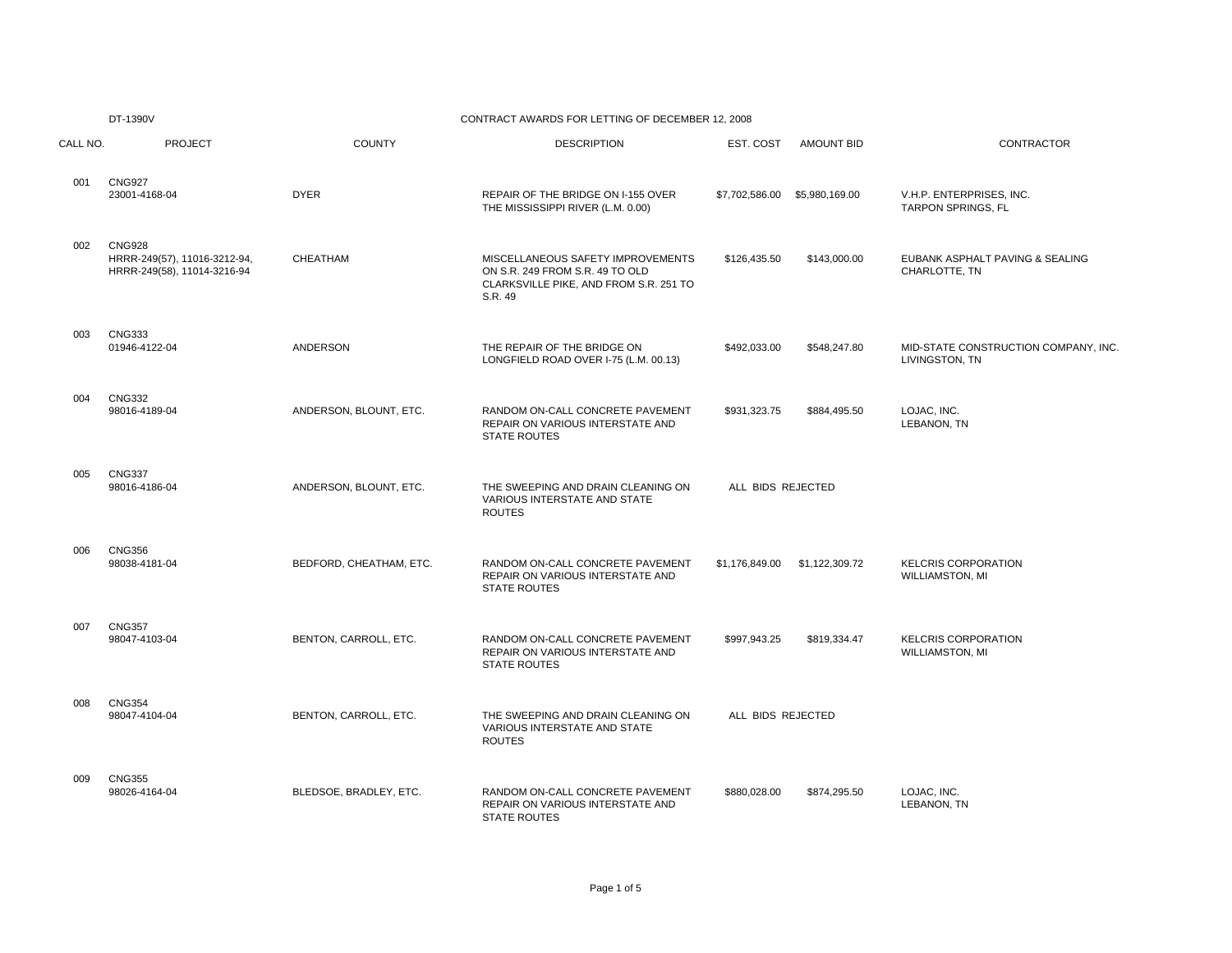DT-1390V

## CONTRACT AWARDS FOR LETTING OF DECEMBER 12, 2008

| CALL NO. | PROJECT | COUNTY | DESCRIPTION | EST. COST | AMOUNT BID | CONTRACTOR |
|---|---|---|---|---|---|---|
| 001 | CNG927<br>23001-4168-04 | DYER | REPAIR OF THE BRIDGE ON I-155 OVER THE MISSISSIPPI RIVER (L.M. 0.00) | $7,702,586.00 | $5,980,169.00 | V.H.P. ENTERPRISES, INC.<br>TARPON SPRINGS, FL |
| 002 | CNG928<br>HRRR-249(57), 11016-3212-94,<br>HRRR-249(58), 11014-3216-94 | CHEATHAM | MISCELLANEOUS SAFETY IMPROVEMENTS ON S.R. 249 FROM S.R. 49 TO OLD CLARKSVILLE PIKE, AND FROM S.R. 251 TO S.R. 49 | $126,435.50 | $143,000.00 | EUBANK ASPHALT PAVING & SEALING<br>CHARLOTTE, TN |
| 003 | CNG333<br>01946-4122-04 | ANDERSON | THE REPAIR OF THE BRIDGE ON LONGFIELD ROAD OVER I-75 (L.M. 00.13) | $492,033.00 | $548,247.80 | MID-STATE CONSTRUCTION COMPANY, INC.<br>LIVINGSTON, TN |
| 004 | CNG332<br>98016-4189-04 | ANDERSON, BLOUNT, ETC. | RANDOM ON-CALL CONCRETE PAVEMENT REPAIR ON VARIOUS INTERSTATE AND STATE ROUTES | $931,323.75 | $884,495.50 | LOJAC, INC.<br>LEBANON, TN |
| 005 | CNG337<br>98016-4186-04 | ANDERSON, BLOUNT, ETC. | THE SWEEPING AND DRAIN CLEANING ON VARIOUS INTERSTATE AND STATE ROUTES | ALL BIDS REJECTED | | |
| 006 | CNG356<br>98038-4181-04 | BEDFORD, CHEATHAM, ETC. | RANDOM ON-CALL CONCRETE PAVEMENT REPAIR ON VARIOUS INTERSTATE AND STATE ROUTES | $1,176,849.00 | $1,122,309.72 | KELCRIS CORPORATION<br>WILLIAMSTON, MI |
| 007 | CNG357<br>98047-4103-04 | BENTON, CARROLL, ETC. | RANDOM ON-CALL CONCRETE PAVEMENT REPAIR ON VARIOUS INTERSTATE AND STATE ROUTES | $997,943.25 | $819,334.47 | KELCRIS CORPORATION<br>WILLIAMSTON, MI |
| 008 | CNG354<br>98047-4104-04 | BENTON, CARROLL, ETC. | THE SWEEPING AND DRAIN CLEANING ON VARIOUS INTERSTATE AND STATE ROUTES | ALL BIDS REJECTED | | |
| 009 | CNG355<br>98026-4164-04 | BLEDSOE, BRADLEY, ETC. | RANDOM ON-CALL CONCRETE PAVEMENT REPAIR ON VARIOUS INTERSTATE AND STATE ROUTES | $880,028.00 | $874,295.50 | LOJAC, INC.<br>LEBANON, TN |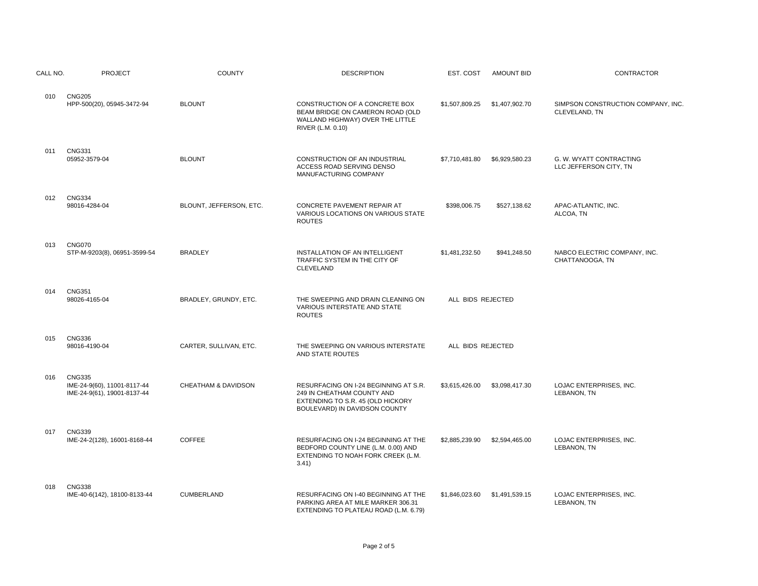| CALL NO. | PROJECT | COUNTY | DESCRIPTION | EST. COST | AMOUNT BID | CONTRACTOR |
| --- | --- | --- | --- | --- | --- | --- |
| 010 | CNG205<br>HPP-500(20), 05945-3472-94 | BLOUNT | CONSTRUCTION OF A CONCRETE BOX BEAM BRIDGE ON CAMERON ROAD (OLD WALLAND HIGHWAY) OVER THE LITTLE RIVER (L.M. 0.10) | $1,507,809.25 | $1,407,902.70 | SIMPSON CONSTRUCTION COMPANY, INC.<br>CLEVELAND, TN |
| 011 | CNG331<br>05952-3579-04 | BLOUNT | CONSTRUCTION OF AN INDUSTRIAL ACCESS ROAD SERVING DENSO MANUFACTURING COMPANY | $7,710,481.80 | $6,929,580.23 | G. W. WYATT CONTRACTING<br>LLC JEFFERSON CITY, TN |
| 012 | CNG334<br>98016-4284-04 | BLOUNT, JEFFERSON, ETC. | CONCRETE PAVEMENT REPAIR AT VARIOUS LOCATIONS ON VARIOUS STATE ROUTES | $398,006.75 | $527,138.62 | APAC-ATLANTIC, INC.<br>ALCOA, TN |
| 013 | CNG070<br>STP-M-9203(8), 06951-3599-54 | BRADLEY | INSTALLATION OF AN INTELLIGENT TRAFFIC SYSTEM IN THE CITY OF CLEVELAND | $1,481,232.50 | $941,248.50 | NABCO ELECTRIC COMPANY, INC.<br>CHATTANOOGA, TN |
| 014 | CNG351<br>98026-4165-04 | BRADLEY, GRUNDY, ETC. | THE SWEEPING AND DRAIN CLEANING ON VARIOUS INTERSTATE AND STATE ROUTES | ALL BIDS REJECTED | | |
| 015 | CNG336<br>98016-4190-04 | CARTER, SULLIVAN, ETC. | THE SWEEPING ON VARIOUS INTERSTATE AND STATE ROUTES | ALL BIDS REJECTED | | |
| 016 | CNG335<br>IME-24-9(60), 11001-8117-44<br>IME-24-9(61), 19001-8137-44 | CHEATHAM & DAVIDSON | RESURFACING ON I-24 BEGINNING AT S.R. 249 IN CHEATHAM COUNTY AND EXTENDING TO S.R. 45 (OLD HICKORY BOULEVARD) IN DAVIDSON COUNTY | $3,615,426.00 | $3,098,417.30 | LOJAC ENTERPRISES, INC.<br>LEBANON, TN |
| 017 | CNG339<br>IME-24-2(128), 16001-8168-44 | COFFEE | RESURFACING ON I-24 BEGINNING AT THE BEDFORD COUNTY LINE (L.M. 0.00) AND EXTENDING TO NOAH FORK CREEK (L.M. 3.41) | $2,885,239.90 | $2,594,465.00 | LOJAC ENTERPRISES, INC.<br>LEBANON, TN |
| 018 | CNG338<br>IME-40-6(142), 18100-8133-44 | CUMBERLAND | RESURFACING ON I-40 BEGINNING AT THE PARKING AREA AT MILE MARKER 306.31 EXTENDING TO PLATEAU ROAD (L.M. 6.79) | $1,846,023.60 | $1,491,539.15 | LOJAC ENTERPRISES, INC.<br>LEBANON, TN |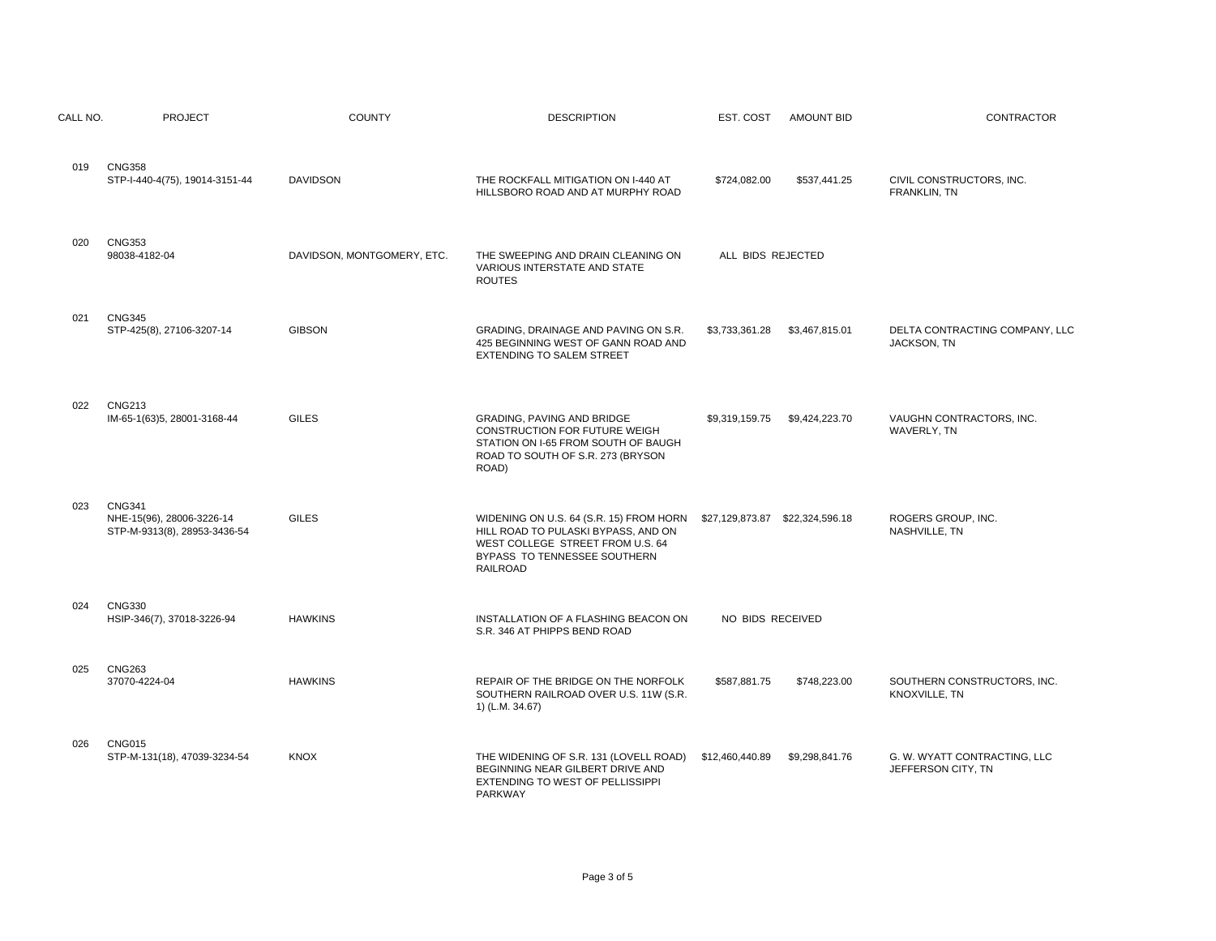| CALL NO. | PROJECT | COUNTY | DESCRIPTION | EST. COST | AMOUNT BID | CONTRACTOR |
|---|---|---|---|---|---|---|
| 019 | CNG358<br>STP-I-440-4(75), 19014-3151-44 | DAVIDSON | THE ROCKFALL MITIGATION ON I-440 AT HILLSBORO ROAD AND AT MURPHY ROAD | $724,082.00 | $537,441.25 | CIVIL CONSTRUCTORS, INC.<br>FRANKLIN, TN |
| 020 | CNG353<br>98038-4182-04 | DAVIDSON, MONTGOMERY, ETC. | THE SWEEPING AND DRAIN CLEANING ON VARIOUS INTERSTATE AND STATE ROUTES | ALL BIDS REJECTED | | |
| 021 | CNG345<br>STP-425(8), 27106-3207-14 | GIBSON | GRADING, DRAINAGE AND PAVING ON S.R. 425 BEGINNING WEST OF GANN ROAD AND EXTENDING TO SALEM STREET | $3,733,361.28 | $3,467,815.01 | DELTA CONTRACTING COMPANY, LLC<br>JACKSON, TN |
| 022 | CNG213<br>IM-65-1(63)5, 28001-3168-44 | GILES | GRADING, PAVING AND BRIDGE CONSTRUCTION FOR FUTURE WEIGH STATION ON I-65 FROM SOUTH OF BAUGH ROAD TO SOUTH OF S.R. 273 (BRYSON ROAD) | $9,319,159.75 | $9,424,223.70 | VAUGHN CONTRACTORS, INC.<br>WAVERLY, TN |
| 023 | CNG341<br>NHE-15(96), 28006-3226-14<br>STP-M-9313(8), 28953-3436-54 | GILES | WIDENING ON U.S. 64 (S.R. 15) FROM HORN HILL ROAD TO PULASKI BYPASS, AND ON WEST COLLEGE STREET FROM U.S. 64 BYPASS TO TENNESSEE SOUTHERN RAILROAD | $27,129,873.87 | $22,324,596.18 | ROGERS GROUP, INC.<br>NASHVILLE, TN |
| 024 | CNG330<br>HSIP-346(7), 37018-3226-94 | HAWKINS | INSTALLATION OF A FLASHING BEACON ON S.R. 346 AT PHIPPS BEND ROAD | NO BIDS RECEIVED | | |
| 025 | CNG263<br>37070-4224-04 | HAWKINS | REPAIR OF THE BRIDGE ON THE NORFOLK SOUTHERN RAILROAD OVER U.S. 11W (S.R. 1) (L.M. 34.67) | $587,881.75 | $748,223.00 | SOUTHERN CONSTRUCTORS, INC.<br>KNOXVILLE, TN |
| 026 | CNG015<br>STP-M-131(18), 47039-3234-54 | KNOX | THE WIDENING OF S.R. 131 (LOVELL ROAD) BEGINNING NEAR GILBERT DRIVE AND EXTENDING TO WEST OF PELLISSIPPI PARKWAY | $12,460,440.89 | $9,298,841.76 | G. W. WYATT CONTRACTING, LLC<br>JEFFERSON CITY, TN |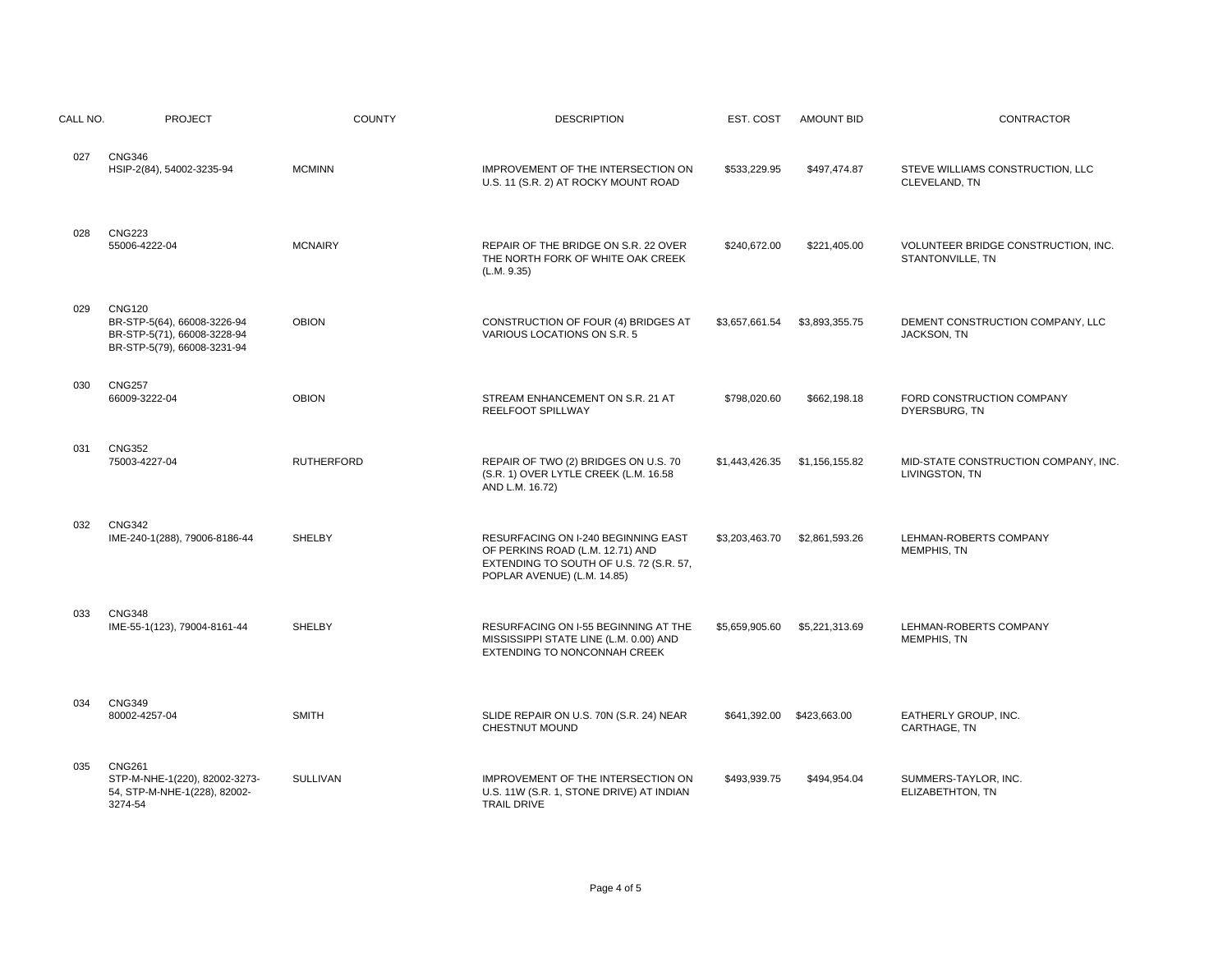| CALL NO. | PROJECT | COUNTY | DESCRIPTION | EST. COST | AMOUNT BID | CONTRACTOR |
|---|---|---|---|---|---|---|
| 027 | CNG346<br>HSIP-2(84), 54002-3235-94 | MCMINN | IMPROVEMENT OF THE INTERSECTION ON U.S. 11 (S.R. 2) AT ROCKY MOUNT ROAD | $533,229.95 | $497,474.87 | STEVE WILLIAMS CONSTRUCTION, LLC<br>CLEVELAND, TN |
| 028 | CNG223<br>55006-4222-04 | MCNAIRY | REPAIR OF THE BRIDGE ON S.R. 22 OVER THE NORTH FORK OF WHITE OAK CREEK (L.M. 9.35) | $240,672.00 | $221,405.00 | VOLUNTEER BRIDGE CONSTRUCTION, INC.<br>STANTONVILLE, TN |
| 029 | CNG120<br>BR-STP-5(64), 66008-3226-94<br>BR-STP-5(71), 66008-3228-94<br>BR-STP-5(79), 66008-3231-94 | OBION | CONSTRUCTION OF FOUR (4) BRIDGES AT VARIOUS LOCATIONS ON S.R. 5 | $3,657,661.54 | $3,893,355.75 | DEMENT CONSTRUCTION COMPANY, LLC<br>JACKSON, TN |
| 030 | CNG257<br>66009-3222-04 | OBION | STREAM ENHANCEMENT ON S.R. 21 AT REELFOOT SPILLWAY | $798,020.60 | $662,198.18 | FORD CONSTRUCTION COMPANY<br>DYERSBURG, TN |
| 031 | CNG352<br>75003-4227-04 | RUTHERFORD | REPAIR OF TWO (2) BRIDGES ON U.S. 70 (S.R. 1) OVER LYTLE CREEK (L.M. 16.58 AND L.M. 16.72) | $1,443,426.35 | $1,156,155.82 | MID-STATE CONSTRUCTION COMPANY, INC.<br>LIVINGSTON, TN |
| 032 | CNG342<br>IME-240-1(288), 79006-8186-44 | SHELBY | RESURFACING ON I-240 BEGINNING EAST OF PERKINS ROAD (L.M. 12.71) AND EXTENDING TO SOUTH OF U.S. 72 (S.R. 57, POPLAR AVENUE) (L.M. 14.85) | $3,203,463.70 | $2,861,593.26 | LEHMAN-ROBERTS COMPANY<br>MEMPHIS, TN |
| 033 | CNG348<br>IME-55-1(123), 79004-8161-44 | SHELBY | RESURFACING ON I-55 BEGINNING AT THE MISSISSIPPI STATE LINE (L.M. 0.00) AND EXTENDING TO NONCONNAH CREEK | $5,659,905.60 | $5,221,313.69 | LEHMAN-ROBERTS COMPANY<br>MEMPHIS, TN |
| 034 | CNG349<br>80002-4257-04 | SMITH | SLIDE REPAIR ON U.S. 70N (S.R. 24) NEAR CHESTNUT MOUND | $641,392.00 | $423,663.00 | EATHERLY GROUP, INC.<br>CARTHAGE, TN |
| 035 | CNG261<br>STP-M-NHE-1(220), 82002-3273-54, STP-M-NHE-1(228), 82002-3274-54 | SULLIVAN | IMPROVEMENT OF THE INTERSECTION ON U.S. 11W (S.R. 1, STONE DRIVE) AT INDIAN TRAIL DRIVE | $493,939.75 | $494,954.04 | SUMMERS-TAYLOR, INC.<br>ELIZABETHTON, TN |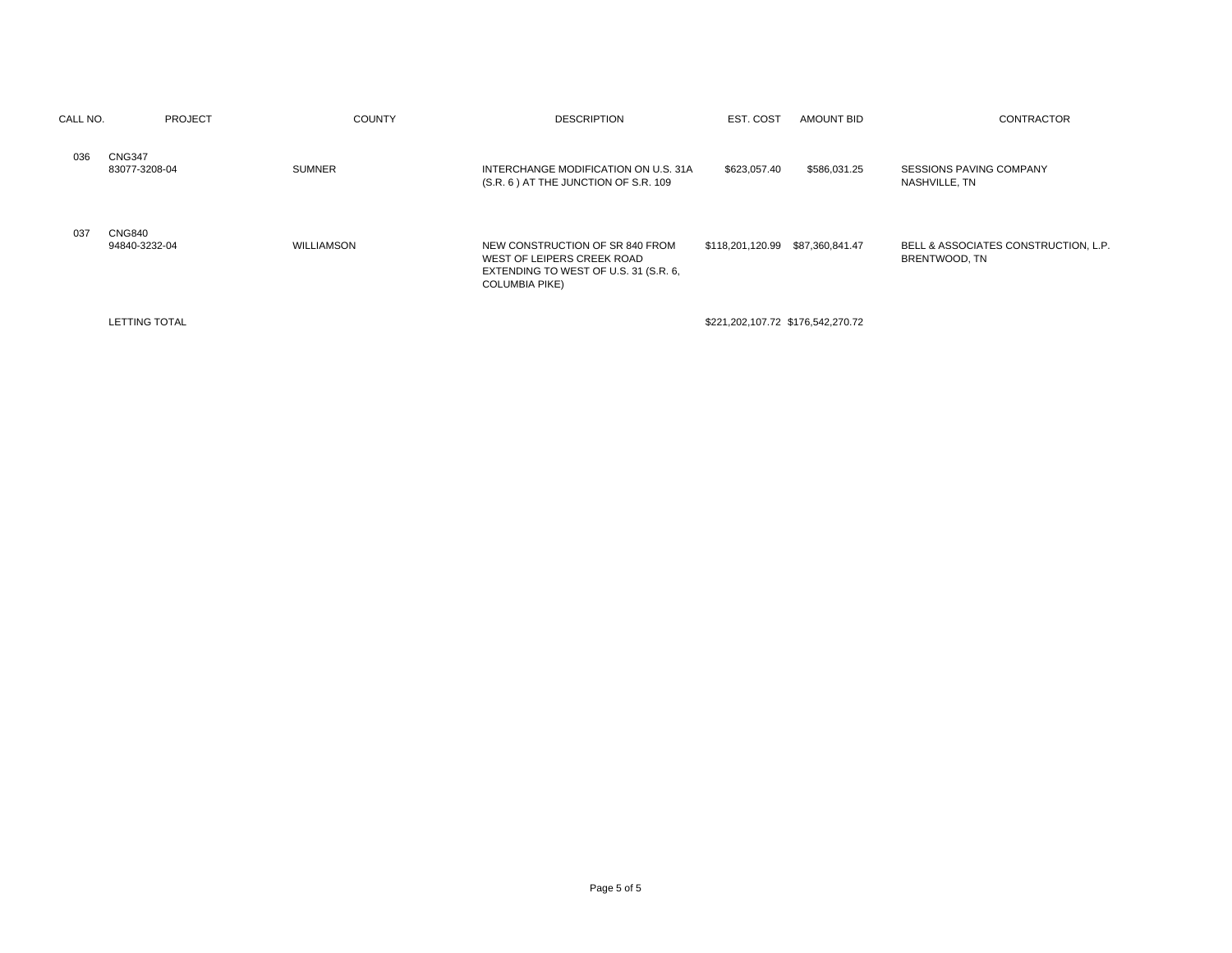| CALL NO. | PROJECT | COUNTY | DESCRIPTION | EST. COST | AMOUNT BID | CONTRACTOR |
|---|---|---|---|---|---|---|
| 036 | CNG347 83077-3208-04 | SUMNER | INTERCHANGE MODIFICATION ON U.S. 31A (S.R. 6 ) AT THE JUNCTION OF S.R. 109 | $623,057.40 | $586,031.25 | SESSIONS PAVING COMPANY NASHVILLE, TN |
| 037 | CNG840 94840-3232-04 | WILLIAMSON | NEW CONSTRUCTION OF SR 840 FROM WEST OF LEIPERS CREEK ROAD EXTENDING TO WEST OF U.S. 31 (S.R. 6, COLUMBIA PIKE) | $118,201,120.99 | $87,360,841.47 | BELL & ASSOCIATES CONSTRUCTION, L.P. BRENTWOOD, TN |
| | LETTING TOTAL | | | $221,202,107.72 | $176,542,270.72 | |